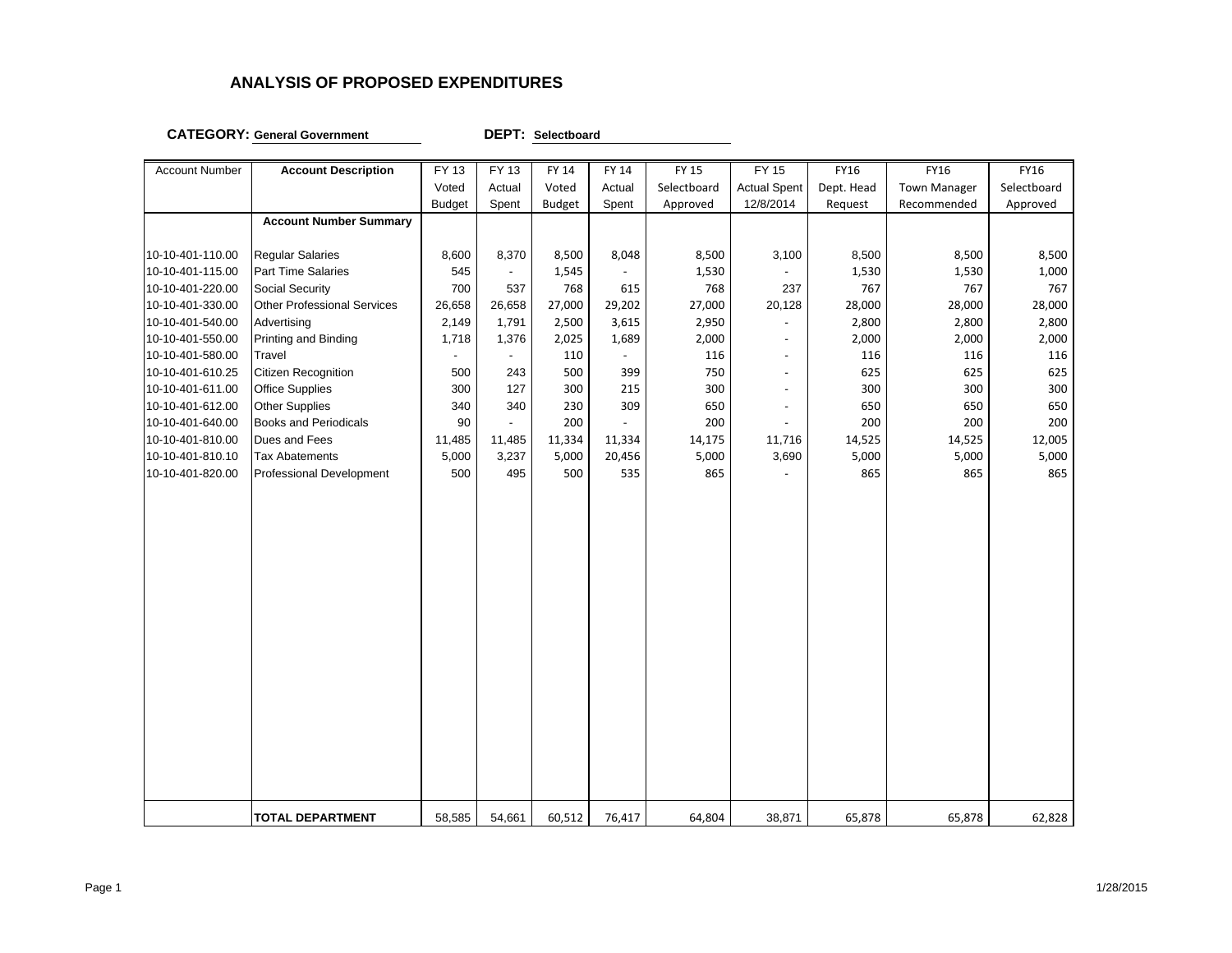## ANALYSIS OF PROPOSED EXPENDITURES

**CATEGORY:** General Government **DEPT:** Selectboard

| Account Number | Account Description | FY 13 Voted Budget | FY 13 Actual Spent | FY 14 Voted Budget | FY 14 Actual Spent | FY 15 Selectboard Approved | FY 15 Actual Spent 12/8/2014 | FY16 Dept. Head Request | FY16 Town Manager Recommended | FY16 Selectboard Approved |
|---|---|---|---|---|---|---|---|---|---|---|
| | **Account Number Summary** | | | | | | | | | |
| 10-10-401-110.00 | Regular Salaries | 8,600 | 8,370 | 8,500 | 8,048 | 8,500 | 3,100 | 8,500 | 8,500 | 8,500 |
| 10-10-401-115.00 | Part Time Salaries | 545 | - | 1,545 | - | 1,530 | - | 1,530 | 1,530 | 1,000 |
| 10-10-401-220.00 | Social Security | 700 | 537 | 768 | 615 | 768 | 237 | 767 | 767 | 767 |
| 10-10-401-330.00 | Other Professional Services | 26,658 | 26,658 | 27,000 | 29,202 | 27,000 | 20,128 | 28,000 | 28,000 | 28,000 |
| 10-10-401-540.00 | Advertising | 2,149 | 1,791 | 2,500 | 3,615 | 2,950 | - | 2,800 | 2,800 | 2,800 |
| 10-10-401-550.00 | Printing and Binding | 1,718 | 1,376 | 2,025 | 1,689 | 2,000 | - | 2,000 | 2,000 | 2,000 |
| 10-10-401-580.00 | Travel | - | - | 110 | - | 116 | - | 116 | 116 | 116 |
| 10-10-401-610.25 | Citizen Recognition | 500 | 243 | 500 | 399 | 750 | - | 625 | 625 | 625 |
| 10-10-401-611.00 | Office Supplies | 300 | 127 | 300 | 215 | 300 | - | 300 | 300 | 300 |
| 10-10-401-612.00 | Other Supplies | 340 | 340 | 230 | 309 | 650 | - | 650 | 650 | 650 |
| 10-10-401-640.00 | Books and Periodicals | 90 | - | 200 | - | 200 | - | 200 | 200 | 200 |
| 10-10-401-810.00 | Dues and Fees | 11,485 | 11,485 | 11,334 | 11,334 | 14,175 | 11,716 | 14,525 | 14,525 | 12,005 |
| 10-10-401-810.10 | Tax Abatements | 5,000 | 3,237 | 5,000 | 20,456 | 5,000 | 3,690 | 5,000 | 5,000 | 5,000 |
| 10-10-401-820.00 | Professional Development | 500 | 495 | 500 | 535 | 865 | - | 865 | 865 | 865 |
| | **TOTAL DEPARTMENT** | 58,585 | 54,661 | 60,512 | 76,417 | 64,804 | 38,871 | 65,878 | 65,878 | 62,828 |

1/28/2015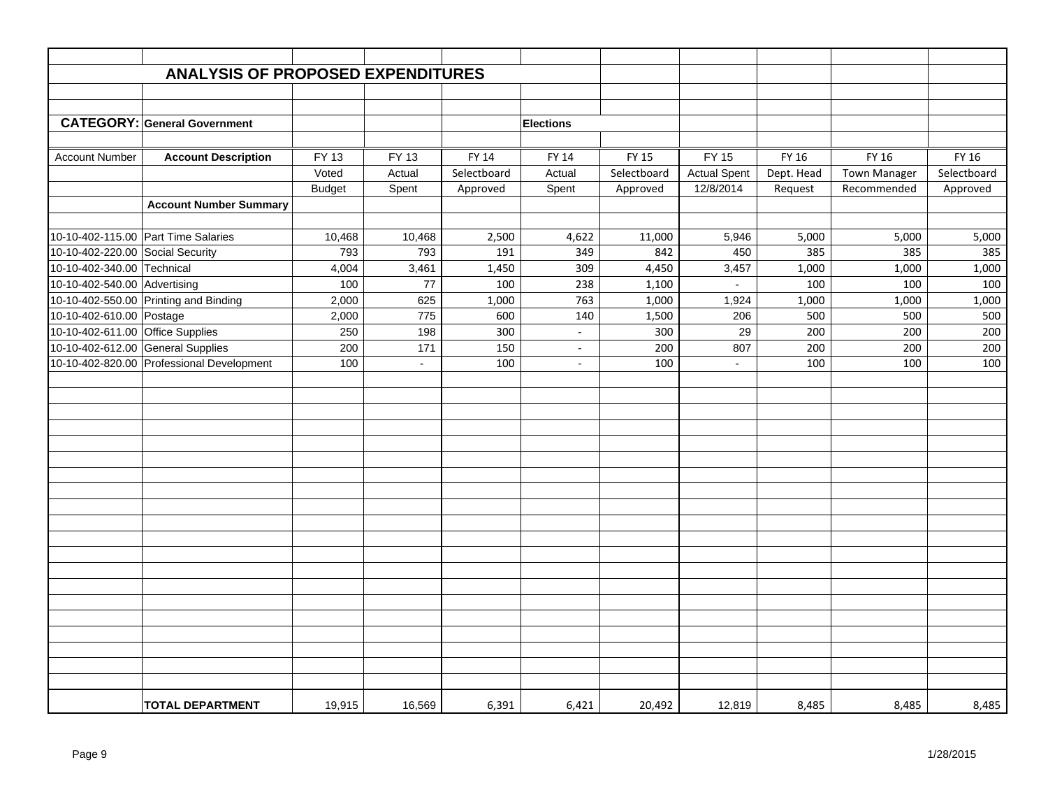# ANALYSIS OF PROPOSED EXPENDITURES

**CATEGORY: General Government** | **Elections**

| Account Number | Account Description | FY 13 Voted Budget | FY 13 Actual Spent | FY 14 Selectboard Approved | FY 14 Actual Spent | FY 15 Selectboard Approved | FY 15 Actual Spent 12/8/2014 | FY 16 Dept. Head Request | FY 16 Town Manager Recommended | FY 16 Selectboard Approved |
|---|---|---|---|---|---|---|---|---|---|---|
| | **Account Number Summary** | | | | | | | | | |
| 10-10-402-115.00 | Part Time Salaries | 10,468 | 10,468 | 2,500 | 4,622 | 11,000 | 5,946 | 5,000 | 5,000 | 5,000 |
| 10-10-402-220.00 | Social Security | 793 | 793 | 191 | 349 | 842 | 450 | 385 | 385 | 385 |
| 10-10-402-340.00 | Technical | 4,004 | 3,461 | 1,450 | 309 | 4,450 | 3,457 | 1,000 | 1,000 | 1,000 |
| 10-10-402-540.00 | Advertising | 100 | 77 | 100 | 238 | 1,100 | - | 100 | 100 | 100 |
| 10-10-402-550.00 | Printing and Binding | 2,000 | 625 | 1,000 | 763 | 1,000 | 1,924 | 1,000 | 1,000 | 1,000 |
| 10-10-402-610.00 | Postage | 2,000 | 775 | 600 | 140 | 1,500 | 206 | 500 | 500 | 500 |
| 10-10-402-611.00 | Office Supplies | 250 | 198 | 300 | - | 300 | 29 | 200 | 200 | 200 |
| 10-10-402-612.00 | General Supplies | 200 | 171 | 150 | - | 200 | 807 | 200 | 200 | 200 |
| 10-10-402-820.00 | Professional Development | 100 | - | 100 | - | 100 | - | 100 | 100 | 100 |
| | **TOTAL DEPARTMENT** | 19,915 | 16,569 | 6,391 | 6,421 | 20,492 | 12,819 | 8,485 | 8,485 | 8,485 |

1/28/2015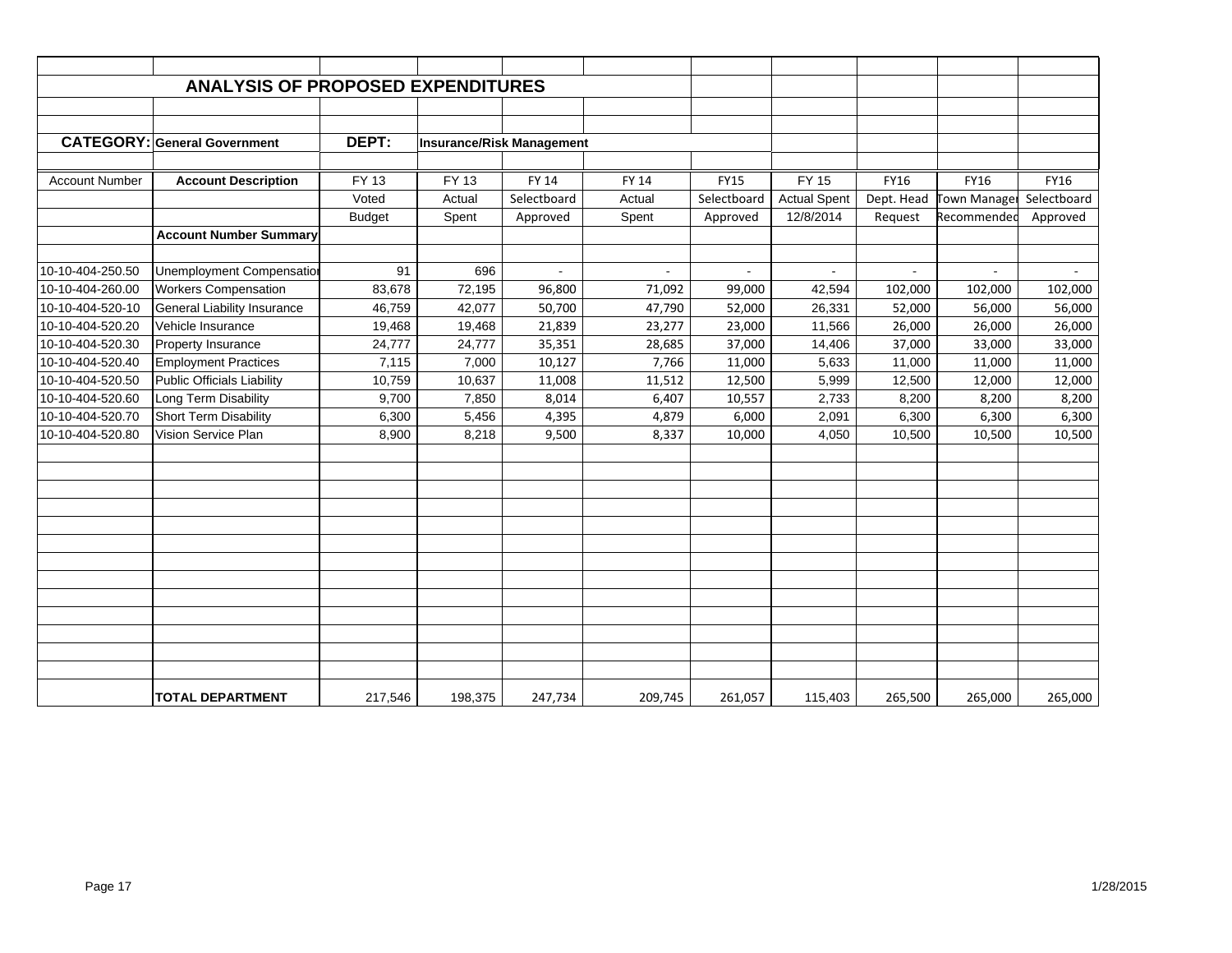# ANALYSIS OF PROPOSED EXPENDITURES

**CATEGORY:** General Government | **DEPT:** Insurance/Risk Management

| Account Number | Account Description | FY 13 Voted Budget | FY 13 Actual Spent | FY 14 Selectboard Approved | FY 14 Actual Spent | FY15 Selectboard Approved | FY 15 Actual Spent 12/8/2014 | FY16 Dept. Head Request | FY16 Town Manager Recommended | FY16 Selectboard Approved |
|---|---|---|---|---|---|---|---|---|---|---|
| | **Account Number Summary** | | | | | | | | | |
| 10-10-404-250.50 | Unemployment Compensation | 91 | 696 | - | - | - | - | - | - | - |
| 10-10-404-260.00 | Workers Compensation | 83,678 | 72,195 | 96,800 | 71,092 | 99,000 | 42,594 | 102,000 | 102,000 | 102,000 |
| 10-10-404-520-10 | General Liability Insurance | 46,759 | 42,077 | 50,700 | 47,790 | 52,000 | 26,331 | 52,000 | 56,000 | 56,000 |
| 10-10-404-520.20 | Vehicle Insurance | 19,468 | 19,468 | 21,839 | 23,277 | 23,000 | 11,566 | 26,000 | 26,000 | 26,000 |
| 10-10-404-520.30 | Property Insurance | 24,777 | 24,777 | 35,351 | 28,685 | 37,000 | 14,406 | 37,000 | 33,000 | 33,000 |
| 10-10-404-520.40 | Employment Practices | 7,115 | 7,000 | 10,127 | 7,766 | 11,000 | 5,633 | 11,000 | 11,000 | 11,000 |
| 10-10-404-520.50 | Public Officials Liability | 10,759 | 10,637 | 11,008 | 11,512 | 12,500 | 5,999 | 12,500 | 12,000 | 12,000 |
| 10-10-404-520.60 | Long Term Disability | 9,700 | 7,850 | 8,014 | 6,407 | 10,557 | 2,733 | 8,200 | 8,200 | 8,200 |
| 10-10-404-520.70 | Short Term Disability | 6,300 | 5,456 | 4,395 | 4,879 | 6,000 | 2,091 | 6,300 | 6,300 | 6,300 |
| 10-10-404-520.80 | Vision Service Plan | 8,900 | 8,218 | 9,500 | 8,337 | 10,000 | 4,050 | 10,500 | 10,500 | 10,500 |
| | **TOTAL DEPARTMENT** | 217,546 | 198,375 | 247,734 | 209,745 | 261,057 | 115,403 | 265,500 | 265,000 | 265,000 |

1/28/2015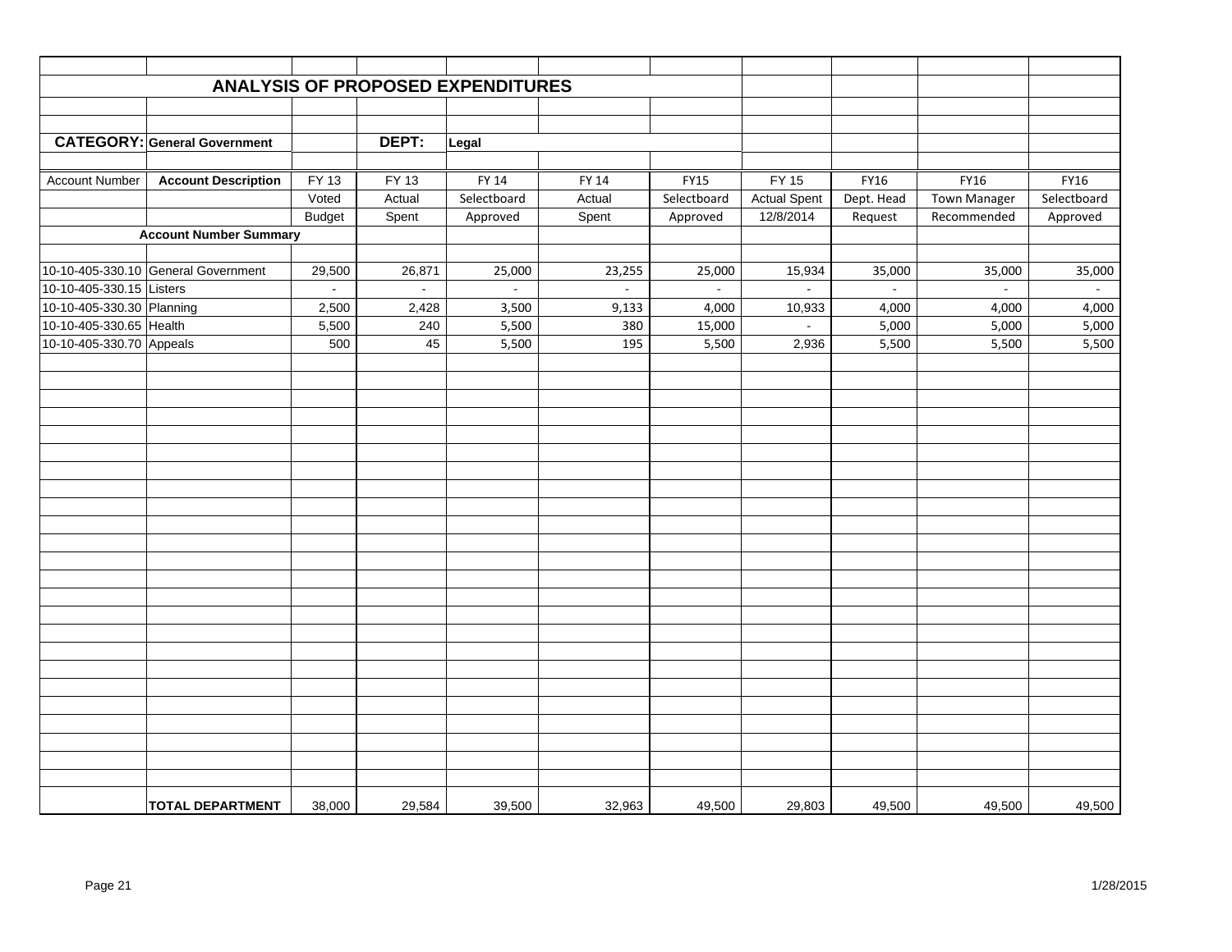## ANALYSIS OF PROPOSED EXPENDITURES

**CATEGORY:** General Government **DEPT:** Legal

| Account Number | Account Description | FY 13 Voted Budget | FY 13 Actual Spent | FY 14 Selectboard Approved | FY 14 Actual Spent | FY15 Selectboard Approved | FY 15 Actual Spent 12/8/2014 | FY16 Dept. Head Request | FY16 Town Manager Recommended | FY16 Selectboard Approved |
|---|---|---|---|---|---|---|---|---|---|---|
| | **Account Number Summary** | | | | | | | | | |
| 10-10-405-330.10 | General Government | 29,500 | 26,871 | 25,000 | 23,255 | 25,000 | 15,934 | 35,000 | 35,000 | 35,000 |
| 10-10-405-330.15 | Listers | - | - | - | - | - | - | - | - | - |
| 10-10-405-330.30 | Planning | 2,500 | 2,428 | 3,500 | 9,133 | 4,000 | 10,933 | 4,000 | 4,000 | 4,000 |
| 10-10-405-330.65 | Health | 5,500 | 240 | 5,500 | 380 | 15,000 | - | 5,000 | 5,000 | 5,000 |
| 10-10-405-330.70 | Appeals | 500 | 45 | 5,500 | 195 | 5,500 | 2,936 | 5,500 | 5,500 | 5,500 |
| | **TOTAL DEPARTMENT** | 38,000 | 29,584 | 39,500 | 32,963 | 49,500 | 29,803 | 49,500 | 49,500 | 49,500 |

1/28/2015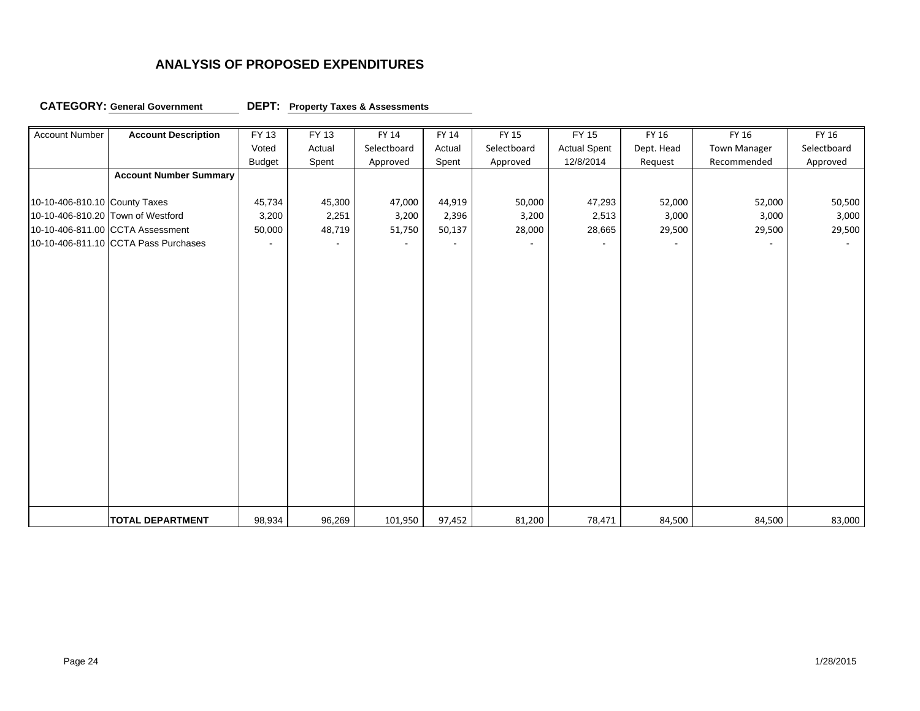## ANALYSIS OF PROPOSED EXPENDITURES

**CATEGORY:** **General Government** **DEPT:** **Property Taxes & Assessments**

| Account Number | Account Description | FY 13 Voted Budget | FY 13 Actual Spent | FY 14 Selectboard Approved | FY 14 Actual Spent | FY 15 Selectboard Approved | FY 15 Actual Spent 12/8/2014 | FY 16 Dept. Head Request | FY 16 Town Manager Recommended | FY 16 Selectboard Approved |
|---|---|---|---|---|---|---|---|---|---|---|
| | **Account Number Summary** | | | | | | | | | |
| 10-10-406-810.10 | County Taxes | 45,734 | 45,300 | 47,000 | 44,919 | 50,000 | 47,293 | 52,000 | 52,000 | 50,500 |
| 10-10-406-810.20 | Town of Westford | 3,200 | 2,251 | 3,200 | 2,396 | 3,200 | 2,513 | 3,000 | 3,000 | 3,000 |
| 10-10-406-811.00 | CCTA Assessment | 50,000 | 48,719 | 51,750 | 50,137 | 28,000 | 28,665 | 29,500 | 29,500 | 29,500 |
| 10-10-406-811.10 | CCTA Pass Purchases | - | - | - | - | - | - | - | - | - |
| | **TOTAL DEPARTMENT** | 98,934 | 96,269 | 101,950 | 97,452 | 81,200 | 78,471 | 84,500 | 84,500 | 83,000 |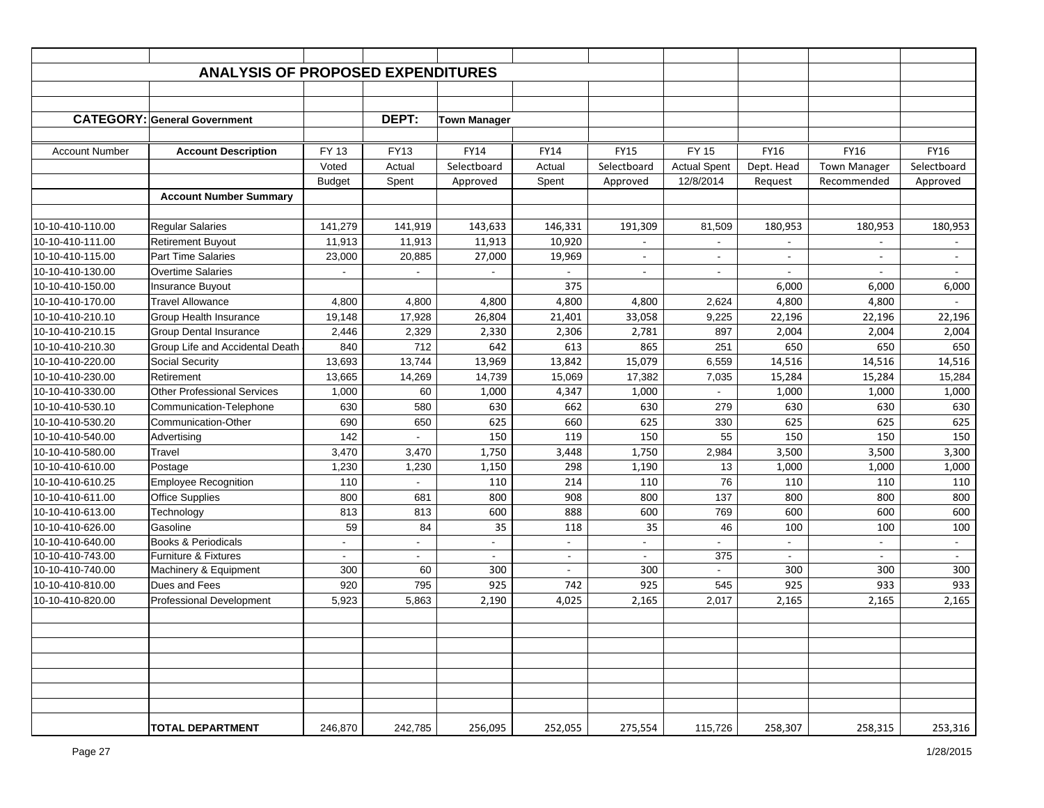## ANALYSIS OF PROPOSED EXPENDITURES

**CATEGORY:** General Government **DEPT:** Town Manager

| Account Number | Account Description | FY 13 Voted Budget | FY13 Actual Spent | FY14 Selectboard Approved | FY14 Actual Spent | FY15 Selectboard Approved | FY 15 Actual Spent 12/8/2014 | FY16 Dept. Head Request | FY16 Town Manager Recommended | FY16 Selectboard Approved |
|---|---|---|---|---|---|---|---|---|---|---|
| | **Account Number Summary** | | | | | | | | | |
| 10-10-410-110.00 | Regular Salaries | 141,279 | 141,919 | 143,633 | 146,331 | 191,309 | 81,509 | 180,953 | 180,953 | 180,953 |
| 10-10-410-111.00 | Retirement Buyout | 11,913 | 11,913 | 11,913 | 10,920 | - | - | - | - | - |
| 10-10-410-115.00 | Part Time Salaries | 23,000 | 20,885 | 27,000 | 19,969 | - | - | - | - | - |
| 10-10-410-130.00 | Overtime Salaries | - | - | - | - | - | - | - | - | - |
| 10-10-410-150.00 | Insurance Buyout | | | | 375 | | | 6,000 | 6,000 | 6,000 |
| 10-10-410-170.00 | Travel Allowance | 4,800 | 4,800 | 4,800 | 4,800 | 4,800 | 2,624 | 4,800 | 4,800 | - |
| 10-10-410-210.10 | Group Health Insurance | 19,148 | 17,928 | 26,804 | 21,401 | 33,058 | 9,225 | 22,196 | 22,196 | 22,196 |
| 10-10-410-210.15 | Group Dental Insurance | 2,446 | 2,329 | 2,330 | 2,306 | 2,781 | 897 | 2,004 | 2,004 | 2,004 |
| 10-10-410-210.30 | Group Life and Accidental Death | 840 | 712 | 642 | 613 | 865 | 251 | 650 | 650 | 650 |
| 10-10-410-220.00 | Social Security | 13,693 | 13,744 | 13,969 | 13,842 | 15,079 | 6,559 | 14,516 | 14,516 | 14,516 |
| 10-10-410-230.00 | Retirement | 13,665 | 14,269 | 14,739 | 15,069 | 17,382 | 7,035 | 15,284 | 15,284 | 15,284 |
| 10-10-410-330.00 | Other Professional Services | 1,000 | 60 | 1,000 | 4,347 | 1,000 | - | 1,000 | 1,000 | 1,000 |
| 10-10-410-530.10 | Communication-Telephone | 630 | 580 | 630 | 662 | 630 | 279 | 630 | 630 | 630 |
| 10-10-410-530.20 | Communication-Other | 690 | 650 | 625 | 660 | 625 | 330 | 625 | 625 | 625 |
| 10-10-410-540.00 | Advertising | 142 | - | 150 | 119 | 150 | 55 | 150 | 150 | 150 |
| 10-10-410-580.00 | Travel | 3,470 | 3,470 | 1,750 | 3,448 | 1,750 | 2,984 | 3,500 | 3,500 | 3,300 |
| 10-10-410-610.00 | Postage | 1,230 | 1,230 | 1,150 | 298 | 1,190 | 13 | 1,000 | 1,000 | 1,000 |
| 10-10-410-610.25 | Employee Recognition | 110 | - | 110 | 214 | 110 | 76 | 110 | 110 | 110 |
| 10-10-410-611.00 | Office Supplies | 800 | 681 | 800 | 908 | 800 | 137 | 800 | 800 | 800 |
| 10-10-410-613.00 | Technology | 813 | 813 | 600 | 888 | 600 | 769 | 600 | 600 | 600 |
| 10-10-410-626.00 | Gasoline | 59 | 84 | 35 | 118 | 35 | 46 | 100 | 100 | 100 |
| 10-10-410-640.00 | Books & Periodicals | - | - | - | - | - | - | - | - | - |
| 10-10-410-743.00 | Furniture & Fixtures | - | - | - | - | - | 375 | - | - | - |
| 10-10-410-740.00 | Machinery & Equipment | 300 | 60 | 300 | - | 300 | - | 300 | 300 | 300 |
| 10-10-410-810.00 | Dues and Fees | 920 | 795 | 925 | 742 | 925 | 545 | 925 | 933 | 933 |
| 10-10-410-820.00 | Professional Development | 5,923 | 5,863 | 2,190 | 4,025 | 2,165 | 2,017 | 2,165 | 2,165 | 2,165 |
| | **TOTAL DEPARTMENT** | 246,870 | 242,785 | 256,095 | 252,055 | 275,554 | 115,726 | 258,307 | 258,315 | 253,316 |

1/28/2015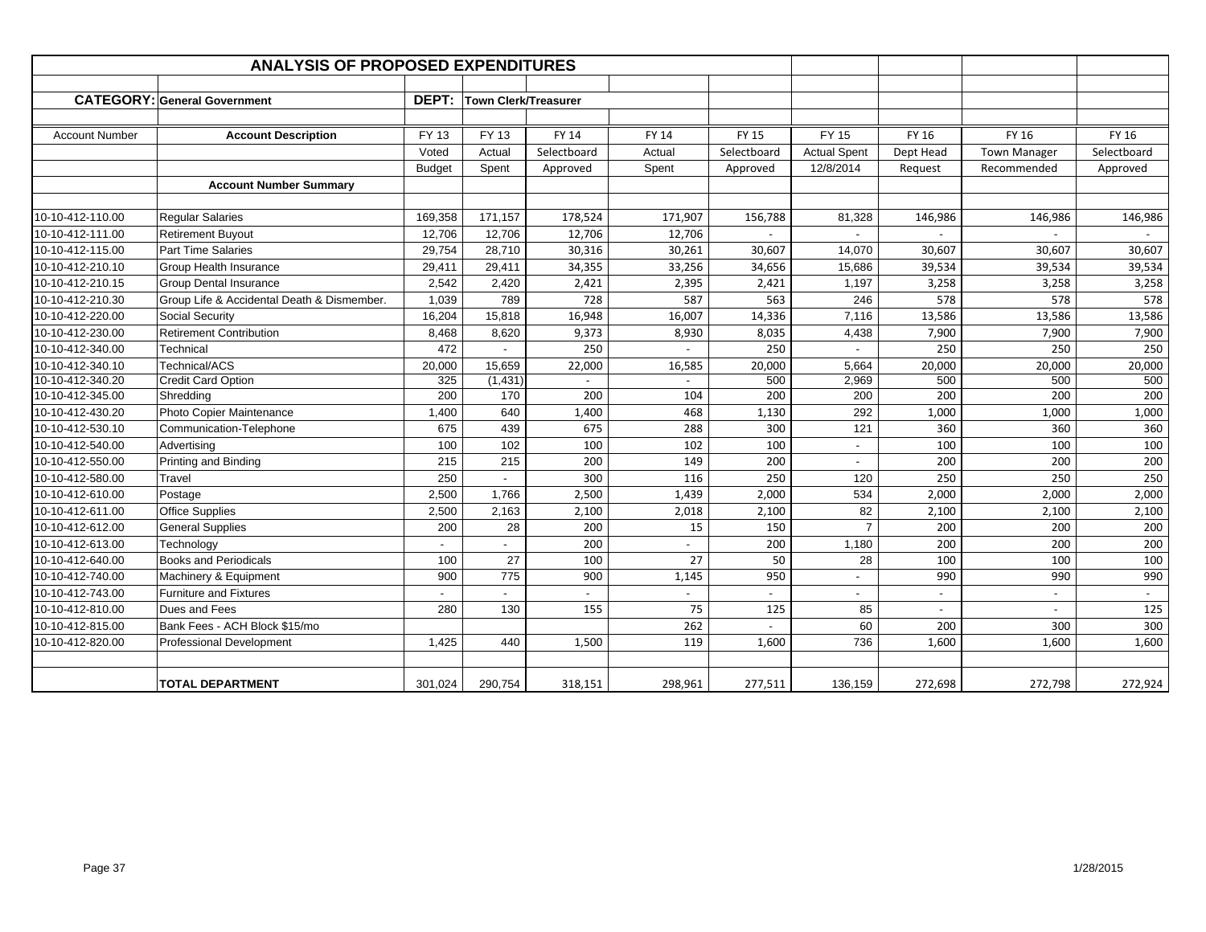## ANALYSIS OF PROPOSED EXPENDITURES

**CATEGORY:** General Government &nbsp;&nbsp;&nbsp; **DEPT:** Town Clerk/Treasurer

| Account Number | Account Description | FY 13 Voted Budget | FY 13 Actual Spent | FY 14 Selectboard Approved | FY 14 Actual Spent | FY 15 Selectboard Approved | FY 15 Actual Spent 12/8/2014 | FY 16 Dept Head Request | FY 16 Town Manager Recommended | FY 16 Selectboard Approved |
|---|---|---|---|---|---|---|---|---|---|---|
| | **Account Number Summary** | | | | | | | | | |
| 10-10-412-110.00 | Regular Salaries | 169,358 | 171,157 | 178,524 | 171,907 | 156,788 | 81,328 | 146,986 | 146,986 | 146,986 |
| 10-10-412-111.00 | Retirement Buyout | 12,706 | 12,706 | 12,706 | 12,706 | - | - | - | - | - |
| 10-10-412-115.00 | Part Time Salaries | 29,754 | 28,710 | 30,316 | 30,261 | 30,607 | 14,070 | 30,607 | 30,607 | 30,607 |
| 10-10-412-210.10 | Group Health Insurance | 29,411 | 29,411 | 34,355 | 33,256 | 34,656 | 15,686 | 39,534 | 39,534 | 39,534 |
| 10-10-412-210.15 | Group Dental Insurance | 2,542 | 2,420 | 2,421 | 2,395 | 2,421 | 1,197 | 3,258 | 3,258 | 3,258 |
| 10-10-412-210.30 | Group Life & Accidental Death & Dismember. | 1,039 | 789 | 728 | 587 | 563 | 246 | 578 | 578 | 578 |
| 10-10-412-220.00 | Social Security | 16,204 | 15,818 | 16,948 | 16,007 | 14,336 | 7,116 | 13,586 | 13,586 | 13,586 |
| 10-10-412-230.00 | Retirement Contribution | 8,468 | 8,620 | 9,373 | 8,930 | 8,035 | 4,438 | 7,900 | 7,900 | 7,900 |
| 10-10-412-340.00 | Technical | 472 | - | 250 | - | 250 | - | 250 | 250 | 250 |
| 10-10-412-340.10 | Technical/ACS | 20,000 | 15,659 | 22,000 | 16,585 | 20,000 | 5,664 | 20,000 | 20,000 | 20,000 |
| 10-10-412-340.20 | Credit Card Option | 325 | (1,431) | - | - | 500 | 2,969 | 500 | 500 | 500 |
| 10-10-412-345.00 | Shredding | 200 | 170 | 200 | 104 | 200 | 200 | 200 | 200 | 200 |
| 10-10-412-430.20 | Photo Copier Maintenance | 1,400 | 640 | 1,400 | 468 | 1,130 | 292 | 1,000 | 1,000 | 1,000 |
| 10-10-412-530.10 | Communication-Telephone | 675 | 439 | 675 | 288 | 300 | 121 | 360 | 360 | 360 |
| 10-10-412-540.00 | Advertising | 100 | 102 | 100 | 102 | 100 | - | 100 | 100 | 100 |
| 10-10-412-550.00 | Printing and Binding | 215 | 215 | 200 | 149 | 200 | - | 200 | 200 | 200 |
| 10-10-412-580.00 | Travel | 250 | - | 300 | 116 | 250 | 120 | 250 | 250 | 250 |
| 10-10-412-610.00 | Postage | 2,500 | 1,766 | 2,500 | 1,439 | 2,000 | 534 | 2,000 | 2,000 | 2,000 |
| 10-10-412-611.00 | Office Supplies | 2,500 | 2,163 | 2,100 | 2,018 | 2,100 | 82 | 2,100 | 2,100 | 2,100 |
| 10-10-412-612.00 | General Supplies | 200 | 28 | 200 | 15 | 150 | 7 | 200 | 200 | 200 |
| 10-10-412-613.00 | Technology | - | - | 200 | - | 200 | 1,180 | 200 | 200 | 200 |
| 10-10-412-640.00 | Books and Periodicals | 100 | 27 | 100 | 27 | 50 | 28 | 100 | 100 | 100 |
| 10-10-412-740.00 | Machinery & Equipment | 900 | 775 | 900 | 1,145 | 950 | - | 990 | 990 | 990 |
| 10-10-412-743.00 | Furniture and Fixtures | - | - | - | - | - | - | - | - | - |
| 10-10-412-810.00 | Dues and Fees | 280 | 130 | 155 | 75 | 125 | 85 | - | - | 125 |
| 10-10-412-815.00 | Bank Fees - ACH Block $15/mo | | | | 262 | - | 60 | 200 | 300 | 300 |
| 10-10-412-820.00 | Professional Development | 1,425 | 440 | 1,500 | 119 | 1,600 | 736 | 1,600 | 1,600 | 1,600 |
| | **TOTAL DEPARTMENT** | 301,024 | 290,754 | 318,151 | 298,961 | 277,511 | 136,159 | 272,698 | 272,798 | 272,924 |

1/28/2015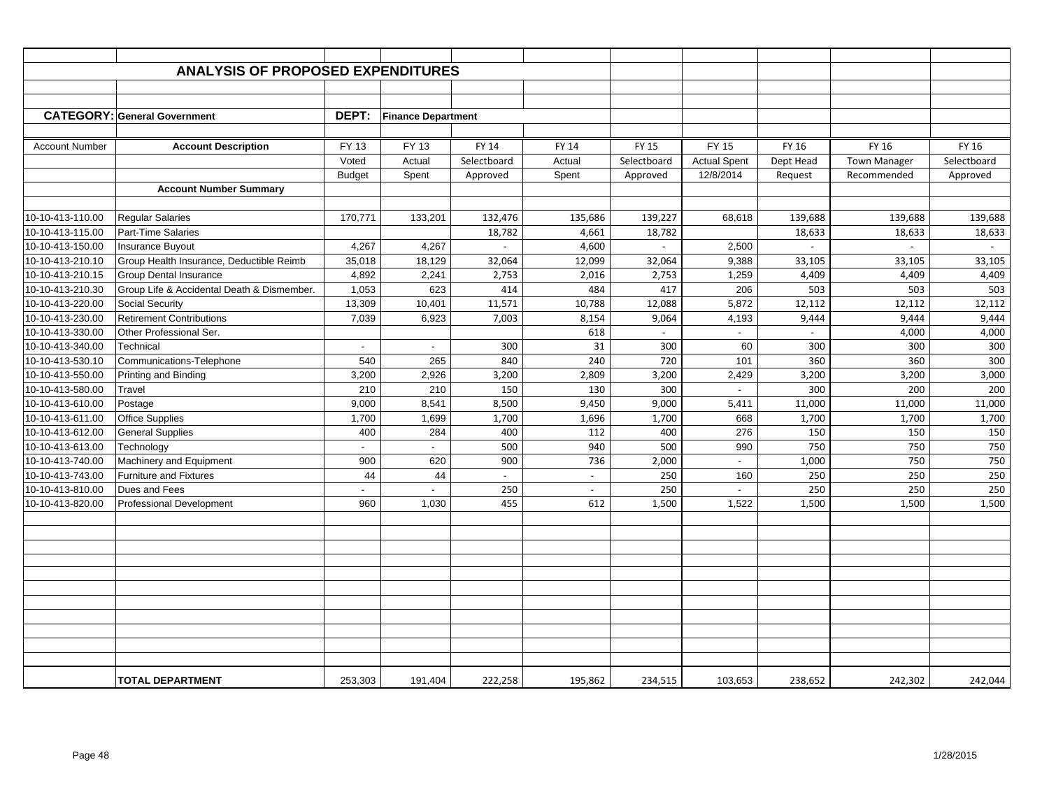## ANALYSIS OF PROPOSED EXPENDITURES

**CATEGORY:** General Government **DEPT:** Finance Department

| Account Number | Account Description | FY 13 Voted Budget | FY 13 Actual Spent | FY 14 Selectboard Approved | FY 14 Actual Spent | FY 15 Selectboard Approved | FY 15 Actual Spent 12/8/2014 | FY 16 Dept Head Request | FY 16 Town Manager Recommended | FY 16 Selectboard Approved |
|---|---|---|---|---|---|---|---|---|---|---|
| | **Account Number Summary** | | | | | | | | | |
| 10-10-413-110.00 | Regular Salaries | 170,771 | 133,201 | 132,476 | 135,686 | 139,227 | 68,618 | 139,688 | 139,688 | 139,688 |
| 10-10-413-115.00 | Part-Time Salaries | | | 18,782 | 4,661 | 18,782 | | 18,633 | 18,633 | 18,633 |
| 10-10-413-150.00 | Insurance Buyout | 4,267 | 4,267 | - | 4,600 | - | 2,500 | - | - | - |
| 10-10-413-210.10 | Group Health Insurance, Deductible Reimb | 35,018 | 18,129 | 32,064 | 12,099 | 32,064 | 9,388 | 33,105 | 33,105 | 33,105 |
| 10-10-413-210.15 | Group Dental Insurance | 4,892 | 2,241 | 2,753 | 2,016 | 2,753 | 1,259 | 4,409 | 4,409 | 4,409 |
| 10-10-413-210.30 | Group Life & Accidental Death & Dismember. | 1,053 | 623 | 414 | 484 | 417 | 206 | 503 | 503 | 503 |
| 10-10-413-220.00 | Social Security | 13,309 | 10,401 | 11,571 | 10,788 | 12,088 | 5,872 | 12,112 | 12,112 | 12,112 |
| 10-10-413-230.00 | Retirement Contributions | 7,039 | 6,923 | 7,003 | 8,154 | 9,064 | 4,193 | 9,444 | 9,444 | 9,444 |
| 10-10-413-330.00 | Other Professional Ser. | | | | 618 | - | - | - | 4,000 | 4,000 |
| 10-10-413-340.00 | Technical | - | - | 300 | 31 | 300 | 60 | 300 | 300 | 300 |
| 10-10-413-530.10 | Communications-Telephone | 540 | 265 | 840 | 240 | 720 | 101 | 360 | 360 | 300 |
| 10-10-413-550.00 | Printing and Binding | 3,200 | 2,926 | 3,200 | 2,809 | 3,200 | 2,429 | 3,200 | 3,200 | 3,000 |
| 10-10-413-580.00 | Travel | 210 | 210 | 150 | 130 | 300 | - | 300 | 200 | 200 |
| 10-10-413-610.00 | Postage | 9,000 | 8,541 | 8,500 | 9,450 | 9,000 | 5,411 | 11,000 | 11,000 | 11,000 |
| 10-10-413-611.00 | Office Supplies | 1,700 | 1,699 | 1,700 | 1,696 | 1,700 | 668 | 1,700 | 1,700 | 1,700 |
| 10-10-413-612.00 | General Supplies | 400 | 284 | 400 | 112 | 400 | 276 | 150 | 150 | 150 |
| 10-10-413-613.00 | Technology | - | - | 500 | 940 | 500 | 990 | 750 | 750 | 750 |
| 10-10-413-740.00 | Machinery and Equipment | 900 | 620 | 900 | 736 | 2,000 | - | 1,000 | 750 | 750 |
| 10-10-413-743.00 | Furniture and Fixtures | 44 | 44 | - | - | 250 | 160 | 250 | 250 | 250 |
| 10-10-413-810.00 | Dues and Fees | - | - | 250 | - | 250 | - | 250 | 250 | 250 |
| 10-10-413-820.00 | Professional Development | 960 | 1,030 | 455 | 612 | 1,500 | 1,522 | 1,500 | 1,500 | 1,500 |
| | **TOTAL DEPARTMENT** | 253,303 | 191,404 | 222,258 | 195,862 | 234,515 | 103,653 | 238,652 | 242,302 | 242,044 |

1/28/2015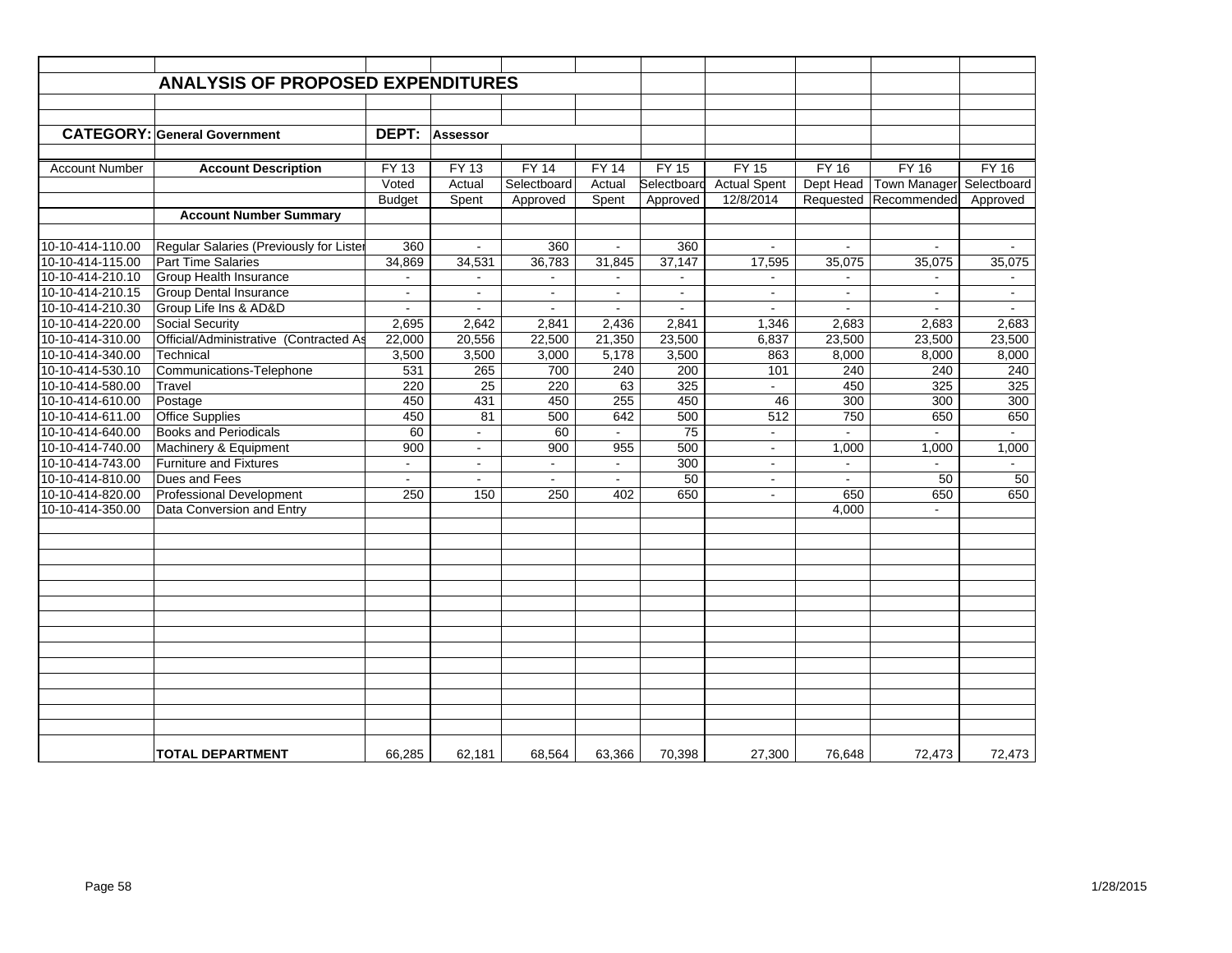## ANALYSIS OF PROPOSED EXPENDITURES

**CATEGORY:** General Government **DEPT:** Assessor

| Account Number | Account Description | FY 13 Voted Budget | FY 13 Actual Spent | FY 14 Selectboard Approved | FY 14 Actual Spent | FY 15 Selectboard Approved | FY 15 Actual Spent 12/8/2014 | FY 16 Dept Head Requested | FY 16 Town Manager Recommended | FY 16 Selectboard Approved |
|---|---|---|---|---|---|---|---|---|---|---|
| | **Account Number Summary** | | | | | | | | | |
| 10-10-414-110.00 | Regular Salaries (Previously for Lister | 360 | - | 360 | - | 360 | - | - | - | - |
| 10-10-414-115.00 | Part Time Salaries | 34,869 | 34,531 | 36,783 | 31,845 | 37,147 | 17,595 | 35,075 | 35,075 | 35,075 |
| 10-10-414-210.10 | Group Health Insurance | - | - | - | - | - | - | - | - | - |
| 10-10-414-210.15 | Group Dental Insurance | - | - | - | - | - | - | - | - | - |
| 10-10-414-210.30 | Group Life Ins & AD&D | - | - | - | - | - | - | - | - | - |
| 10-10-414-220.00 | Social Security | 2,695 | 2,642 | 2,841 | 2,436 | 2,841 | 1,346 | 2,683 | 2,683 | 2,683 |
| 10-10-414-310.00 | Official/Administrative (Contracted As | 22,000 | 20,556 | 22,500 | 21,350 | 23,500 | 6,837 | 23,500 | 23,500 | 23,500 |
| 10-10-414-340.00 | Technical | 3,500 | 3,500 | 3,000 | 5,178 | 3,500 | 863 | 8,000 | 8,000 | 8,000 |
| 10-10-414-530.10 | Communications-Telephone | 531 | 265 | 700 | 240 | 200 | 101 | 240 | 240 | 240 |
| 10-10-414-580.00 | Travel | 220 | 25 | 220 | 63 | 325 | - | 450 | 325 | 325 |
| 10-10-414-610.00 | Postage | 450 | 431 | 450 | 255 | 450 | 46 | 300 | 300 | 300 |
| 10-10-414-611.00 | Office Supplies | 450 | 81 | 500 | 642 | 500 | 512 | 750 | 650 | 650 |
| 10-10-414-640.00 | Books and Periodicals | 60 | - | 60 | - | 75 | - | - | - | - |
| 10-10-414-740.00 | Machinery & Equipment | 900 | - | 900 | 955 | 500 | - | 1,000 | 1,000 | 1,000 |
| 10-10-414-743.00 | Furniture and Fixtures | - | - | - | - | 300 | - | - | - | - |
| 10-10-414-810.00 | Dues and Fees | - | - | - | - | 50 | - | - | 50 | 50 |
| 10-10-414-820.00 | Professional Development | 250 | 150 | 250 | 402 | 650 | - | 650 | 650 | 650 |
| 10-10-414-350.00 | Data Conversion and Entry | | | | | | | 4,000 | - | |
| | **TOTAL DEPARTMENT** | 66,285 | 62,181 | 68,564 | 63,366 | 70,398 | 27,300 | 76,648 | 72,473 | 72,473 |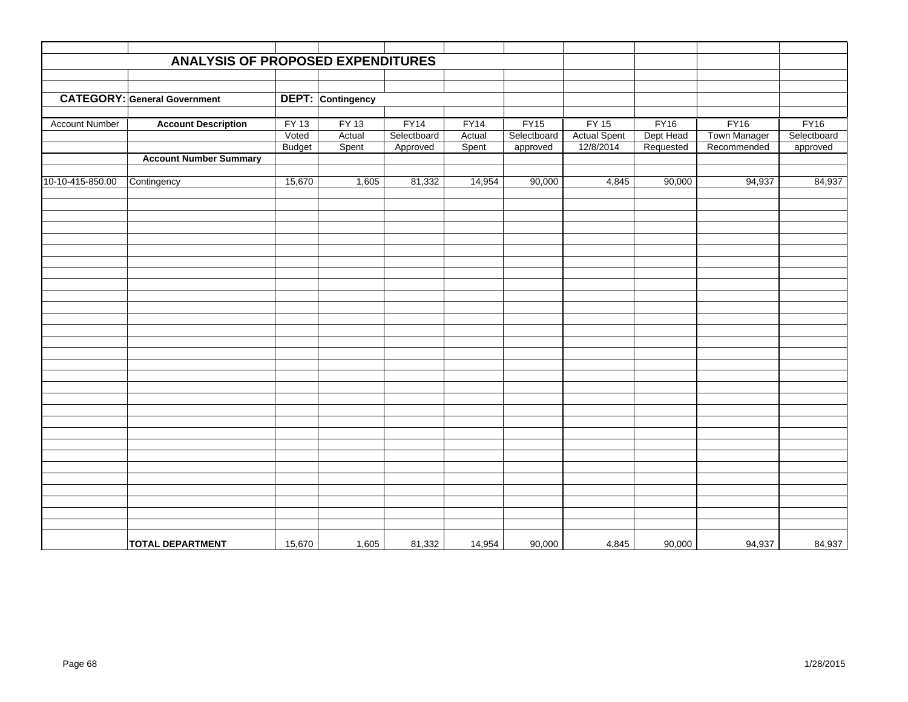## ANALYSIS OF PROPOSED EXPENDITURES

**CATEGORY:** General Government | **DEPT:** Contingency

| Account Number | Account Description | FY 13 Voted Budget | FY 13 Actual Spent | FY14 Selectboard Approved | FY14 Actual Spent | FY15 Selectboard approved | FY 15 Actual Spent 12/8/2014 | FY16 Dept Head Requested | FY16 Town Manager Recommended | FY16 Selectboard approved |
|---|---|---|---|---|---|---|---|---|---|---|
| | **Account Number Summary** | | | | | | | | | |
| 10-10-415-850.00 | Contingency | 15,670 | 1,605 | 81,332 | 14,954 | 90,000 | 4,845 | 90,000 | 94,937 | 84,937 |
| | **TOTAL DEPARTMENT** | 15,670 | 1,605 | 81,332 | 14,954 | 90,000 | 4,845 | 90,000 | 94,937 | 84,937 |

1/28/2015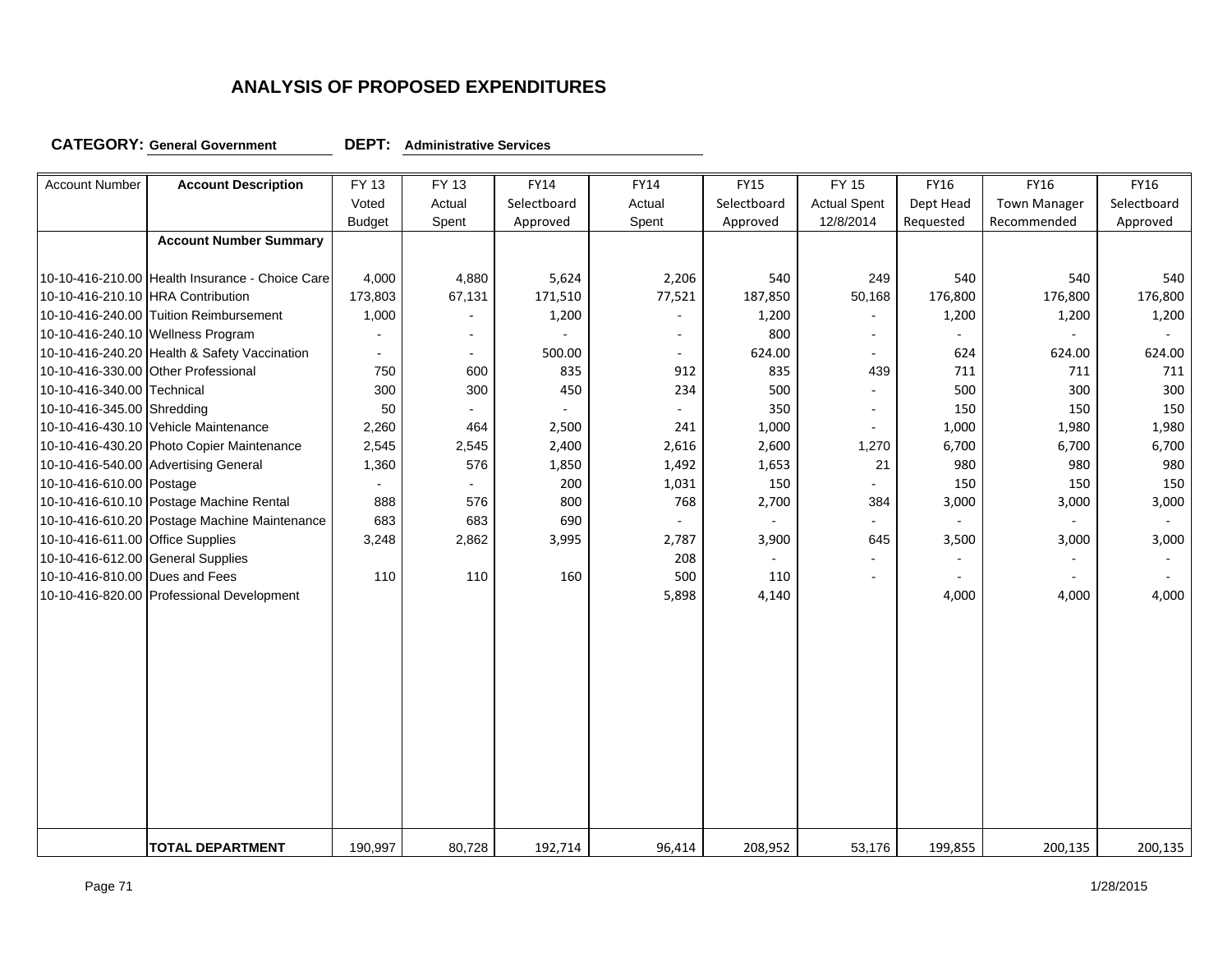## ANALYSIS OF PROPOSED EXPENDITURES

**CATEGORY:** General Government **DEPT:** Administrative Services

| Account Number | Account Description | FY 13 Voted Budget | FY 13 Actual Spent | FY14 Selectboard Approved | FY14 Actual Spent | FY15 Selectboard Approved | FY 15 Actual Spent 12/8/2014 | FY16 Dept Head Requested | FY16 Town Manager Recommended | FY16 Selectboard Approved |
|---|---|---|---|---|---|---|---|---|---|---|
| | **Account Number Summary** | | | | | | | | | |
| 10-10-416-210.00 | Health Insurance - Choice Care | 4,000 | 4,880 | 5,624 | 2,206 | 540 | 249 | 540 | 540 | 540 |
| 10-10-416-210.10 | HRA Contribution | 173,803 | 67,131 | 171,510 | 77,521 | 187,850 | 50,168 | 176,800 | 176,800 | 176,800 |
| 10-10-416-240.00 | Tuition Reimbursement | 1,000 | - | 1,200 | - | 1,200 | - | 1,200 | 1,200 | 1,200 |
| 10-10-416-240.10 | Wellness Program | - | - | - | - | 800 | - | - | - | - |
| 10-10-416-240.20 | Health & Safety Vaccination | - | - | 500.00 | - | 624.00 | - | 624 | 624.00 | 624.00 |
| 10-10-416-330.00 | Other Professional | 750 | 600 | 835 | 912 | 835 | 439 | 711 | 711 | 711 |
| 10-10-416-340.00 | Technical | 300 | 300 | 450 | 234 | 500 | - | 500 | 300 | 300 |
| 10-10-416-345.00 | Shredding | 50 | - | - | - | 350 | - | 150 | 150 | 150 |
| 10-10-416-430.10 | Vehicle Maintenance | 2,260 | 464 | 2,500 | 241 | 1,000 | - | 1,000 | 1,980 | 1,980 |
| 10-10-416-430.20 | Photo Copier Maintenance | 2,545 | 2,545 | 2,400 | 2,616 | 2,600 | 1,270 | 6,700 | 6,700 | 6,700 |
| 10-10-416-540.00 | Advertising General | 1,360 | 576 | 1,850 | 1,492 | 1,653 | 21 | 980 | 980 | 980 |
| 10-10-416-610.00 | Postage | - | - | 200 | 1,031 | 150 | - | 150 | 150 | 150 |
| 10-10-416-610.10 | Postage Machine Rental | 888 | 576 | 800 | 768 | 2,700 | 384 | 3,000 | 3,000 | 3,000 |
| 10-10-416-610.20 | Postage Machine Maintenance | 683 | 683 | 690 | - | - | - | - | - | - |
| 10-10-416-611.00 | Office Supplies | 3,248 | 2,862 | 3,995 | 2,787 | 3,900 | 645 | 3,500 | 3,000 | 3,000 |
| 10-10-416-612.00 | General Supplies | | | | 208 | - | - | - | - | - |
| 10-10-416-810.00 | Dues and Fees | 110 | 110 | 160 | 500 | 110 | - | - | - | - |
| 10-10-416-820.00 | Professional Development | | | | 5,898 | 4,140 | | 4,000 | 4,000 | 4,000 |
| | **TOTAL DEPARTMENT** | 190,997 | 80,728 | 192,714 | 96,414 | 208,952 | 53,176 | 199,855 | 200,135 | 200,135 |

1/28/2015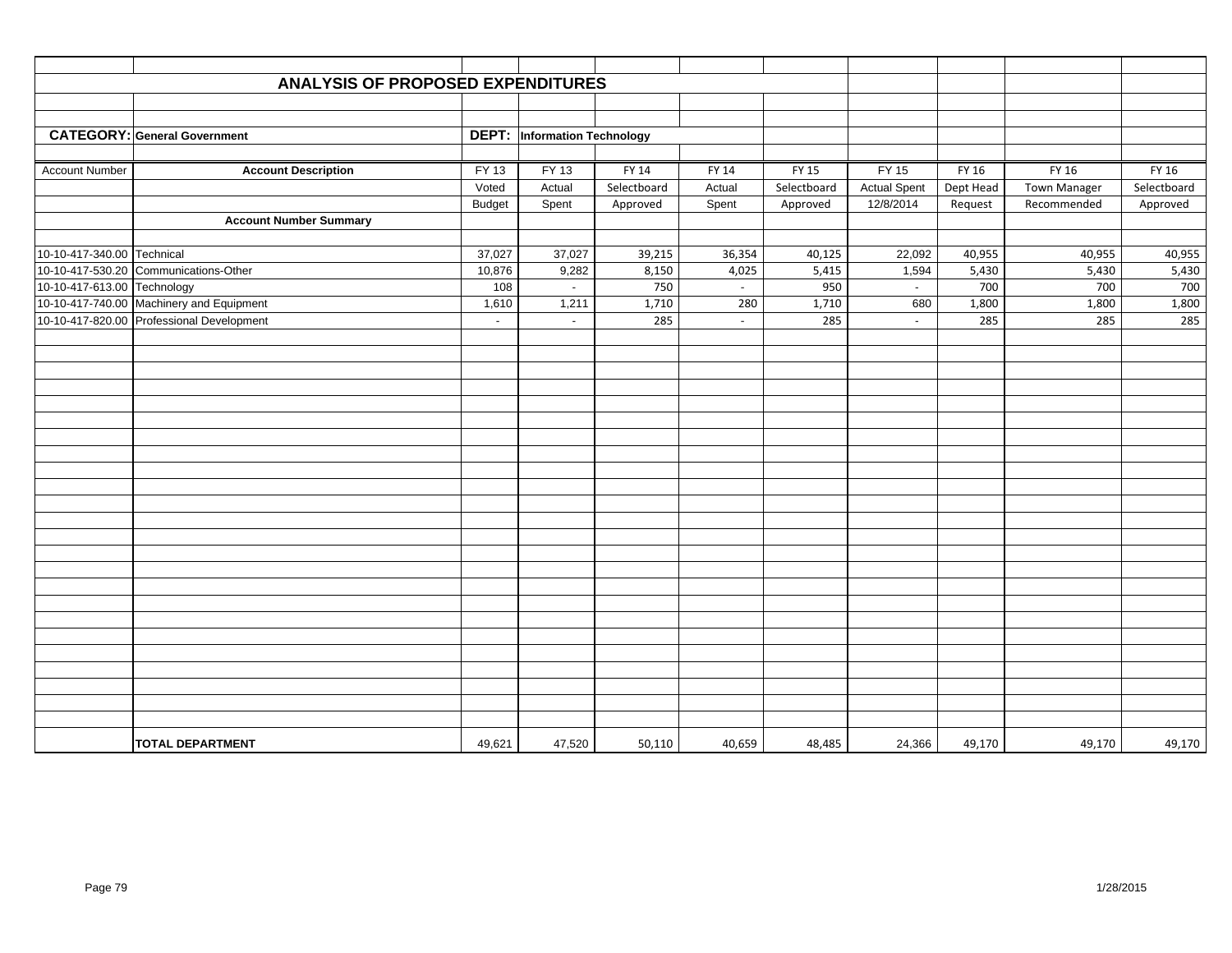## ANALYSIS OF PROPOSED EXPENDITURES

**CATEGORY:** General Government **DEPT:** Information Technology

| Account Number | Account Description | FY 13 Voted Budget | FY 13 Actual Spent | FY 14 Selectboard Approved | FY 14 Actual Spent | FY 15 Selectboard Approved | FY 15 Actual Spent 12/8/2014 | FY 16 Dept Head Request | FY 16 Town Manager Recommended | FY 16 Selectboard Approved |
|---|---|---|---|---|---|---|---|---|---|---|
| | **Account Number Summary** | | | | | | | | | |
| 10-10-417-340.00 | Technical | 37,027 | 37,027 | 39,215 | 36,354 | 40,125 | 22,092 | 40,955 | 40,955 | 40,955 |
| 10-10-417-530.20 | Communications-Other | 10,876 | 9,282 | 8,150 | 4,025 | 5,415 | 1,594 | 5,430 | 5,430 | 5,430 |
| 10-10-417-613.00 | Technology | 108 | - | 750 | - | 950 | - | 700 | 700 | 700 |
| 10-10-417-740.00 | Machinery and Equipment | 1,610 | 1,211 | 1,710 | 280 | 1,710 | 680 | 1,800 | 1,800 | 1,800 |
| 10-10-417-820.00 | Professional Development | - | - | 285 | - | 285 | - | 285 | 285 | 285 |
| | **TOTAL DEPARTMENT** | 49,621 | 47,520 | 50,110 | 40,659 | 48,485 | 24,366 | 49,170 | 49,170 | 49,170 |

1/28/2015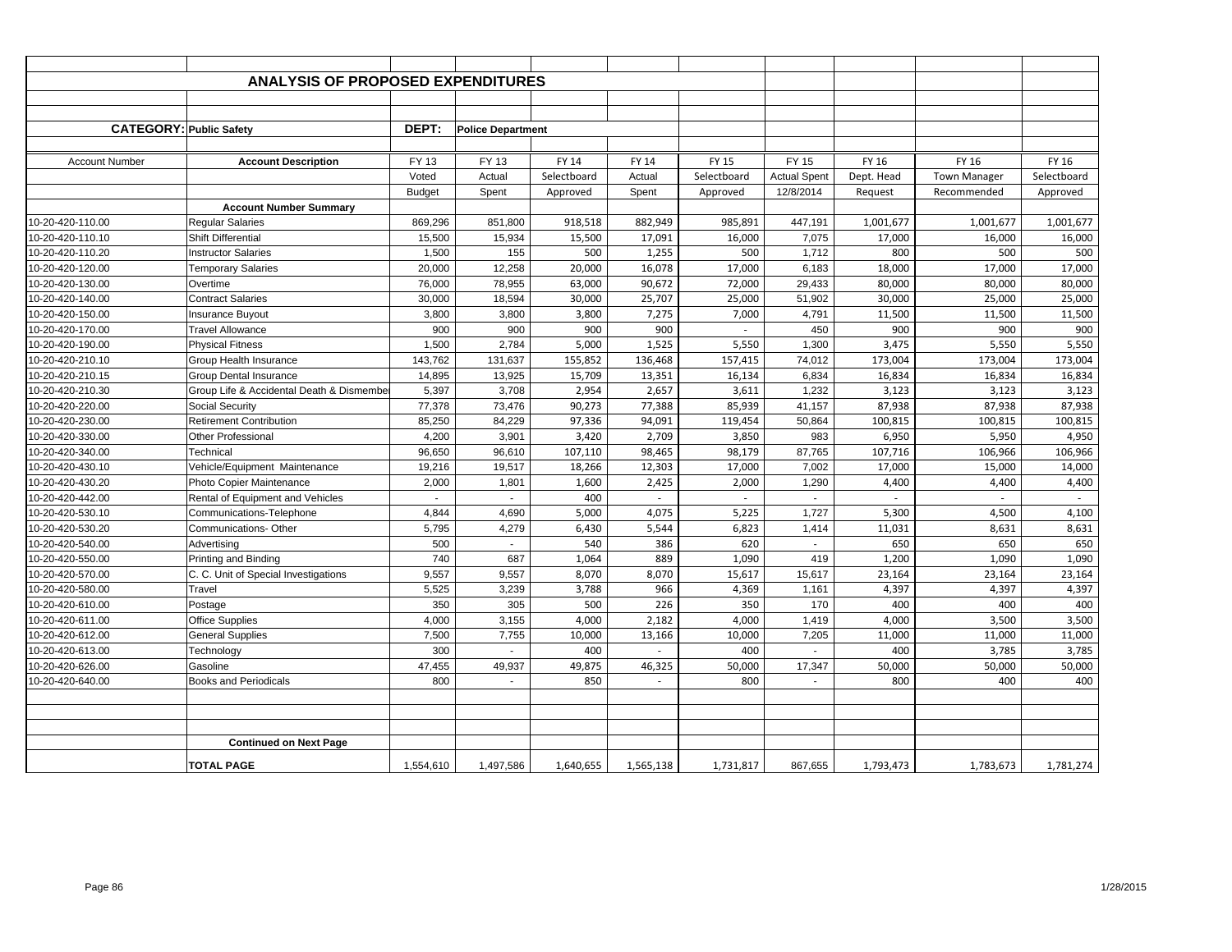## ANALYSIS OF PROPOSED EXPENDITURES

**CATEGORY: Public Safety** | **DEPT: Police Department**

| Account Number | Account Description | FY 13 Voted Budget | FY 13 Actual Spent | FY 14 Selectboard Approved | FY 14 Actual Spent | FY 15 Selectboard Approved | FY 15 Actual Spent 12/8/2014 | FY 16 Dept. Head Request | FY 16 Town Manager Recommended | FY 16 Selectboard Approved |
|---|---|---|---|---|---|---|---|---|---|---|
| | **Account Number Summary** | | | | | | | | | |
| 10-20-420-110.00 | Regular Salaries | 869,296 | 851,800 | 918,518 | 882,949 | 985,891 | 447,191 | 1,001,677 | 1,001,677 | 1,001,677 |
| 10-20-420-110.10 | Shift Differential | 15,500 | 15,934 | 15,500 | 17,091 | 16,000 | 7,075 | 17,000 | 16,000 | 16,000 |
| 10-20-420-110.20 | Instructor Salaries | 1,500 | 155 | 500 | 1,255 | 500 | 1,712 | 800 | 500 | 500 |
| 10-20-420-120.00 | Temporary Salaries | 20,000 | 12,258 | 20,000 | 16,078 | 17,000 | 6,183 | 18,000 | 17,000 | 17,000 |
| 10-20-420-130.00 | Overtime | 76,000 | 78,955 | 63,000 | 90,672 | 72,000 | 29,433 | 80,000 | 80,000 | 80,000 |
| 10-20-420-140.00 | Contract Salaries | 30,000 | 18,594 | 30,000 | 25,707 | 25,000 | 51,902 | 30,000 | 25,000 | 25,000 |
| 10-20-420-150.00 | Insurance Buyout | 3,800 | 3,800 | 3,800 | 7,275 | 7,000 | 4,791 | 11,500 | 11,500 | 11,500 |
| 10-20-420-170.00 | Travel Allowance | 900 | 900 | 900 | 900 | - | 450 | 900 | 900 | 900 |
| 10-20-420-190.00 | Physical Fitness | 1,500 | 2,784 | 5,000 | 1,525 | 5,550 | 1,300 | 3,475 | 5,550 | 5,550 |
| 10-20-420-210.10 | Group Health Insurance | 143,762 | 131,637 | 155,852 | 136,468 | 157,415 | 74,012 | 173,004 | 173,004 | 173,004 |
| 10-20-420-210.15 | Group Dental Insurance | 14,895 | 13,925 | 15,709 | 13,351 | 16,134 | 6,834 | 16,834 | 16,834 | 16,834 |
| 10-20-420-210.30 | Group Life & Accidental Death & Dismembe | 5,397 | 3,708 | 2,954 | 2,657 | 3,611 | 1,232 | 3,123 | 3,123 | 3,123 |
| 10-20-420-220.00 | Social Security | 77,378 | 73,476 | 90,273 | 77,388 | 85,939 | 41,157 | 87,938 | 87,938 | 87,938 |
| 10-20-420-230.00 | Retirement Contribution | 85,250 | 84,229 | 97,336 | 94,091 | 119,454 | 50,864 | 100,815 | 100,815 | 100,815 |
| 10-20-420-330.00 | Other Professional | 4,200 | 3,901 | 3,420 | 2,709 | 3,850 | 983 | 6,950 | 5,950 | 4,950 |
| 10-20-420-340.00 | Technical | 96,650 | 96,610 | 107,110 | 98,465 | 98,179 | 87,765 | 107,716 | 106,966 | 106,966 |
| 10-20-420-430.10 | Vehicle/Equipment Maintenance | 19,216 | 19,517 | 18,266 | 12,303 | 17,000 | 7,002 | 17,000 | 15,000 | 14,000 |
| 10-20-420-430.20 | Photo Copier Maintenance | 2,000 | 1,801 | 1,600 | 2,425 | 2,000 | 1,290 | 4,400 | 4,400 | 4,400 |
| 10-20-420-442.00 | Rental of Equipment and Vehicles | - | - | 400 | - | - | - | - | - | - |
| 10-20-420-530.10 | Communications-Telephone | 4,844 | 4,690 | 5,000 | 4,075 | 5,225 | 1,727 | 5,300 | 4,500 | 4,100 |
| 10-20-420-530.20 | Communications- Other | 5,795 | 4,279 | 6,430 | 5,544 | 6,823 | 1,414 | 11,031 | 8,631 | 8,631 |
| 10-20-420-540.00 | Advertising | 500 | - | 540 | 386 | 620 | - | 650 | 650 | 650 |
| 10-20-420-550.00 | Printing and Binding | 740 | 687 | 1,064 | 889 | 1,090 | 419 | 1,200 | 1,090 | 1,090 |
| 10-20-420-570.00 | C. C. Unit of Special Investigations | 9,557 | 9,557 | 8,070 | 8,070 | 15,617 | 15,617 | 23,164 | 23,164 | 23,164 |
| 10-20-420-580.00 | Travel | 5,525 | 3,239 | 3,788 | 966 | 4,369 | 1,161 | 4,397 | 4,397 | 4,397 |
| 10-20-420-610.00 | Postage | 350 | 305 | 500 | 226 | 350 | 170 | 400 | 400 | 400 |
| 10-20-420-611.00 | Office Supplies | 4,000 | 3,155 | 4,000 | 2,182 | 4,000 | 1,419 | 4,000 | 3,500 | 3,500 |
| 10-20-420-612.00 | General Supplies | 7,500 | 7,755 | 10,000 | 13,166 | 10,000 | 7,205 | 11,000 | 11,000 | 11,000 |
| 10-20-420-613.00 | Technology | 300 | - | 400 | - | 400 | - | 400 | 3,785 | 3,785 |
| 10-20-420-626.00 | Gasoline | 47,455 | 49,937 | 49,875 | 46,325 | 50,000 | 17,347 | 50,000 | 50,000 | 50,000 |
| 10-20-420-640.00 | Books and Periodicals | 800 | - | 850 | - | 800 | - | 800 | 400 | 400 |
| | **Continued on Next Page** | | | | | | | | | |
| | **TOTAL PAGE** | 1,554,610 | 1,497,586 | 1,640,655 | 1,565,138 | 1,731,817 | 867,655 | 1,793,473 | 1,783,673 | 1,781,274 |

1/28/2015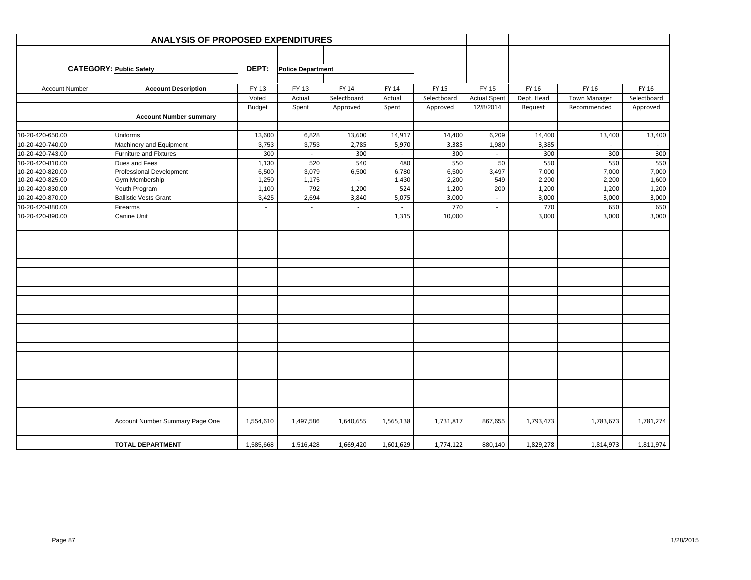## ANALYSIS OF PROPOSED EXPENDITURES

**CATEGORY: Public Safety** | **DEPT: Police Department**

| Account Number | Account Description | FY 13 Voted Budget | FY 13 Actual Spent | FY 14 Selectboard Approved | FY 14 Actual Spent | FY 15 Selectboard Approved | FY 15 Actual Spent 12/8/2014 | FY 16 Dept. Head Request | FY 16 Town Manager Recommended | FY 16 Selectboard Approved |
|---|---|---|---|---|---|---|---|---|---|---|
| | **Account Number summary** | | | | | | | | | |
| 10-20-420-650.00 | Uniforms | 13,600 | 6,828 | 13,600 | 14,917 | 14,400 | 6,209 | 14,400 | 13,400 | 13,400 |
| 10-20-420-740.00 | Machinery and Equipment | 3,753 | 3,753 | 2,785 | 5,970 | 3,385 | 1,980 | 3,385 | - | - |
| 10-20-420-743.00 | Furniture and Fixtures | 300 | - | 300 | - | 300 | - | 300 | 300 | 300 |
| 10-20-420-810.00 | Dues and Fees | 1,130 | 520 | 540 | 480 | 550 | 50 | 550 | 550 | 550 |
| 10-20-420-820.00 | Professional Development | 6,500 | 3,079 | 6,500 | 6,780 | 6,500 | 3,497 | 7,000 | 7,000 | 7,000 |
| 10-20-420-825.00 | Gym Membership | 1,250 | 1,175 | - | 1,430 | 2,200 | 549 | 2,200 | 2,200 | 1,600 |
| 10-20-420-830.00 | Youth Program | 1,100 | 792 | 1,200 | 524 | 1,200 | 200 | 1,200 | 1,200 | 1,200 |
| 10-20-420-870.00 | Ballistic Vests Grant | 3,425 | 2,694 | 3,840 | 5,075 | 3,000 | - | 3,000 | 3,000 | 3,000 |
| 10-20-420-880.00 | Firearms | - | - | - | - | 770 | - | 770 | 650 | 650 |
| 10-20-420-890.00 | Canine Unit | | | | 1,315 | 10,000 | | 3,000 | 3,000 | 3,000 |
| | Account Number Summary Page One | 1,554,610 | 1,497,586 | 1,640,655 | 1,565,138 | 1,731,817 | 867,655 | 1,793,473 | 1,783,673 | 1,781,274 |
| | **TOTAL DEPARTMENT** | 1,585,668 | 1,516,428 | 1,669,420 | 1,601,629 | 1,774,122 | 880,140 | 1,829,278 | 1,814,973 | 1,811,974 |

1/28/2015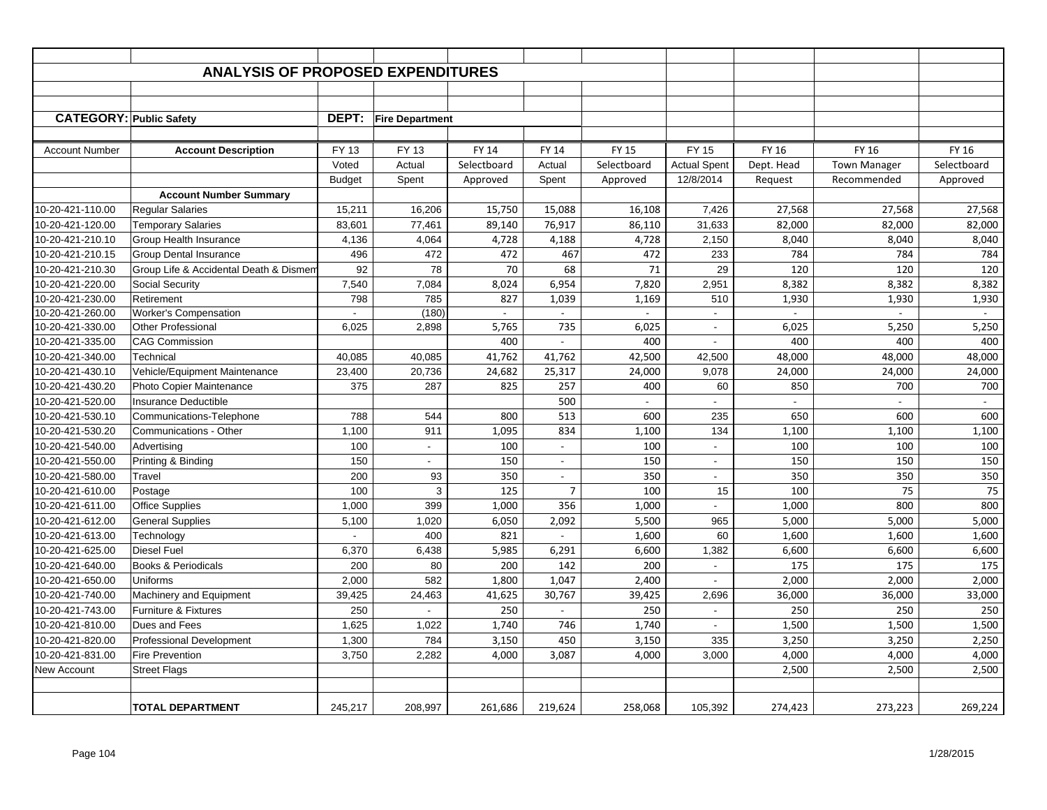## ANALYSIS OF PROPOSED EXPENDITURES

**CATEGORY:** Public Safety **DEPT:** Fire Department

| Account Number | Account Description | FY 13 Voted Budget | FY 13 Actual Spent | FY 14 Selectboard Approved | FY 14 Actual Spent | FY 15 Selectboard Approved | FY 15 Actual Spent 12/8/2014 | FY 16 Dept. Head Request | FY 16 Town Manager Recommended | FY 16 Selectboard Approved |
|---|---|---|---|---|---|---|---|---|---|---|
| | **Account Number Summary** | | | | | | | | | |
| 10-20-421-110.00 | Regular Salaries | 15,211 | 16,206 | 15,750 | 15,088 | 16,108 | 7,426 | 27,568 | 27,568 | 27,568 |
| 10-20-421-120.00 | Temporary Salaries | 83,601 | 77,461 | 89,140 | 76,917 | 86,110 | 31,633 | 82,000 | 82,000 | 82,000 |
| 10-20-421-210.10 | Group Health Insurance | 4,136 | 4,064 | 4,728 | 4,188 | 4,728 | 2,150 | 8,040 | 8,040 | 8,040 |
| 10-20-421-210.15 | Group Dental Insurance | 496 | 472 | 472 | 467 | 472 | 233 | 784 | 784 | 784 |
| 10-20-421-210.30 | Group Life & Accidental Death & Dismem | 92 | 78 | 70 | 68 | 71 | 29 | 120 | 120 | 120 |
| 10-20-421-220.00 | Social Security | 7,540 | 7,084 | 8,024 | 6,954 | 7,820 | 2,951 | 8,382 | 8,382 | 8,382 |
| 10-20-421-230.00 | Retirement | 798 | 785 | 827 | 1,039 | 1,169 | 510 | 1,930 | 1,930 | 1,930 |
| 10-20-421-260.00 | Worker's Compensation | - | (180) | - | - | - | - | - | - | - |
| 10-20-421-330.00 | Other Professional | 6,025 | 2,898 | 5,765 | 735 | 6,025 | - | 6,025 | 5,250 | 5,250 |
| 10-20-421-335.00 | CAG Commission | | | 400 | - | 400 | - | 400 | 400 | 400 |
| 10-20-421-340.00 | Technical | 40,085 | 40,085 | 41,762 | 41,762 | 42,500 | 42,500 | 48,000 | 48,000 | 48,000 |
| 10-20-421-430.10 | Vehicle/Equipment Maintenance | 23,400 | 20,736 | 24,682 | 25,317 | 24,000 | 9,078 | 24,000 | 24,000 | 24,000 |
| 10-20-421-430.20 | Photo Copier Maintenance | 375 | 287 | 825 | 257 | 400 | 60 | 850 | 700 | 700 |
| 10-20-421-520.00 | Insurance Deductible | | | | 500 | - | - | - | - | - |
| 10-20-421-530.10 | Communications-Telephone | 788 | 544 | 800 | 513 | 600 | 235 | 650 | 600 | 600 |
| 10-20-421-530.20 | Communications - Other | 1,100 | 911 | 1,095 | 834 | 1,100 | 134 | 1,100 | 1,100 | 1,100 |
| 10-20-421-540.00 | Advertising | 100 | - | 100 | - | 100 | - | 100 | 100 | 100 |
| 10-20-421-550.00 | Printing & Binding | 150 | - | 150 | - | 150 | - | 150 | 150 | 150 |
| 10-20-421-580.00 | Travel | 200 | 93 | 350 | - | 350 | - | 350 | 350 | 350 |
| 10-20-421-610.00 | Postage | 100 | 3 | 125 | 7 | 100 | 15 | 100 | 75 | 75 |
| 10-20-421-611.00 | Office Supplies | 1,000 | 399 | 1,000 | 356 | 1,000 | - | 1,000 | 800 | 800 |
| 10-20-421-612.00 | General Supplies | 5,100 | 1,020 | 6,050 | 2,092 | 5,500 | 965 | 5,000 | 5,000 | 5,000 |
| 10-20-421-613.00 | Technology | - | 400 | 821 | - | 1,600 | 60 | 1,600 | 1,600 | 1,600 |
| 10-20-421-625.00 | Diesel Fuel | 6,370 | 6,438 | 5,985 | 6,291 | 6,600 | 1,382 | 6,600 | 6,600 | 6,600 |
| 10-20-421-640.00 | Books & Periodicals | 200 | 80 | 200 | 142 | 200 | - | 175 | 175 | 175 |
| 10-20-421-650.00 | Uniforms | 2,000 | 582 | 1,800 | 1,047 | 2,400 | - | 2,000 | 2,000 | 2,000 |
| 10-20-421-740.00 | Machinery and Equipment | 39,425 | 24,463 | 41,625 | 30,767 | 39,425 | 2,696 | 36,000 | 36,000 | 33,000 |
| 10-20-421-743.00 | Furniture & Fixtures | 250 | - | 250 | - | 250 | - | 250 | 250 | 250 |
| 10-20-421-810.00 | Dues and Fees | 1,625 | 1,022 | 1,740 | 746 | 1,740 | - | 1,500 | 1,500 | 1,500 |
| 10-20-421-820.00 | Professional Development | 1,300 | 784 | 3,150 | 450 | 3,150 | 335 | 3,250 | 3,250 | 2,250 |
| 10-20-421-831.00 | Fire Prevention | 3,750 | 2,282 | 4,000 | 3,087 | 4,000 | 3,000 | 4,000 | 4,000 | 4,000 |
| New Account | Street Flags | | | | | | | 2,500 | 2,500 | 2,500 |
| | **TOTAL DEPARTMENT** | 245,217 | 208,997 | 261,686 | 219,624 | 258,068 | 105,392 | 274,423 | 273,223 | 269,224 |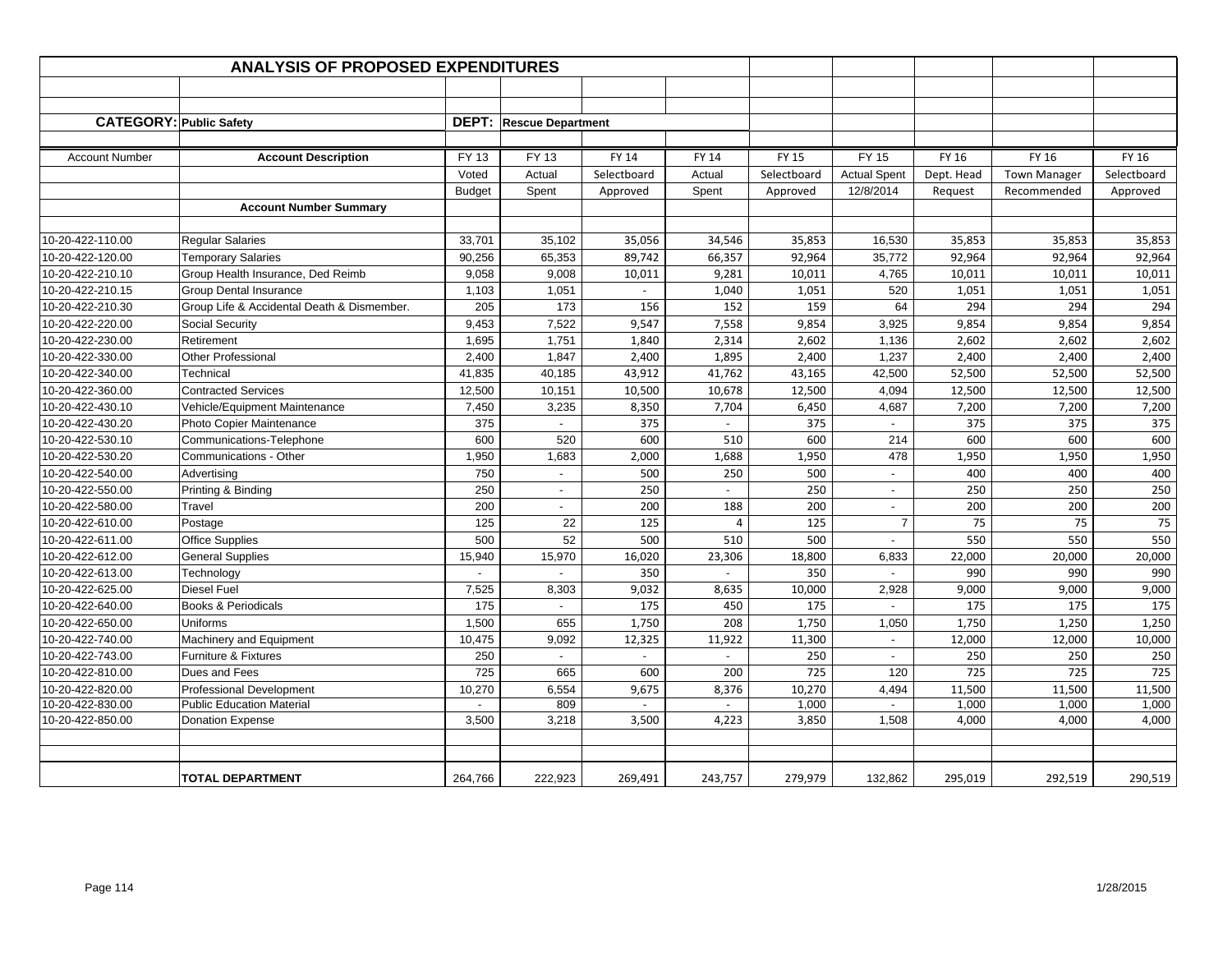## ANALYSIS OF PROPOSED EXPENDITURES

**CATEGORY:** Public Safety **DEPT:** Rescue Department

| Account Number | Account Description | FY 13 Voted Budget | FY 13 Actual Spent | FY 14 Selectboard Approved | FY 14 Actual Spent | FY 15 Selectboard Approved | FY 15 Actual Spent 12/8/2014 | FY 16 Dept. Head Request | FY 16 Town Manager Recommended | FY 16 Selectboard Approved |
|---|---|---|---|---|---|---|---|---|---|---|
| | **Account Number Summary** | | | | | | | | | |
| 10-20-422-110.00 | Regular Salaries | 33,701 | 35,102 | 35,056 | 34,546 | 35,853 | 16,530 | 35,853 | 35,853 | 35,853 |
| 10-20-422-120.00 | Temporary Salaries | 90,256 | 65,353 | 89,742 | 66,357 | 92,964 | 35,772 | 92,964 | 92,964 | 92,964 |
| 10-20-422-210.10 | Group Health Insurance, Ded Reimb | 9,058 | 9,008 | 10,011 | 9,281 | 10,011 | 4,765 | 10,011 | 10,011 | 10,011 |
| 10-20-422-210.15 | Group Dental Insurance | 1,103 | 1,051 | - | 1,040 | 1,051 | 520 | 1,051 | 1,051 | 1,051 |
| 10-20-422-210.30 | Group Life & Accidental Death & Dismember. | 205 | 173 | 156 | 152 | 159 | 64 | 294 | 294 | 294 |
| 10-20-422-220.00 | Social Security | 9,453 | 7,522 | 9,547 | 7,558 | 9,854 | 3,925 | 9,854 | 9,854 | 9,854 |
| 10-20-422-230.00 | Retirement | 1,695 | 1,751 | 1,840 | 2,314 | 2,602 | 1,136 | 2,602 | 2,602 | 2,602 |
| 10-20-422-330.00 | Other Professional | 2,400 | 1,847 | 2,400 | 1,895 | 2,400 | 1,237 | 2,400 | 2,400 | 2,400 |
| 10-20-422-340.00 | Technical | 41,835 | 40,185 | 43,912 | 41,762 | 43,165 | 42,500 | 52,500 | 52,500 | 52,500 |
| 10-20-422-360.00 | Contracted Services | 12,500 | 10,151 | 10,500 | 10,678 | 12,500 | 4,094 | 12,500 | 12,500 | 12,500 |
| 10-20-422-430.10 | Vehicle/Equipment Maintenance | 7,450 | 3,235 | 8,350 | 7,704 | 6,450 | 4,687 | 7,200 | 7,200 | 7,200 |
| 10-20-422-430.20 | Photo Copier Maintenance | 375 | - | 375 | - | 375 | - | 375 | 375 | 375 |
| 10-20-422-530.10 | Communications-Telephone | 600 | 520 | 600 | 510 | 600 | 214 | 600 | 600 | 600 |
| 10-20-422-530.20 | Communications - Other | 1,950 | 1,683 | 2,000 | 1,688 | 1,950 | 478 | 1,950 | 1,950 | 1,950 |
| 10-20-422-540.00 | Advertising | 750 | - | 500 | 250 | 500 | - | 400 | 400 | 400 |
| 10-20-422-550.00 | Printing & Binding | 250 | - | 250 | - | 250 | - | 250 | 250 | 250 |
| 10-20-422-580.00 | Travel | 200 | - | 200 | 188 | 200 | - | 200 | 200 | 200 |
| 10-20-422-610.00 | Postage | 125 | 22 | 125 | 4 | 125 | 7 | 75 | 75 | 75 |
| 10-20-422-611.00 | Office Supplies | 500 | 52 | 500 | 510 | 500 | - | 550 | 550 | 550 |
| 10-20-422-612.00 | General Supplies | 15,940 | 15,970 | 16,020 | 23,306 | 18,800 | 6,833 | 22,000 | 20,000 | 20,000 |
| 10-20-422-613.00 | Technology | - | - | 350 | - | 350 | - | 990 | 990 | 990 |
| 10-20-422-625.00 | Diesel Fuel | 7,525 | 8,303 | 9,032 | 8,635 | 10,000 | 2,928 | 9,000 | 9,000 | 9,000 |
| 10-20-422-640.00 | Books & Periodicals | 175 | - | 175 | 450 | 175 | - | 175 | 175 | 175 |
| 10-20-422-650.00 | Uniforms | 1,500 | 655 | 1,750 | 208 | 1,750 | 1,050 | 1,750 | 1,250 | 1,250 |
| 10-20-422-740.00 | Machinery and Equipment | 10,475 | 9,092 | 12,325 | 11,922 | 11,300 | - | 12,000 | 12,000 | 10,000 |
| 10-20-422-743.00 | Furniture & Fixtures | 250 | - | - | - | 250 | - | 250 | 250 | 250 |
| 10-20-422-810.00 | Dues and Fees | 725 | 665 | 600 | 200 | 725 | 120 | 725 | 725 | 725 |
| 10-20-422-820.00 | Professional Development | 10,270 | 6,554 | 9,675 | 8,376 | 10,270 | 4,494 | 11,500 | 11,500 | 11,500 |
| 10-20-422-830.00 | Public Education Material | - | 809 | - | - | 1,000 | - | 1,000 | 1,000 | 1,000 |
| 10-20-422-850.00 | Donation Expense | 3,500 | 3,218 | 3,500 | 4,223 | 3,850 | 1,508 | 4,000 | 4,000 | 4,000 |
| | **TOTAL DEPARTMENT** | 264,766 | 222,923 | 269,491 | 243,757 | 279,979 | 132,862 | 295,019 | 292,519 | 290,519 |

1/28/2015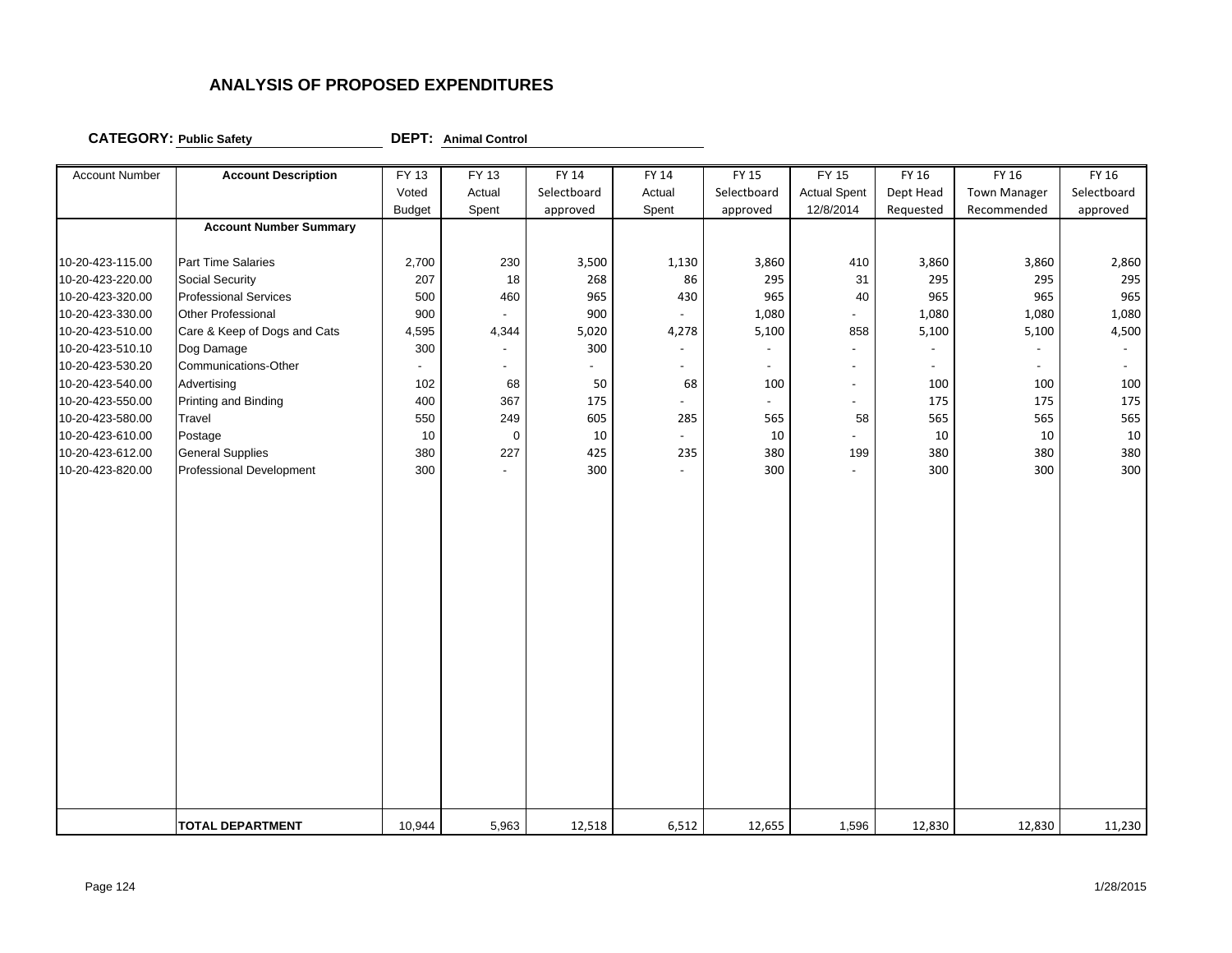## ANALYSIS OF PROPOSED EXPENDITURES

**CATEGORY:** **Public Safety** **DEPT:** **Animal Control**

| Account Number | Account Description | FY 13 Voted Budget | FY 13 Actual Spent | FY 14 Selectboard approved | FY 14 Actual Spent | FY 15 Selectboard approved | FY 15 Actual Spent 12/8/2014 | FY 16 Dept Head Requested | FY 16 Town Manager Recommended | FY 16 Selectboard approved |
|---|---|---|---|---|---|---|---|---|---|---|
| | **Account Number Summary** | | | | | | | | | |
| 10-20-423-115.00 | Part Time Salaries | 2,700 | 230 | 3,500 | 1,130 | 3,860 | 410 | 3,860 | 3,860 | 2,860 |
| 10-20-423-220.00 | Social Security | 207 | 18 | 268 | 86 | 295 | 31 | 295 | 295 | 295 |
| 10-20-423-320.00 | Professional Services | 500 | 460 | 965 | 430 | 965 | 40 | 965 | 965 | 965 |
| 10-20-423-330.00 | Other Professional | 900 | - | 900 | - | 1,080 | - | 1,080 | 1,080 | 1,080 |
| 10-20-423-510.00 | Care & Keep of Dogs and Cats | 4,595 | 4,344 | 5,020 | 4,278 | 5,100 | 858 | 5,100 | 5,100 | 4,500 |
| 10-20-423-510.10 | Dog Damage | 300 | - | 300 | - | - | - | - | - | - |
| 10-20-423-530.20 | Communications-Other | - | - | - | - | - | - | - | - | - |
| 10-20-423-540.00 | Advertising | 102 | 68 | 50 | 68 | 100 | - | 100 | 100 | 100 |
| 10-20-423-550.00 | Printing and Binding | 400 | 367 | 175 | - | - | - | 175 | 175 | 175 |
| 10-20-423-580.00 | Travel | 550 | 249 | 605 | 285 | 565 | 58 | 565 | 565 | 565 |
| 10-20-423-610.00 | Postage | 10 | 0 | 10 | - | 10 | - | 10 | 10 | 10 |
| 10-20-423-612.00 | General Supplies | 380 | 227 | 425 | 235 | 380 | 199 | 380 | 380 | 380 |
| 10-20-423-820.00 | Professional Development | 300 | - | 300 | - | 300 | - | 300 | 300 | 300 |
| | **TOTAL DEPARTMENT** | 10,944 | 5,963 | 12,518 | 6,512 | 12,655 | 1,596 | 12,830 | 12,830 | 11,230 |

1/28/2015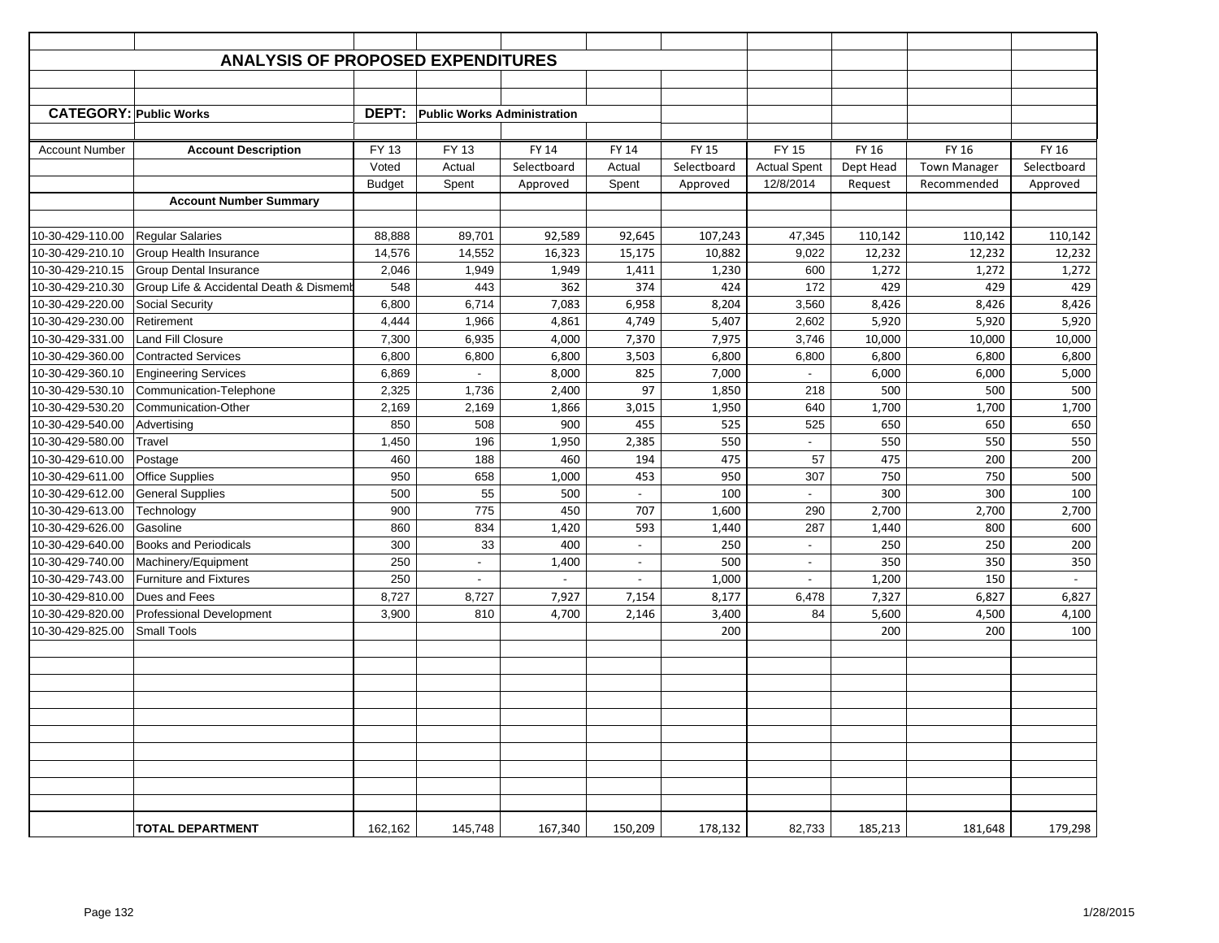# ANALYSIS OF PROPOSED EXPENDITURES

**CATEGORY:** Public Works **DEPT:** Public Works Administration

| Account Number | Account Description | FY 13 Voted Budget | FY 13 Actual Spent | FY 14 Selectboard Approved | FY 14 Actual Spent | FY 15 Selectboard Approved | FY 15 Actual Spent 12/8/2014 | FY 16 Dept Head Request | FY 16 Town Manager Recommended | FY 16 Selectboard Approved |
|---|---|---|---|---|---|---|---|---|---|---|
| | **Account Number Summary** | | | | | | | | | |
| 10-30-429-110.00 | Regular Salaries | 88,888 | 89,701 | 92,589 | 92,645 | 107,243 | 47,345 | 110,142 | 110,142 | 110,142 |
| 10-30-429-210.10 | Group Health Insurance | 14,576 | 14,552 | 16,323 | 15,175 | 10,882 | 9,022 | 12,232 | 12,232 | 12,232 |
| 10-30-429-210.15 | Group Dental Insurance | 2,046 | 1,949 | 1,949 | 1,411 | 1,230 | 600 | 1,272 | 1,272 | 1,272 |
| 10-30-429-210.30 | Group Life & Accidental Death & Dismemb | 548 | 443 | 362 | 374 | 424 | 172 | 429 | 429 | 429 |
| 10-30-429-220.00 | Social Security | 6,800 | 6,714 | 7,083 | 6,958 | 8,204 | 3,560 | 8,426 | 8,426 | 8,426 |
| 10-30-429-230.00 | Retirement | 4,444 | 1,966 | 4,861 | 4,749 | 5,407 | 2,602 | 5,920 | 5,920 | 5,920 |
| 10-30-429-331.00 | Land Fill Closure | 7,300 | 6,935 | 4,000 | 7,370 | 7,975 | 3,746 | 10,000 | 10,000 | 10,000 |
| 10-30-429-360.00 | Contracted Services | 6,800 | 6,800 | 6,800 | 3,503 | 6,800 | 6,800 | 6,800 | 6,800 | 6,800 |
| 10-30-429-360.10 | Engineering Services | 6,869 | - | 8,000 | 825 | 7,000 | - | 6,000 | 6,000 | 5,000 |
| 10-30-429-530.10 | Communication-Telephone | 2,325 | 1,736 | 2,400 | 97 | 1,850 | 218 | 500 | 500 | 500 |
| 10-30-429-530.20 | Communication-Other | 2,169 | 2,169 | 1,866 | 3,015 | 1,950 | 640 | 1,700 | 1,700 | 1,700 |
| 10-30-429-540.00 | Advertising | 850 | 508 | 900 | 455 | 525 | 525 | 650 | 650 | 650 |
| 10-30-429-580.00 | Travel | 1,450 | 196 | 1,950 | 2,385 | 550 | - | 550 | 550 | 550 |
| 10-30-429-610.00 | Postage | 460 | 188 | 460 | 194 | 475 | 57 | 475 | 200 | 200 |
| 10-30-429-611.00 | Office Supplies | 950 | 658 | 1,000 | 453 | 950 | 307 | 750 | 750 | 500 |
| 10-30-429-612.00 | General Supplies | 500 | 55 | 500 | - | 100 | - | 300 | 300 | 100 |
| 10-30-429-613.00 | Technology | 900 | 775 | 450 | 707 | 1,600 | 290 | 2,700 | 2,700 | 2,700 |
| 10-30-429-626.00 | Gasoline | 860 | 834 | 1,420 | 593 | 1,440 | 287 | 1,440 | 800 | 600 |
| 10-30-429-640.00 | Books and Periodicals | 300 | 33 | 400 | - | 250 | - | 250 | 250 | 200 |
| 10-30-429-740.00 | Machinery/Equipment | 250 | - | 1,400 | - | 500 | - | 350 | 350 | 350 |
| 10-30-429-743.00 | Furniture and Fixtures | 250 | - | - | - | 1,000 | - | 1,200 | 150 | - |
| 10-30-429-810.00 | Dues and Fees | 8,727 | 8,727 | 7,927 | 7,154 | 8,177 | 6,478 | 7,327 | 6,827 | 6,827 |
| 10-30-429-820.00 | Professional Development | 3,900 | 810 | 4,700 | 2,146 | 3,400 | 84 | 5,600 | 4,500 | 4,100 |
| 10-30-429-825.00 | Small Tools | | | | | 200 | | 200 | 200 | 100 |
| | **TOTAL DEPARTMENT** | 162,162 | 145,748 | 167,340 | 150,209 | 178,132 | 82,733 | 185,213 | 181,648 | 179,298 |

1/28/2015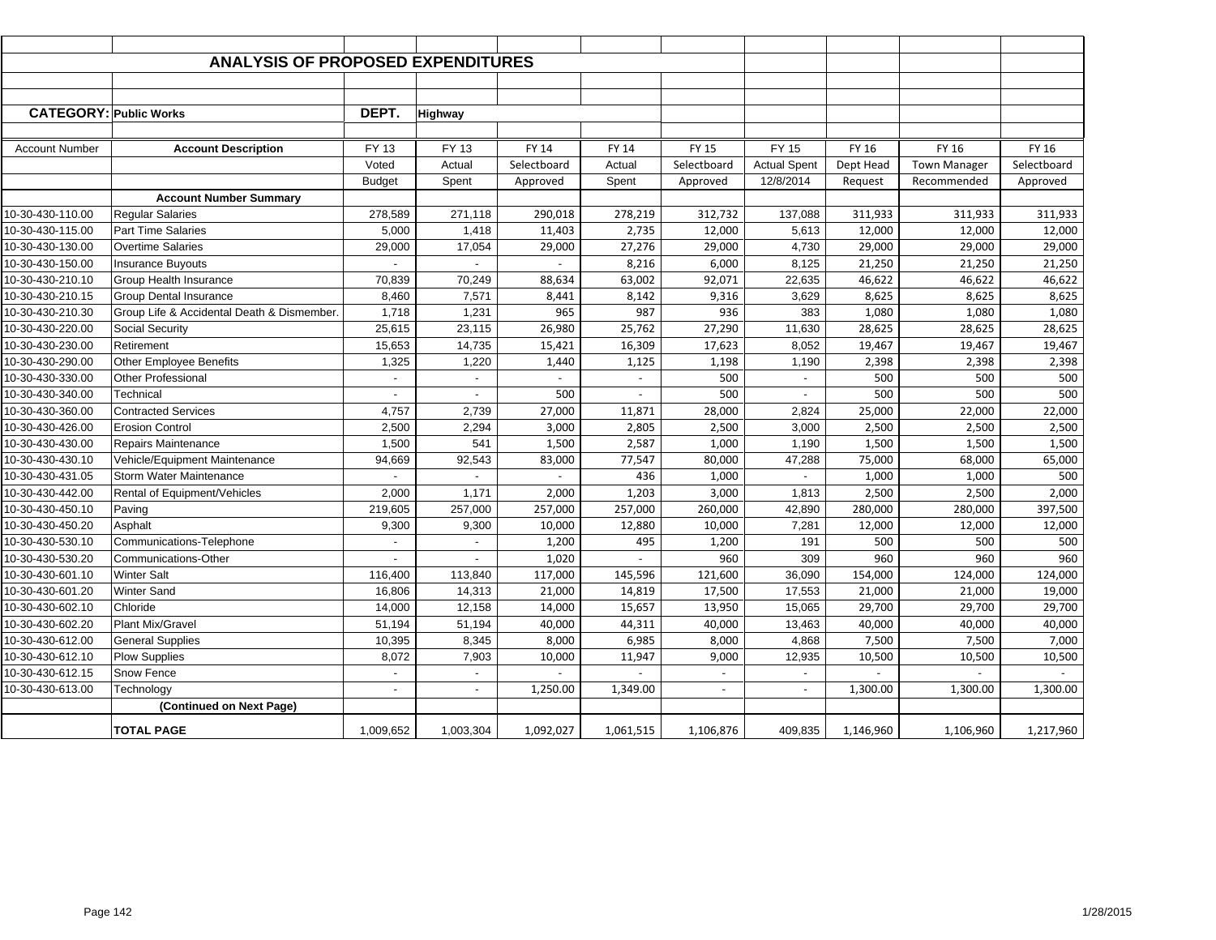## ANALYSIS OF PROPOSED EXPENDITURES

**CATEGORY: Public Works** | **DEPT. Highway**

| Account Number | Account Description | FY 13 Voted Budget | FY 13 Actual Spent | FY 14 Selectboard Approved | FY 14 Actual Spent | FY 15 Selectboard Approved | FY 15 Actual Spent 12/8/2014 | FY 16 Dept Head Request | FY 16 Town Manager Recommended | FY 16 Selectboard Approved |
|---|---|---|---|---|---|---|---|---|---|---|
| | **Account Number Summary** | | | | | | | | | |
| 10-30-430-110.00 | Regular Salaries | 278,589 | 271,118 | 290,018 | 278,219 | 312,732 | 137,088 | 311,933 | 311,933 | 311,933 |
| 10-30-430-115.00 | Part Time Salaries | 5,000 | 1,418 | 11,403 | 2,735 | 12,000 | 5,613 | 12,000 | 12,000 | 12,000 |
| 10-30-430-130.00 | Overtime Salaries | 29,000 | 17,054 | 29,000 | 27,276 | 29,000 | 4,730 | 29,000 | 29,000 | 29,000 |
| 10-30-430-150.00 | Insurance Buyouts | - | - | - | 8,216 | 6,000 | 8,125 | 21,250 | 21,250 | 21,250 |
| 10-30-430-210.10 | Group Health Insurance | 70,839 | 70,249 | 88,634 | 63,002 | 92,071 | 22,635 | 46,622 | 46,622 | 46,622 |
| 10-30-430-210.15 | Group Dental Insurance | 8,460 | 7,571 | 8,441 | 8,142 | 9,316 | 3,629 | 8,625 | 8,625 | 8,625 |
| 10-30-430-210.30 | Group Life & Accidental Death & Dismember. | 1,718 | 1,231 | 965 | 987 | 936 | 383 | 1,080 | 1,080 | 1,080 |
| 10-30-430-220.00 | Social Security | 25,615 | 23,115 | 26,980 | 25,762 | 27,290 | 11,630 | 28,625 | 28,625 | 28,625 |
| 10-30-430-230.00 | Retirement | 15,653 | 14,735 | 15,421 | 16,309 | 17,623 | 8,052 | 19,467 | 19,467 | 19,467 |
| 10-30-430-290.00 | Other Employee Benefits | 1,325 | 1,220 | 1,440 | 1,125 | 1,198 | 1,190 | 2,398 | 2,398 | 2,398 |
| 10-30-430-330.00 | Other Professional | - | - | - | - | 500 | - | 500 | 500 | 500 |
| 10-30-430-340.00 | Technical | - | - | 500 | - | 500 | - | 500 | 500 | 500 |
| 10-30-430-360.00 | Contracted Services | 4,757 | 2,739 | 27,000 | 11,871 | 28,000 | 2,824 | 25,000 | 22,000 | 22,000 |
| 10-30-430-426.00 | Erosion Control | 2,500 | 2,294 | 3,000 | 2,805 | 2,500 | 3,000 | 2,500 | 2,500 | 2,500 |
| 10-30-430-430.00 | Repairs Maintenance | 1,500 | 541 | 1,500 | 2,587 | 1,000 | 1,190 | 1,500 | 1,500 | 1,500 |
| 10-30-430-430.10 | Vehicle/Equipment Maintenance | 94,669 | 92,543 | 83,000 | 77,547 | 80,000 | 47,288 | 75,000 | 68,000 | 65,000 |
| 10-30-430-431.05 | Storm Water Maintenance | - | - | - | 436 | 1,000 | - | 1,000 | 1,000 | 500 |
| 10-30-430-442.00 | Rental of Equipment/Vehicles | 2,000 | 1,171 | 2,000 | 1,203 | 3,000 | 1,813 | 2,500 | 2,500 | 2,000 |
| 10-30-430-450.10 | Paving | 219,605 | 257,000 | 257,000 | 257,000 | 260,000 | 42,890 | 280,000 | 280,000 | 397,500 |
| 10-30-430-450.20 | Asphalt | 9,300 | 9,300 | 10,000 | 12,880 | 10,000 | 7,281 | 12,000 | 12,000 | 12,000 |
| 10-30-430-530.10 | Communications-Telephone | - | - | 1,200 | 495 | 1,200 | 191 | 500 | 500 | 500 |
| 10-30-430-530.20 | Communications-Other | - | - | 1,020 | - | 960 | 309 | 960 | 960 | 960 |
| 10-30-430-601.10 | Winter Salt | 116,400 | 113,840 | 117,000 | 145,596 | 121,600 | 36,090 | 154,000 | 124,000 | 124,000 |
| 10-30-430-601.20 | Winter Sand | 16,806 | 14,313 | 21,000 | 14,819 | 17,500 | 17,553 | 21,000 | 21,000 | 19,000 |
| 10-30-430-602.10 | Chloride | 14,000 | 12,158 | 14,000 | 15,657 | 13,950 | 15,065 | 29,700 | 29,700 | 29,700 |
| 10-30-430-602.20 | Plant Mix/Gravel | 51,194 | 51,194 | 40,000 | 44,311 | 40,000 | 13,463 | 40,000 | 40,000 | 40,000 |
| 10-30-430-612.00 | General Supplies | 10,395 | 8,345 | 8,000 | 6,985 | 8,000 | 4,868 | 7,500 | 7,500 | 7,000 |
| 10-30-430-612.10 | Plow Supplies | 8,072 | 7,903 | 10,000 | 11,947 | 9,000 | 12,935 | 10,500 | 10,500 | 10,500 |
| 10-30-430-612.15 | Snow Fence | - | - | - | - | - | - | - | - | - |
| 10-30-430-613.00 | Technology | - | - | 1,250.00 | 1,349.00 | - | - | 1,300.00 | 1,300.00 | 1,300.00 |
| | **(Continued on Next Page)** | | | | | | | | | |
| | **TOTAL PAGE** | 1,009,652 | 1,003,304 | 1,092,027 | 1,061,515 | 1,106,876 | 409,835 | 1,146,960 | 1,106,960 | 1,217,960 |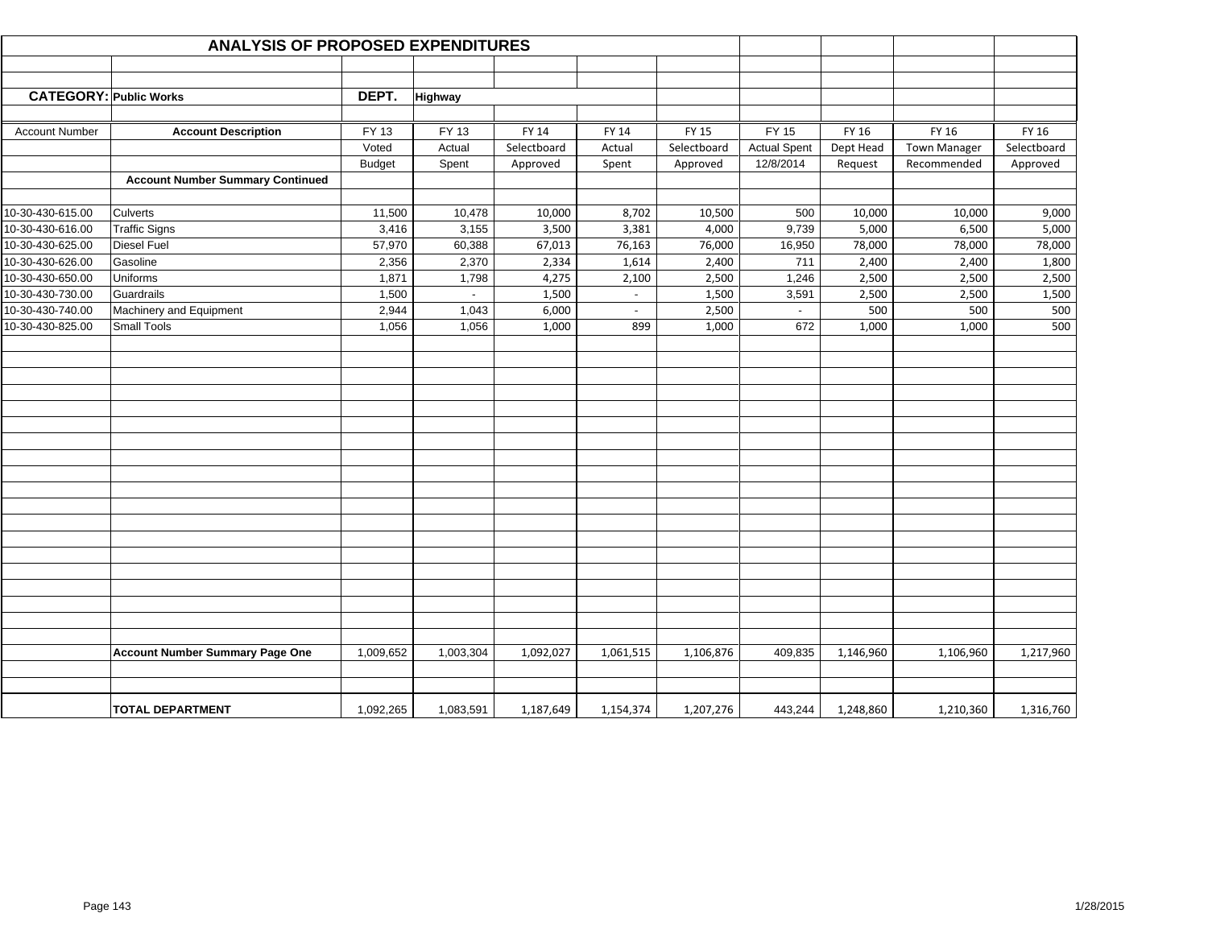## ANALYSIS OF PROPOSED EXPENDITURES

**CATEGORY: Public Works** | **DEPT. Highway**

| Account Number | Account Description | FY 13 Voted Budget | FY 13 Actual Spent | FY 14 Selectboard Approved | FY 14 Actual Spent | FY 15 Selectboard Approved | FY 15 Actual Spent 12/8/2014 | FY 16 Dept Head Request | FY 16 Town Manager Recommended | FY 16 Selectboard Approved |
|---|---|---|---|---|---|---|---|---|---|---|
| | **Account Number Summary Continued** | | | | | | | | | |
| 10-30-430-615.00 | Culverts | 11,500 | 10,478 | 10,000 | 8,702 | 10,500 | 500 | 10,000 | 10,000 | 9,000 |
| 10-30-430-616.00 | Traffic Signs | 3,416 | 3,155 | 3,500 | 3,381 | 4,000 | 9,739 | 5,000 | 6,500 | 5,000 |
| 10-30-430-625.00 | Diesel Fuel | 57,970 | 60,388 | 67,013 | 76,163 | 76,000 | 16,950 | 78,000 | 78,000 | 78,000 |
| 10-30-430-626.00 | Gasoline | 2,356 | 2,370 | 2,334 | 1,614 | 2,400 | 711 | 2,400 | 2,400 | 1,800 |
| 10-30-430-650.00 | Uniforms | 1,871 | 1,798 | 4,275 | 2,100 | 2,500 | 1,246 | 2,500 | 2,500 | 2,500 |
| 10-30-430-730.00 | Guardrails | 1,500 | - | 1,500 | - | 1,500 | 3,591 | 2,500 | 2,500 | 1,500 |
| 10-30-430-740.00 | Machinery and Equipment | 2,944 | 1,043 | 6,000 | - | 2,500 | - | 500 | 500 | 500 |
| 10-30-430-825.00 | Small Tools | 1,056 | 1,056 | 1,000 | 899 | 1,000 | 672 | 1,000 | 1,000 | 500 |
| | **Account Number Summary Page One** | 1,009,652 | 1,003,304 | 1,092,027 | 1,061,515 | 1,106,876 | 409,835 | 1,146,960 | 1,106,960 | 1,217,960 |
| | **TOTAL DEPARTMENT** | 1,092,265 | 1,083,591 | 1,187,649 | 1,154,374 | 1,207,276 | 443,244 | 1,248,860 | 1,210,360 | 1,316,760 |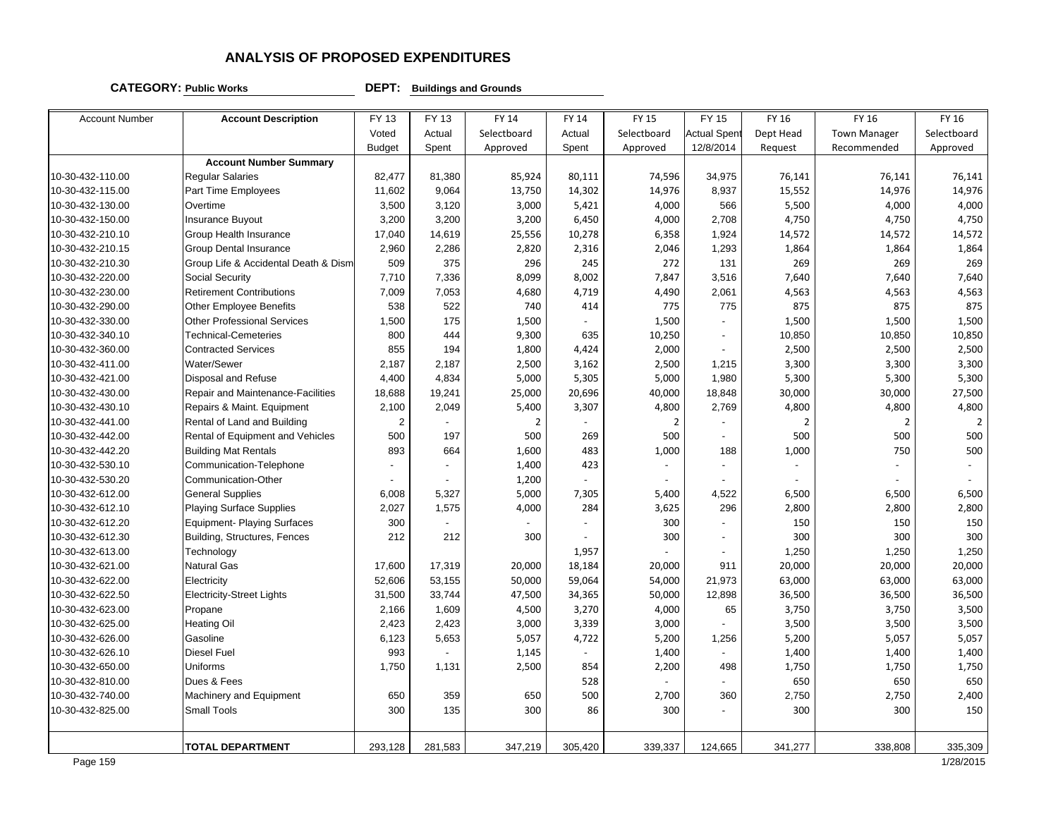# ANALYSIS OF PROPOSED EXPENDITURES

**CATEGORY:** **Public Works** **DEPT:** **Buildings and Grounds**

| Account Number | Account Description | FY 13 Voted Budget | FY 13 Actual Spent | FY 14 Selectboard Approved | FY 14 Actual Spent | FY 15 Selectboard Approved | FY 15 Actual Spent 12/8/2014 | FY 16 Dept Head Request | FY 16 Town Manager Recommended | FY 16 Selectboard Approved |
|---|---|---|---|---|---|---|---|---|---|---|
| | **Account Number Summary** | | | | | | | | | |
| 10-30-432-110.00 | Regular Salaries | 82,477 | 81,380 | 85,924 | 80,111 | 74,596 | 34,975 | 76,141 | 76,141 | 76,141 |
| 10-30-432-115.00 | Part Time Employees | 11,602 | 9,064 | 13,750 | 14,302 | 14,976 | 8,937 | 15,552 | 14,976 | 14,976 |
| 10-30-432-130.00 | Overtime | 3,500 | 3,120 | 3,000 | 5,421 | 4,000 | 566 | 5,500 | 4,000 | 4,000 |
| 10-30-432-150.00 | Insurance Buyout | 3,200 | 3,200 | 3,200 | 6,450 | 4,000 | 2,708 | 4,750 | 4,750 | 4,750 |
| 10-30-432-210.10 | Group Health Insurance | 17,040 | 14,619 | 25,556 | 10,278 | 6,358 | 1,924 | 14,572 | 14,572 | 14,572 |
| 10-30-432-210.15 | Group Dental Insurance | 2,960 | 2,286 | 2,820 | 2,316 | 2,046 | 1,293 | 1,864 | 1,864 | 1,864 |
| 10-30-432-210.30 | Group Life & Accidental Death & Dism | 509 | 375 | 296 | 245 | 272 | 131 | 269 | 269 | 269 |
| 10-30-432-220.00 | Social Security | 7,710 | 7,336 | 8,099 | 8,002 | 7,847 | 3,516 | 7,640 | 7,640 | 7,640 |
| 10-30-432-230.00 | Retirement Contributions | 7,009 | 7,053 | 4,680 | 4,719 | 4,490 | 2,061 | 4,563 | 4,563 | 4,563 |
| 10-30-432-290.00 | Other Employee Benefits | 538 | 522 | 740 | 414 | 775 | 775 | 875 | 875 | 875 |
| 10-30-432-330.00 | Other Professional Services | 1,500 | 175 | 1,500 | - | 1,500 | - | 1,500 | 1,500 | 1,500 |
| 10-30-432-340.10 | Technical-Cemeteries | 800 | 444 | 9,300 | 635 | 10,250 | - | 10,850 | 10,850 | 10,850 |
| 10-30-432-360.00 | Contracted Services | 855 | 194 | 1,800 | 4,424 | 2,000 | - | 2,500 | 2,500 | 2,500 |
| 10-30-432-411.00 | Water/Sewer | 2,187 | 2,187 | 2,500 | 3,162 | 2,500 | 1,215 | 3,300 | 3,300 | 3,300 |
| 10-30-432-421.00 | Disposal and Refuse | 4,400 | 4,834 | 5,000 | 5,305 | 5,000 | 1,980 | 5,300 | 5,300 | 5,300 |
| 10-30-432-430.00 | Repair and Maintenance-Facilities | 18,688 | 19,241 | 25,000 | 20,696 | 40,000 | 18,848 | 30,000 | 30,000 | 27,500 |
| 10-30-432-430.10 | Repairs & Maint. Equipment | 2,100 | 2,049 | 5,400 | 3,307 | 4,800 | 2,769 | 4,800 | 4,800 | 4,800 |
| 10-30-432-441.00 | Rental of Land and Building | 2 | - | 2 | - | 2 | - | 2 | 2 | 2 |
| 10-30-432-442.00 | Rental of Equipment and Vehicles | 500 | 197 | 500 | 269 | 500 | - | 500 | 500 | 500 |
| 10-30-432-442.20 | Building Mat Rentals | 893 | 664 | 1,600 | 483 | 1,000 | 188 | 1,000 | 750 | 500 |
| 10-30-432-530.10 | Communication-Telephone | - | - | 1,400 | 423 | - | - | - | - | - |
| 10-30-432-530.20 | Communication-Other | - | - | 1,200 | - | - | - | - | - | - |
| 10-30-432-612.00 | General Supplies | 6,008 | 5,327 | 5,000 | 7,305 | 5,400 | 4,522 | 6,500 | 6,500 | 6,500 |
| 10-30-432-612.10 | Playing Surface Supplies | 2,027 | 1,575 | 4,000 | 284 | 3,625 | 296 | 2,800 | 2,800 | 2,800 |
| 10-30-432-612.20 | Equipment- Playing Surfaces | 300 | - | - | - | 300 | - | 150 | 150 | 150 |
| 10-30-432-612.30 | Building, Structures, Fences | 212 | 212 | 300 | - | 300 | - | 300 | 300 | 300 |
| 10-30-432-613.00 | Technology | | | | 1,957 | - | - | 1,250 | 1,250 | 1,250 |
| 10-30-432-621.00 | Natural Gas | 17,600 | 17,319 | 20,000 | 18,184 | 20,000 | 911 | 20,000 | 20,000 | 20,000 |
| 10-30-432-622.00 | Electricity | 52,606 | 53,155 | 50,000 | 59,064 | 54,000 | 21,973 | 63,000 | 63,000 | 63,000 |
| 10-30-432-622.50 | Electricity-Street Lights | 31,500 | 33,744 | 47,500 | 34,365 | 50,000 | 12,898 | 36,500 | 36,500 | 36,500 |
| 10-30-432-623.00 | Propane | 2,166 | 1,609 | 4,500 | 3,270 | 4,000 | 65 | 3,750 | 3,750 | 3,500 |
| 10-30-432-625.00 | Heating Oil | 2,423 | 2,423 | 3,000 | 3,339 | 3,000 | - | 3,500 | 3,500 | 3,500 |
| 10-30-432-626.00 | Gasoline | 6,123 | 5,653 | 5,057 | 4,722 | 5,200 | 1,256 | 5,200 | 5,057 | 5,057 |
| 10-30-432-626.10 | Diesel Fuel | 993 | - | 1,145 | - | 1,400 | - | 1,400 | 1,400 | 1,400 |
| 10-30-432-650.00 | Uniforms | 1,750 | 1,131 | 2,500 | 854 | 2,200 | 498 | 1,750 | 1,750 | 1,750 |
| 10-30-432-810.00 | Dues & Fees | | | | 528 | - | - | 650 | 650 | 650 |
| 10-30-432-740.00 | Machinery and Equipment | 650 | 359 | 650 | 500 | 2,700 | 360 | 2,750 | 2,750 | 2,400 |
| 10-30-432-825.00 | Small Tools | 300 | 135 | 300 | 86 | 300 | - | 300 | 300 | 150 |
| | **TOTAL DEPARTMENT** | 293,128 | 281,583 | 347,219 | 305,420 | 339,337 | 124,665 | 341,277 | 338,808 | 335,309 |

1/28/2015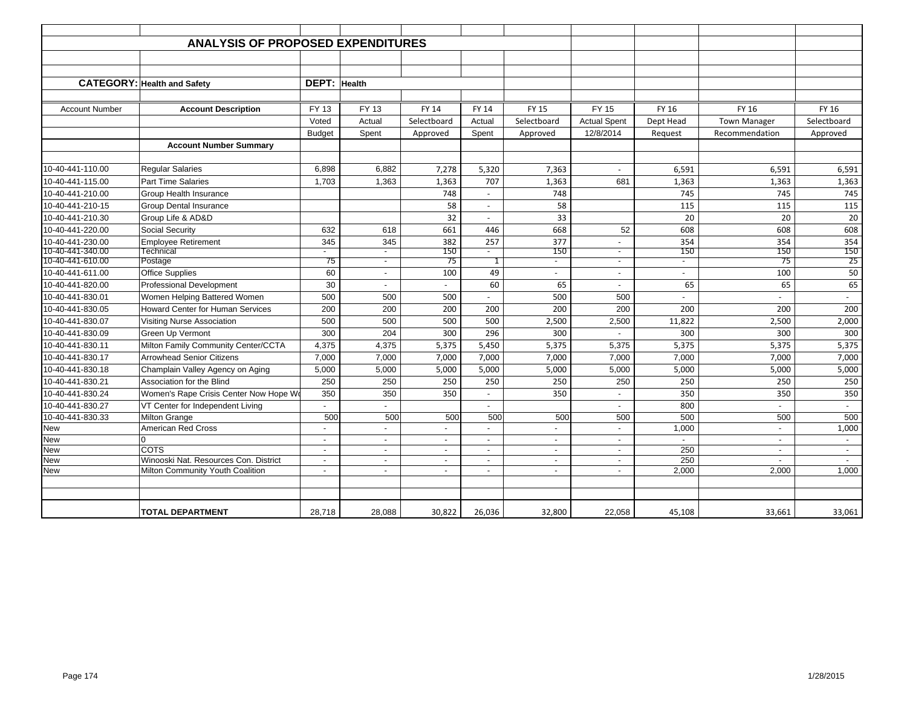## ANALYSIS OF PROPOSED EXPENDITURES

**CATEGORY:** Health and Safety  **DEPT:** Health

| Account Number | Account Description | FY 13 Voted Budget | FY 13 Actual Spent | FY 14 Selectboard Approved | FY 14 Actual Spent | FY 15 Selectboard Approved | FY 15 Actual Spent 12/8/2014 | FY 16 Dept Head Request | FY 16 Town Manager Recommendation | FY 16 Selectboard Approved |
|---|---|---|---|---|---|---|---|---|---|---|
| | **Account Number Summary** | | | | | | | | | |
| 10-40-441-110.00 | Regular Salaries | 6,898 | 6,882 | 7,278 | 5,320 | 7,363 | - | 6,591 | 6,591 | 6,591 |
| 10-40-441-115.00 | Part Time Salaries | 1,703 | 1,363 | 1,363 | 707 | 1,363 | 681 | 1,363 | 1,363 | 1,363 |
| 10-40-441-210.00 | Group Health Insurance | | | 748 | - | 748 | | 745 | 745 | 745 |
| 10-40-441-210-15 | Group Dental Insurance | | | 58 | - | 58 | | 115 | 115 | 115 |
| 10-40-441-210.30 | Group Life & AD&D | | | 32 | - | 33 | | 20 | 20 | 20 |
| 10-40-441-220.00 | Social Security | 632 | 618 | 661 | 446 | 668 | 52 | 608 | 608 | 608 |
| 10-40-441-230.00 | Employee Retirement | 345 | 345 | 382 | 257 | 377 | - | 354 | 354 | 354 |
| 10-40-441-340.00 | Technical | - | - | 150 | - | 150 | - | 150 | 150 | 150 |
| 10-40-441-610.00 | Postage | 75 | - | 75 | 1 | - | - | - | 75 | 25 |
| 10-40-441-611.00 | Office Supplies | 60 | - | 100 | 49 | - | - | - | 100 | 50 |
| 10-40-441-820.00 | Professional Development | 30 | - | - | 60 | 65 | - | 65 | 65 | 65 |
| 10-40-441-830.01 | Women Helping Battered Women | 500 | 500 | 500 | - | 500 | 500 | - | - | - |
| 10-40-441-830.05 | Howard Center for Human Services | 200 | 200 | 200 | 200 | 200 | 200 | 200 | 200 | 200 |
| 10-40-441-830.07 | Visiting Nurse Association | 500 | 500 | 500 | 500 | 2,500 | 2,500 | 11,822 | 2,500 | 2,000 |
| 10-40-441-830.09 | Green Up Vermont | 300 | 204 | 300 | 296 | 300 | - | 300 | 300 | 300 |
| 10-40-441-830.11 | Milton Family Community Center/CCTA | 4,375 | 4,375 | 5,375 | 5,450 | 5,375 | 5,375 | 5,375 | 5,375 | 5,375 |
| 10-40-441-830.17 | Arrowhead Senior Citizens | 7,000 | 7,000 | 7,000 | 7,000 | 7,000 | 7,000 | 7,000 | 7,000 | 7,000 |
| 10-40-441-830.18 | Champlain Valley Agency on Aging | 5,000 | 5,000 | 5,000 | 5,000 | 5,000 | 5,000 | 5,000 | 5,000 | 5,000 |
| 10-40-441-830.21 | Association for the Blind | 250 | 250 | 250 | 250 | 250 | 250 | 250 | 250 | 250 |
| 10-40-441-830.24 | Women's Rape Crisis Center Now Hope Wo | 350 | 350 | 350 | - | 350 | - | 350 | 350 | 350 |
| 10-40-441-830.27 | VT Center for Independent Living | - | - | | - | | - | 800 | - | - |
| 10-40-441-830.33 | Milton Grange | 500 | 500 | 500 | 500 | 500 | 500 | 500 | 500 | 500 |
| New | American Red Cross | - | - | - | - | - | - | 1,000 | - | 1,000 |
| New | 0 | - | - | - | - | - | - | - | - | - |
| New | COTS | - | - | - | - | - | - | 250 | - | - |
| New | Winooski Nat. Resources Con. District | - | - | - | - | - | - | 250 | - | - |
| New | Milton Community Youth Coalition | - | - | - | - | - | - | 2,000 | 2,000 | 1,000 |
| | **TOTAL DEPARTMENT** | 28,718 | 28,088 | 30,822 | 26,036 | 32,800 | 22,058 | 45,108 | 33,661 | 33,061 |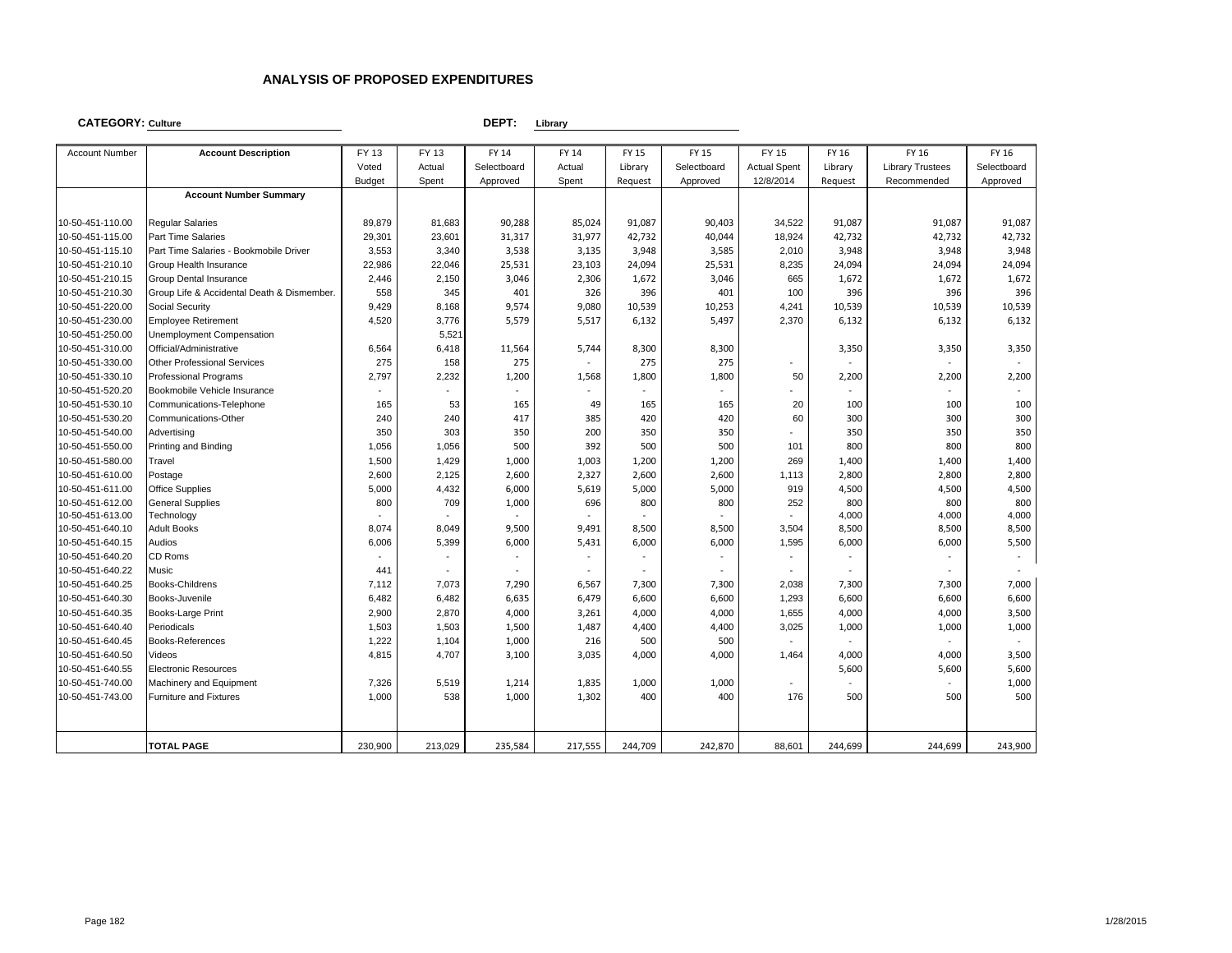# ANALYSIS OF PROPOSED EXPENDITURES

**CATEGORY:** Culture **DEPT:** Library

| Account Number | Account Description | FY 13 Voted Budget | FY 13 Actual Spent | FY 14 Selectboard Approved | FY 14 Actual Spent | FY 15 Library Request | FY 15 Selectboard Approved | FY 15 Actual Spent 12/8/2014 | FY 16 Library Request | FY 16 Library Trustees Recommended | FY 16 Selectboard Approved |
|---|---|---|---|---|---|---|---|---|---|---|---|
| | **Account Number Summary** | | | | | | | | | | |
| 10-50-451-110.00 | Regular Salaries | 89,879 | 81,683 | 90,288 | 85,024 | 91,087 | 90,403 | 34,522 | 91,087 | 91,087 | 91,087 |
| 10-50-451-115.00 | Part Time Salaries | 29,301 | 23,601 | 31,317 | 31,977 | 42,732 | 40,044 | 18,924 | 42,732 | 42,732 | 42,732 |
| 10-50-451-115.10 | Part Time Salaries - Bookmobile Driver | 3,553 | 3,340 | 3,538 | 3,135 | 3,948 | 3,585 | 2,010 | 3,948 | 3,948 | 3,948 |
| 10-50-451-210.10 | Group Health Insurance | 22,986 | 22,046 | 25,531 | 23,103 | 24,094 | 25,531 | 8,235 | 24,094 | 24,094 | 24,094 |
| 10-50-451-210.15 | Group Dental Insurance | 2,446 | 2,150 | 3,046 | 2,306 | 1,672 | 3,046 | 665 | 1,672 | 1,672 | 1,672 |
| 10-50-451-210.30 | Group Life & Accidental Death & Dismember. | 558 | 345 | 401 | 326 | 396 | 401 | 100 | 396 | 396 | 396 |
| 10-50-451-220.00 | Social Security | 9,429 | 8,168 | 9,574 | 9,080 | 10,539 | 10,253 | 4,241 | 10,539 | 10,539 | 10,539 |
| 10-50-451-230.00 | Employee Retirement | 4,520 | 3,776 | 5,579 | 5,517 | 6,132 | 5,497 | 2,370 | 6,132 | 6,132 | 6,132 |
| 10-50-451-250.00 | Unemployment Compensation | | 5,521 | | | | | | | | |
| 10-50-451-310.00 | Official/Administrative | 6,564 | 6,418 | 11,564 | 5,744 | 8,300 | 8,300 | | 3,350 | 3,350 | 3,350 |
| 10-50-451-330.00 | Other Professional Services | 275 | 158 | 275 | - | 275 | 275 | - | - | - | - |
| 10-50-451-330.10 | Professional Programs | 2,797 | 2,232 | 1,200 | 1,568 | 1,800 | 1,800 | 50 | 2,200 | 2,200 | 2,200 |
| 10-50-451-520.20 | Bookmobile Vehicle Insurance | - | - | - | - | - | - | - | - | - | - |
| 10-50-451-530.10 | Communications-Telephone | 165 | 53 | 165 | 49 | 165 | 165 | 20 | 100 | 100 | 100 |
| 10-50-451-530.20 | Communications-Other | 240 | 240 | 417 | 385 | 420 | 420 | 60 | 300 | 300 | 300 |
| 10-50-451-540.00 | Advertising | 350 | 303 | 350 | 200 | 350 | 350 | - | 350 | 350 | 350 |
| 10-50-451-550.00 | Printing and Binding | 1,056 | 1,056 | 500 | 392 | 500 | 500 | 101 | 800 | 800 | 800 |
| 10-50-451-580.00 | Travel | 1,500 | 1,429 | 1,000 | 1,003 | 1,200 | 1,200 | 269 | 1,400 | 1,400 | 1,400 |
| 10-50-451-610.00 | Postage | 2,600 | 2,125 | 2,600 | 2,327 | 2,600 | 2,600 | 1,113 | 2,800 | 2,800 | 2,800 |
| 10-50-451-611.00 | Office Supplies | 5,000 | 4,432 | 6,000 | 5,619 | 5,000 | 5,000 | 919 | 4,500 | 4,500 | 4,500 |
| 10-50-451-612.00 | General Supplies | 800 | 709 | 1,000 | 696 | 800 | 800 | 252 | 800 | 800 | 800 |
| 10-50-451-613.00 | Technology | - | - | - | - | - | - | - | 4,000 | 4,000 | 4,000 |
| 10-50-451-640.10 | Adult Books | 8,074 | 8,049 | 9,500 | 9,491 | 8,500 | 8,500 | 3,504 | 8,500 | 8,500 | 8,500 |
| 10-50-451-640.15 | Audios | 6,006 | 5,399 | 6,000 | 5,431 | 6,000 | 6,000 | 1,595 | 6,000 | 6,000 | 5,500 |
| 10-50-451-640.20 | CD Roms | - | - | - | - | - | - | - | - | - | - |
| 10-50-451-640.22 | Music | 441 | - | - | - | - | - | - | - | - | - |
| 10-50-451-640.25 | Books-Childrens | 7,112 | 7,073 | 7,290 | 6,567 | 7,300 | 7,300 | 2,038 | 7,300 | 7,300 | 7,000 |
| 10-50-451-640.30 | Books-Juvenile | 6,482 | 6,482 | 6,635 | 6,479 | 6,600 | 6,600 | 1,293 | 6,600 | 6,600 | 6,600 |
| 10-50-451-640.35 | Books-Large Print | 2,900 | 2,870 | 4,000 | 3,261 | 4,000 | 4,000 | 1,655 | 4,000 | 4,000 | 3,500 |
| 10-50-451-640.40 | Periodicals | 1,503 | 1,503 | 1,500 | 1,487 | 4,400 | 4,400 | 3,025 | 1,000 | 1,000 | 1,000 |
| 10-50-451-640.45 | Books-References | 1,222 | 1,104 | 1,000 | 216 | 500 | 500 | - | - | - | - |
| 10-50-451-640.50 | Videos | 4,815 | 4,707 | 3,100 | 3,035 | 4,000 | 4,000 | 1,464 | 4,000 | 4,000 | 3,500 |
| 10-50-451-640.55 | Electronic Resources | | | | | | | | 5,600 | 5,600 | 5,600 |
| 10-50-451-740.00 | Machinery and Equipment | 7,326 | 5,519 | 1,214 | 1,835 | 1,000 | 1,000 | - | - | - | 1,000 |
| 10-50-451-743.00 | Furniture and Fixtures | 1,000 | 538 | 1,000 | 1,302 | 400 | 400 | 176 | 500 | 500 | 500 |
| | **TOTAL PAGE** | 230,900 | 213,029 | 235,584 | 217,555 | 244,709 | 242,870 | 88,601 | 244,699 | 244,699 | 243,900 |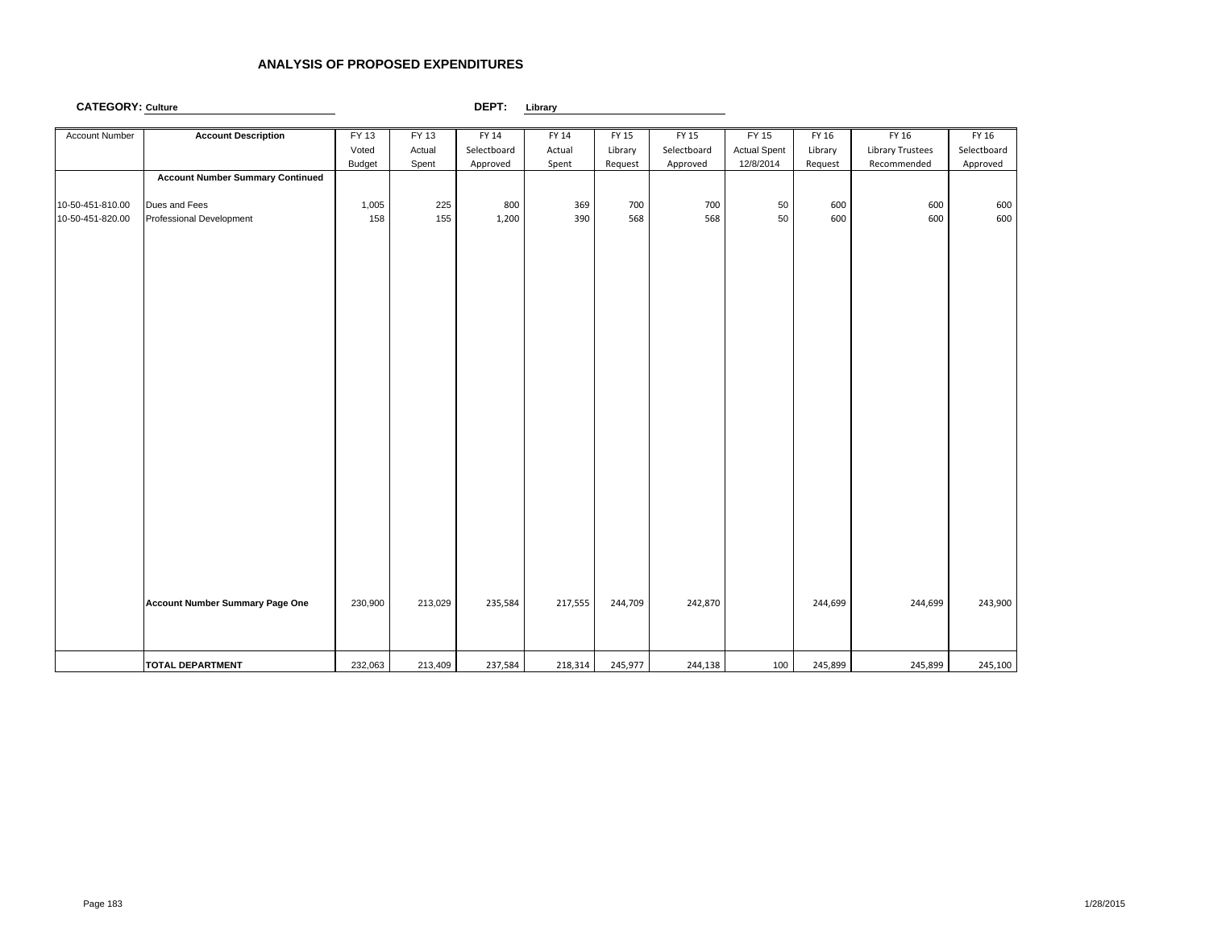## ANALYSIS OF PROPOSED EXPENDITURES

**CATEGORY:** Culture **DEPT:** Library

| Account Number | Account Description | FY 13 Voted Budget | FY 13 Actual Spent | FY 14 Selectboard Approved | FY 14 Actual Spent | FY 15 Library Request | FY 15 Selectboard Approved | FY 15 Actual Spent 12/8/2014 | FY 16 Library Request | FY 16 Library Trustees Recommended | FY 16 Selectboard Approved |
|---|---|---|---|---|---|---|---|---|---|---|---|
| | **Account Number Summary Continued** | | | | | | | | | | |
| 10-50-451-810.00 | Dues and Fees | 1,005 | 225 | 800 | 369 | 700 | 700 | 50 | 600 | 600 | 600 |
| 10-50-451-820.00 | Professional Development | 158 | 155 | 1,200 | 390 | 568 | 568 | 50 | 600 | 600 | 600 |
| | **Account Number Summary Page One** | 230,900 | 213,029 | 235,584 | 217,555 | 244,709 | 242,870 | | 244,699 | 244,699 | 243,900 |
| | **TOTAL DEPARTMENT** | 232,063 | 213,409 | 237,584 | 218,314 | 245,977 | 244,138 | 100 | 245,899 | 245,899 | 245,100 |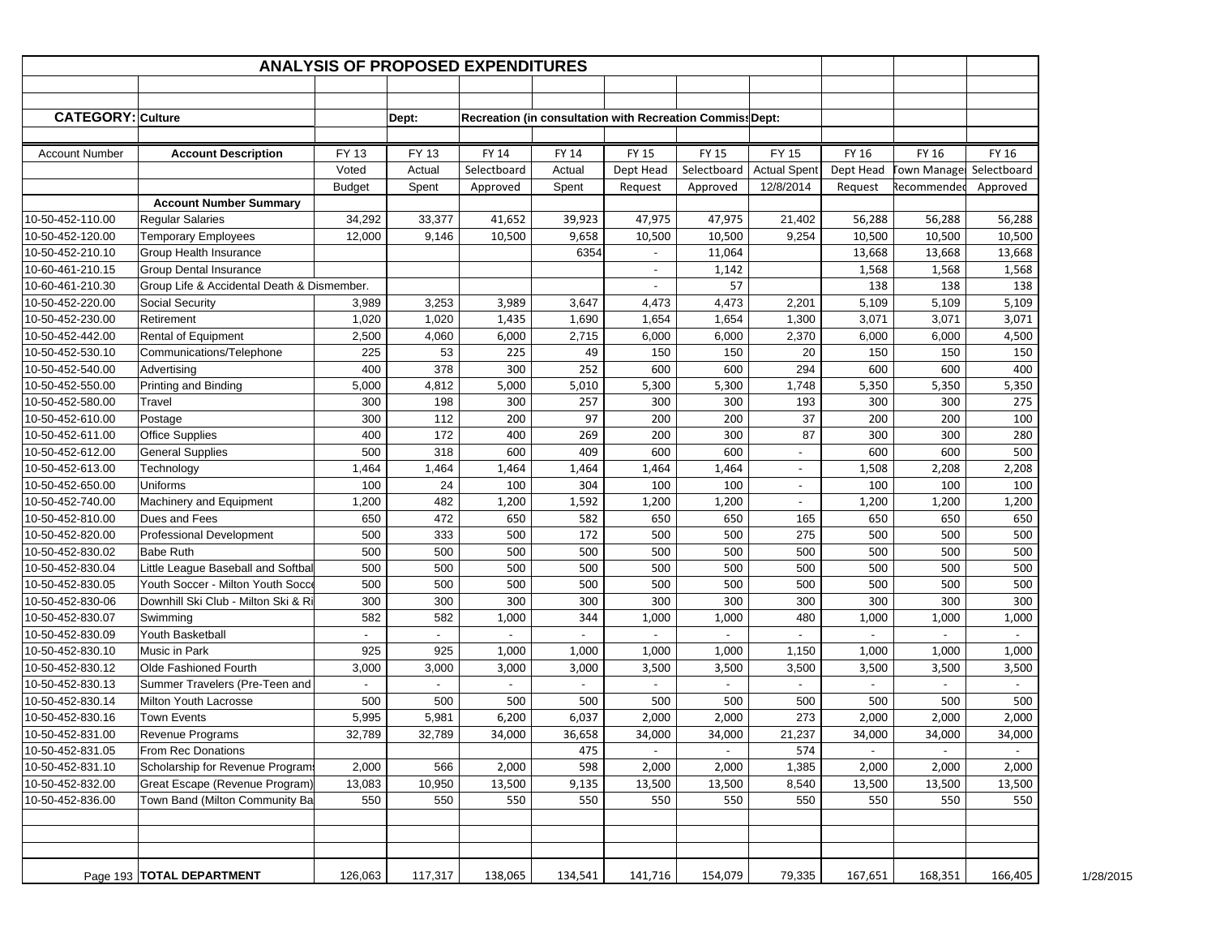# ANALYSIS OF PROPOSED EXPENDITURES

**CATEGORY:** Culture | Dept: Recreation (in consultation with Recreation Commiss Dept:

| Account Number | Account Description | FY 13 Voted Budget | FY 13 Actual Spent | FY 14 Selectboard Approved | FY 14 Actual Spent | FY 15 Dept Head Request | FY 15 Selectboard Approved | FY 15 Actual Spent 12/8/2014 | FY 16 Dept Head Request | FY 16 Town Manager Recommended | FY 16 Selectboard Approved |
|---|---|---|---|---|---|---|---|---|---|---|---|
| | **Account Number Summary** | | | | | | | | | | |
| 10-50-452-110.00 | Regular Salaries | 34,292 | 33,377 | 41,652 | 39,923 | 47,975 | 47,975 | 21,402 | 56,288 | 56,288 | 56,288 |
| 10-50-452-120.00 | Temporary Employees | 12,000 | 9,146 | 10,500 | 9,658 | 10,500 | 10,500 | 9,254 | 10,500 | 10,500 | 10,500 |
| 10-50-452-210.10 | Group Health Insurance | | | | 6354 | - | 11,064 | | 13,668 | 13,668 | 13,668 |
| 10-60-461-210.15 | Group Dental Insurance | | | | | - | 1,142 | | 1,568 | 1,568 | 1,568 |
| 10-60-461-210.30 | Group Life & Accidental Death & Dismember. | | | | | - | 57 | | 138 | 138 | 138 |
| 10-50-452-220.00 | Social Security | 3,989 | 3,253 | 3,989 | 3,647 | 4,473 | 4,473 | 2,201 | 5,109 | 5,109 | 5,109 |
| 10-50-452-230.00 | Retirement | 1,020 | 1,020 | 1,435 | 1,690 | 1,654 | 1,654 | 1,300 | 3,071 | 3,071 | 3,071 |
| 10-50-452-442.00 | Rental of Equipment | 2,500 | 4,060 | 6,000 | 2,715 | 6,000 | 6,000 | 2,370 | 6,000 | 6,000 | 4,500 |
| 10-50-452-530.10 | Communications/Telephone | 225 | 53 | 225 | 49 | 150 | 150 | 20 | 150 | 150 | 150 |
| 10-50-452-540.00 | Advertising | 400 | 378 | 300 | 252 | 600 | 600 | 294 | 600 | 600 | 400 |
| 10-50-452-550.00 | Printing and Binding | 5,000 | 4,812 | 5,000 | 5,010 | 5,300 | 5,300 | 1,748 | 5,350 | 5,350 | 5,350 |
| 10-50-452-580.00 | Travel | 300 | 198 | 300 | 257 | 300 | 300 | 193 | 300 | 300 | 275 |
| 10-50-452-610.00 | Postage | 300 | 112 | 200 | 97 | 200 | 200 | 37 | 200 | 200 | 100 |
| 10-50-452-611.00 | Office Supplies | 400 | 172 | 400 | 269 | 200 | 300 | 87 | 300 | 300 | 280 |
| 10-50-452-612.00 | General Supplies | 500 | 318 | 600 | 409 | 600 | 600 | - | 600 | 600 | 500 |
| 10-50-452-613.00 | Technology | 1,464 | 1,464 | 1,464 | 1,464 | 1,464 | 1,464 | - | 1,508 | 2,208 | 2,208 |
| 10-50-452-650.00 | Uniforms | 100 | 24 | 100 | 304 | 100 | 100 | - | 100 | 100 | 100 |
| 10-50-452-740.00 | Machinery and Equipment | 1,200 | 482 | 1,200 | 1,592 | 1,200 | 1,200 | - | 1,200 | 1,200 | 1,200 |
| 10-50-452-810.00 | Dues and Fees | 650 | 472 | 650 | 582 | 650 | 650 | 165 | 650 | 650 | 650 |
| 10-50-452-820.00 | Professional Development | 500 | 333 | 500 | 172 | 500 | 500 | 275 | 500 | 500 | 500 |
| 10-50-452-830.02 | Babe Ruth | 500 | 500 | 500 | 500 | 500 | 500 | 500 | 500 | 500 | 500 |
| 10-50-452-830.04 | Little League Baseball and Softbal | 500 | 500 | 500 | 500 | 500 | 500 | 500 | 500 | 500 | 500 |
| 10-50-452-830.05 | Youth Soccer - Milton Youth Socce | 500 | 500 | 500 | 500 | 500 | 500 | 500 | 500 | 500 | 500 |
| 10-50-452-830-06 | Downhill Ski Club - Milton Ski & Ri | 300 | 300 | 300 | 300 | 300 | 300 | 300 | 300 | 300 | 300 |
| 10-50-452-830.07 | Swimming | 582 | 582 | 1,000 | 344 | 1,000 | 1,000 | 480 | 1,000 | 1,000 | 1,000 |
| 10-50-452-830.09 | Youth Basketball | - | - | - | - | - | - | - | - | - | - |
| 10-50-452-830.10 | Music in Park | 925 | 925 | 1,000 | 1,000 | 1,000 | 1,000 | 1,150 | 1,000 | 1,000 | 1,000 |
| 10-50-452-830.12 | Olde Fashioned Fourth | 3,000 | 3,000 | 3,000 | 3,000 | 3,500 | 3,500 | 3,500 | 3,500 | 3,500 | 3,500 |
| 10-50-452-830.13 | Summer Travelers (Pre-Teen and | - | - | - | - | - | - | - | - | - | - |
| 10-50-452-830.14 | Milton Youth Lacrosse | 500 | 500 | 500 | 500 | 500 | 500 | 500 | 500 | 500 | 500 |
| 10-50-452-830.16 | Town Events | 5,995 | 5,981 | 6,200 | 6,037 | 2,000 | 2,000 | 273 | 2,000 | 2,000 | 2,000 |
| 10-50-452-831.00 | Revenue Programs | 32,789 | 32,789 | 34,000 | 36,658 | 34,000 | 34,000 | 21,237 | 34,000 | 34,000 | 34,000 |
| 10-50-452-831.05 | From Rec Donations | | | | 475 | - | - | 574 | - | - | - |
| 10-50-452-831.10 | Scholarship for Revenue Program | 2,000 | 566 | 2,000 | 598 | 2,000 | 2,000 | 1,385 | 2,000 | 2,000 | 2,000 |
| 10-50-452-832.00 | Great Escape (Revenue Program) | 13,083 | 10,950 | 13,500 | 9,135 | 13,500 | 13,500 | 8,540 | 13,500 | 13,500 | 13,500 |
| 10-50-452-836.00 | Town Band (Milton Community Ba | 550 | 550 | 550 | 550 | 550 | 550 | 550 | 550 | 550 | 550 |
| | | | | | | | | | | | |
| Page 193 | **TOTAL DEPARTMENT** | 126,063 | 117,317 | 138,065 | 134,541 | 141,716 | 154,079 | 79,335 | 167,651 | 168,351 | 166,405 |

1/28/2015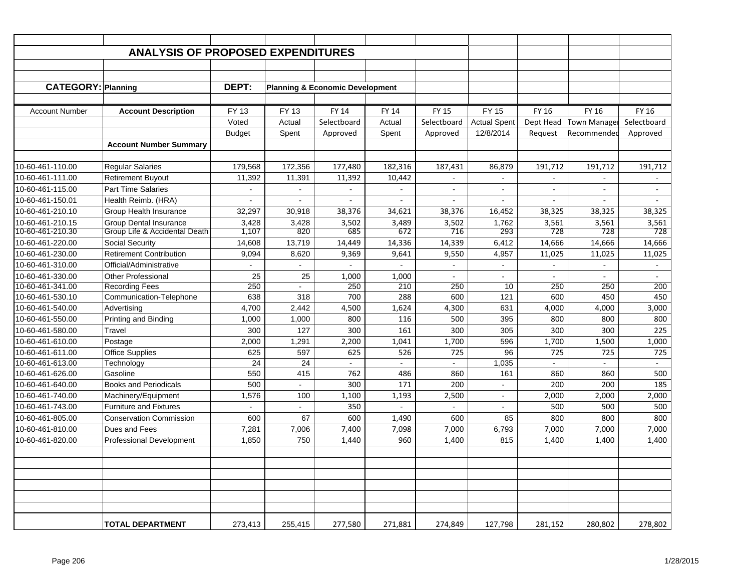# ANALYSIS OF PROPOSED EXPENDITURES

**CATEGORY:** Planning **DEPT:** Planning & Economic Development

| Account Number | Account Description | FY 13 Voted Budget | FY 13 Actual Spent | FY 14 Selectboard Approved | FY 14 Actual Spent | FY 15 Selectboard Approved | FY 15 Actual Spent 12/8/2014 | FY 16 Dept Head Request | FY 16 Town Manager Recommended | FY 16 Selectboard Approved |
|---|---|---|---|---|---|---|---|---|---|---|
| | **Account Number Summary** | | | | | | | | | |
| 10-60-461-110.00 | Regular Salaries | 179,568 | 172,356 | 177,480 | 182,316 | 187,431 | 86,879 | 191,712 | 191,712 | 191,712 |
| 10-60-461-111.00 | Retirement Buyout | 11,392 | 11,391 | 11,392 | 10,442 | - | - | - | - | - |
| 10-60-461-115.00 | Part Time Salaries | - | - | - | - | - | - | - | - | - |
| 10-60-461-150.01 | Health Reimb. (HRA) | - | - | - | - | - | - | - | - | - |
| 10-60-461-210.10 | Group Health Insurance | 32,297 | 30,918 | 38,376 | 34,621 | 38,376 | 16,452 | 38,325 | 38,325 | 38,325 |
| 10-60-461-210.15 | Group Dental Insurance | 3,428 | 3,428 | 3,502 | 3,489 | 3,502 | 1,762 | 3,561 | 3,561 | 3,561 |
| 10-60-461-210.30 | Group Life & Accidental Death | 1,107 | 820 | 685 | 672 | 716 | 293 | 728 | 728 | 728 |
| 10-60-461-220.00 | Social Security | 14,608 | 13,719 | 14,449 | 14,336 | 14,339 | 6,412 | 14,666 | 14,666 | 14,666 |
| 10-60-461-230.00 | Retirement Contribution | 9,094 | 8,620 | 9,369 | 9,641 | 9,550 | 4,957 | 11,025 | 11,025 | 11,025 |
| 10-60-461-310.00 | Official/Administrative | - | - | - | - | - | - | - | - | - |
| 10-60-461-330.00 | Other Professional | 25 | 25 | 1,000 | 1,000 | - | - | - | - | - |
| 10-60-461-341.00 | Recording Fees | 250 | - | 250 | 210 | 250 | 10 | 250 | 250 | 200 |
| 10-60-461-530.10 | Communication-Telephone | 638 | 318 | 700 | 288 | 600 | 121 | 600 | 450 | 450 |
| 10-60-461-540.00 | Advertising | 4,700 | 2,442 | 4,500 | 1,624 | 4,300 | 631 | 4,000 | 4,000 | 3,000 |
| 10-60-461-550.00 | Printing and Binding | 1,000 | 1,000 | 800 | 116 | 500 | 395 | 800 | 800 | 800 |
| 10-60-461-580.00 | Travel | 300 | 127 | 300 | 161 | 300 | 305 | 300 | 300 | 225 |
| 10-60-461-610.00 | Postage | 2,000 | 1,291 | 2,200 | 1,041 | 1,700 | 596 | 1,700 | 1,500 | 1,000 |
| 10-60-461-611.00 | Office Supplies | 625 | 597 | 625 | 526 | 725 | 96 | 725 | 725 | 725 |
| 10-60-461-613.00 | Technology | 24 | 24 | - | - | - | 1,035 | - | - | - |
| 10-60-461-626.00 | Gasoline | 550 | 415 | 762 | 486 | 860 | 161 | 860 | 860 | 500 |
| 10-60-461-640.00 | Books and Periodicals | 500 | - | 300 | 171 | 200 | - | 200 | 200 | 185 |
| 10-60-461-740.00 | Machinery/Equipment | 1,576 | 100 | 1,100 | 1,193 | 2,500 | - | 2,000 | 2,000 | 2,000 |
| 10-60-461-743.00 | Furniture and Fixtures | - | - | 350 | - | - | - | 500 | 500 | 500 |
| 10-60-461-805.00 | Conservation Commission | 600 | 67 | 600 | 1,490 | 600 | 85 | 800 | 800 | 800 |
| 10-60-461-810.00 | Dues and Fees | 7,281 | 7,006 | 7,400 | 7,098 | 7,000 | 6,793 | 7,000 | 7,000 | 7,000 |
| 10-60-461-820.00 | Professional Development | 1,850 | 750 | 1,440 | 960 | 1,400 | 815 | 1,400 | 1,400 | 1,400 |
| | **TOTAL DEPARTMENT** | 273,413 | 255,415 | 277,580 | 271,881 | 274,849 | 127,798 | 281,152 | 280,802 | 278,802 |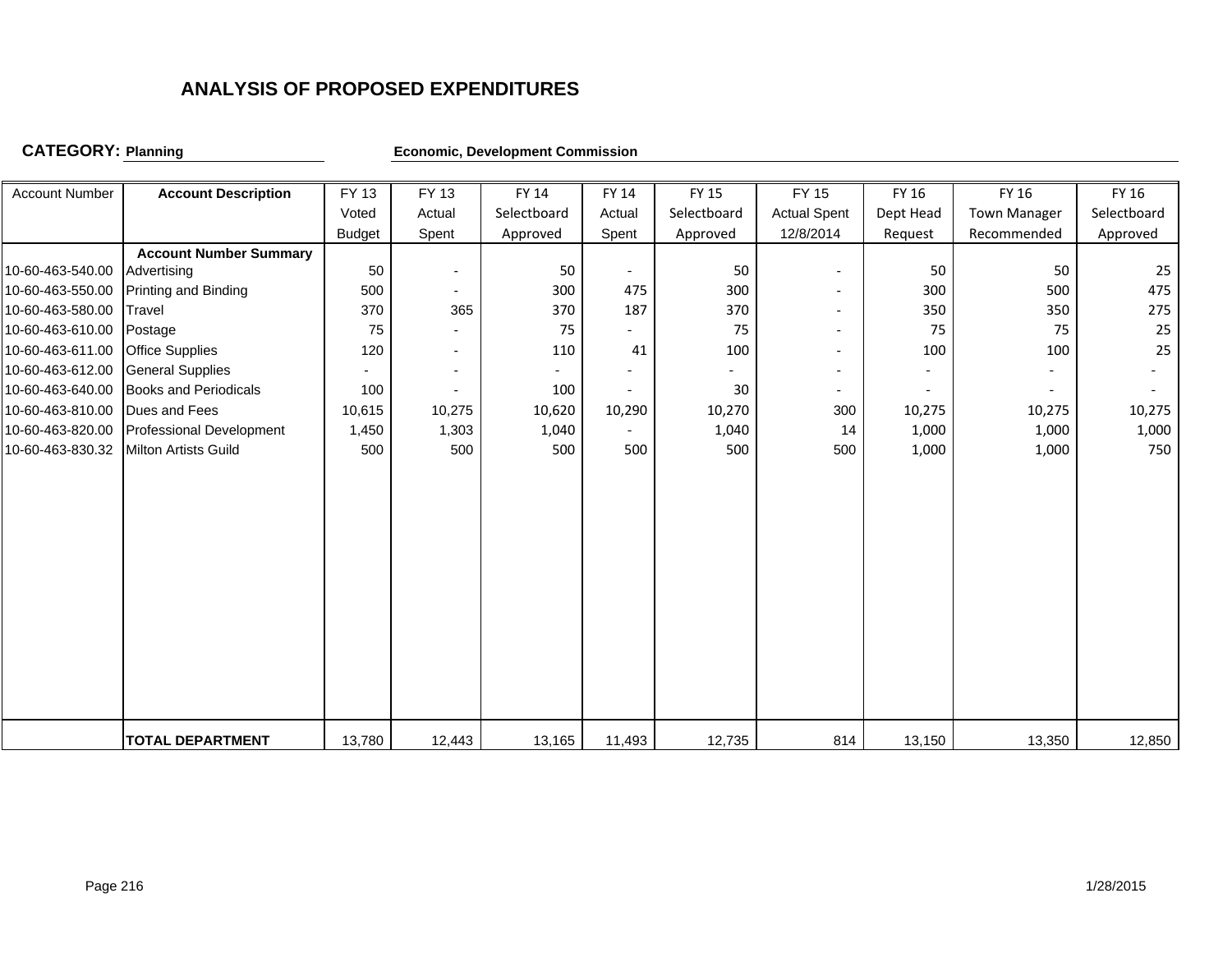# ANALYSIS OF PROPOSED EXPENDITURES

**CATEGORY: Planning** | **Economic, Development Commission**

| Account Number | Account Description | FY 13 Voted Budget | FY 13 Actual Spent | FY 14 Selectboard Approved | FY 14 Actual Spent | FY 15 Selectboard Approved | FY 15 Actual Spent 12/8/2014 | FY 16 Dept Head Request | FY 16 Town Manager Recommended | FY 16 Selectboard Approved |
|---|---|---|---|---|---|---|---|---|---|---|
| | **Account Number Summary** | | | | | | | | | |
| 10-60-463-540.00 | Advertising | 50 | - | 50 | - | 50 | - | 50 | 50 | 25 |
| 10-60-463-550.00 | Printing and Binding | 500 | - | 300 | 475 | 300 | - | 300 | 500 | 475 |
| 10-60-463-580.00 | Travel | 370 | 365 | 370 | 187 | 370 | - | 350 | 350 | 275 |
| 10-60-463-610.00 | Postage | 75 | - | 75 | - | 75 | - | 75 | 75 | 25 |
| 10-60-463-611.00 | Office Supplies | 120 | - | 110 | 41 | 100 | - | 100 | 100 | 25 |
| 10-60-463-612.00 | General Supplies | - | - | - | - | - | - | - | - | - |
| 10-60-463-640.00 | Books and Periodicals | 100 | - | 100 | - | 30 | - | - | - | - |
| 10-60-463-810.00 | Dues and Fees | 10,615 | 10,275 | 10,620 | 10,290 | 10,270 | 300 | 10,275 | 10,275 | 10,275 |
| 10-60-463-820.00 | Professional Development | 1,450 | 1,303 | 1,040 | - | 1,040 | 14 | 1,000 | 1,000 | 1,000 |
| 10-60-463-830.32 | Milton Artists Guild | 500 | 500 | 500 | 500 | 500 | 500 | 1,000 | 1,000 | 750 |
| | **TOTAL DEPARTMENT** | 13,780 | 12,443 | 13,165 | 11,493 | 12,735 | 814 | 13,150 | 13,350 | 12,850 |

1/28/2015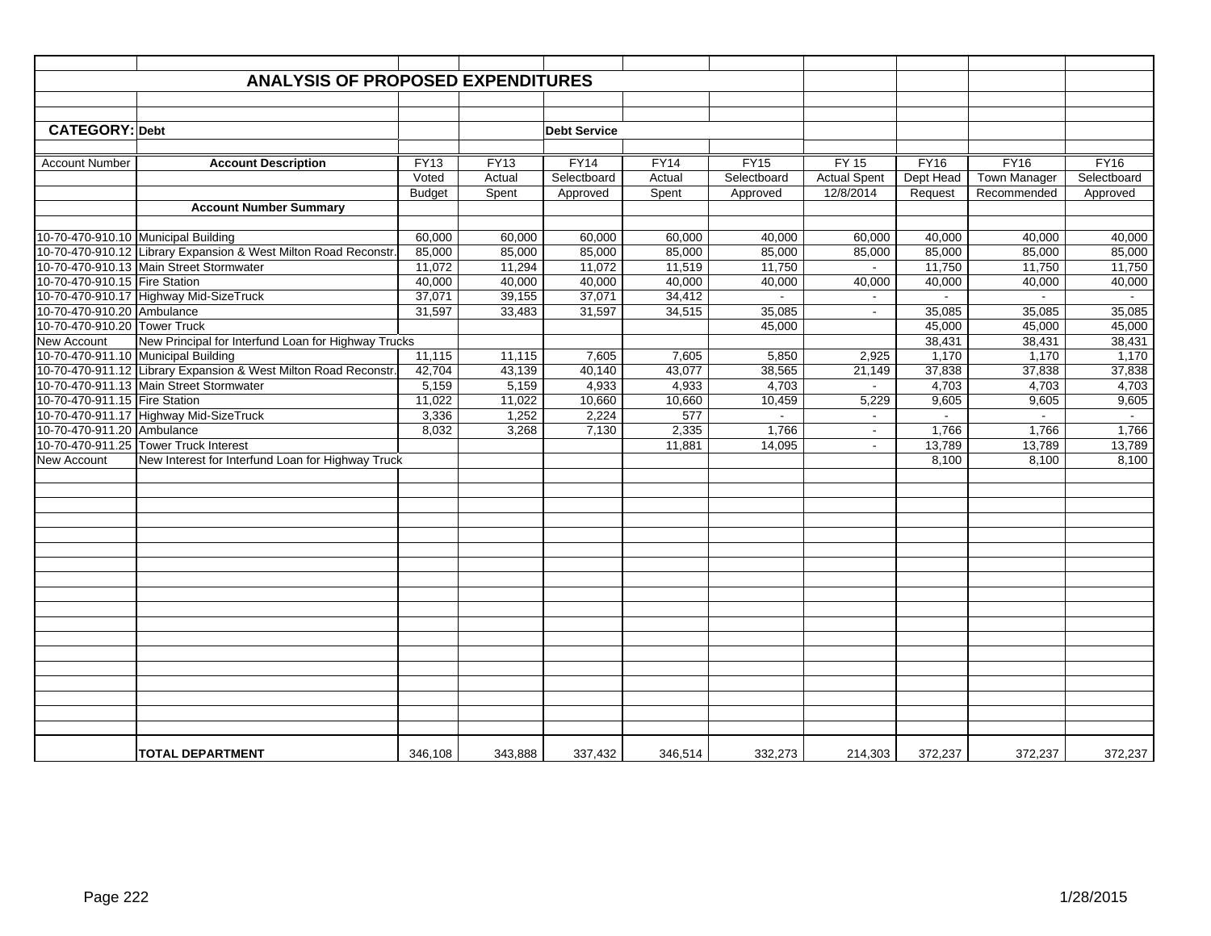## ANALYSIS OF PROPOSED EXPENDITURES

**CATEGORY: Debt** — **Debt Service**

| Account Number | Account Description | FY13 Voted Budget | FY13 Actual Spent | FY14 Selectboard Approved | FY14 Actual Spent | FY15 Selectboard Approved | FY 15 Actual Spent 12/8/2014 | FY16 Dept Head Request | FY16 Town Manager Recommended | FY16 Selectboard Approved |
|---|---|---|---|---|---|---|---|---|---|---|
| | **Account Number Summary** | | | | | | | | | |
| 10-70-470-910.10 | Municipal Building | 60,000 | 60,000 | 60,000 | 60,000 | 40,000 | 60,000 | 40,000 | 40,000 | 40,000 |
| 10-70-470-910.12 | Library Expansion & West Milton Road Reconstr. | 85,000 | 85,000 | 85,000 | 85,000 | 85,000 | 85,000 | 85,000 | 85,000 | 85,000 |
| 10-70-470-910.13 | Main Street Stormwater | 11,072 | 11,294 | 11,072 | 11,519 | 11,750 | - | 11,750 | 11,750 | 11,750 |
| 10-70-470-910.15 | Fire Station | 40,000 | 40,000 | 40,000 | 40,000 | 40,000 | 40,000 | 40,000 | 40,000 | 40,000 |
| 10-70-470-910.17 | Highway Mid-SizeTruck | 37,071 | 39,155 | 37,071 | 34,412 | - | - | - | - | - |
| 10-70-470-910.20 | Ambulance | 31,597 | 33,483 | 31,597 | 34,515 | 35,085 | - | 35,085 | 35,085 | 35,085 |
| 10-70-470-910.20 | Tower Truck | | | | | 45,000 | | 45,000 | 45,000 | 45,000 |
| New Account | New Principal for Interfund Loan for Highway Trucks | | | | | | | 38,431 | 38,431 | 38,431 |
| 10-70-470-911.10 | Municipal Building | 11,115 | 11,115 | 7,605 | 7,605 | 5,850 | 2,925 | 1,170 | 1,170 | 1,170 |
| 10-70-470-911.12 | Library Expansion & West Milton Road Reconstr. | 42,704 | 43,139 | 40,140 | 43,077 | 38,565 | 21,149 | 37,838 | 37,838 | 37,838 |
| 10-70-470-911.13 | Main Street Stormwater | 5,159 | 5,159 | 4,933 | 4,933 | 4,703 | - | 4,703 | 4,703 | 4,703 |
| 10-70-470-911.15 | Fire Station | 11,022 | 11,022 | 10,660 | 10,660 | 10,459 | 5,229 | 9,605 | 9,605 | 9,605 |
| 10-70-470-911.17 | Highway Mid-SizeTruck | 3,336 | 1,252 | 2,224 | 577 | - | - | - | - | - |
| 10-70-470-911.20 | Ambulance | 8,032 | 3,268 | 7,130 | 2,335 | 1,766 | - | 1,766 | 1,766 | 1,766 |
| 10-70-470-911.25 | Tower Truck Interest | | | | 11,881 | 14,095 | - | 13,789 | 13,789 | 13,789 |
| New Account | New Interest for Interfund Loan for Highway Truck | | | | | | | 8,100 | 8,100 | 8,100 |
| | **TOTAL DEPARTMENT** | 346,108 | 343,888 | 337,432 | 346,514 | 332,273 | 214,303 | 372,237 | 372,237 | 372,237 |

1/28/2015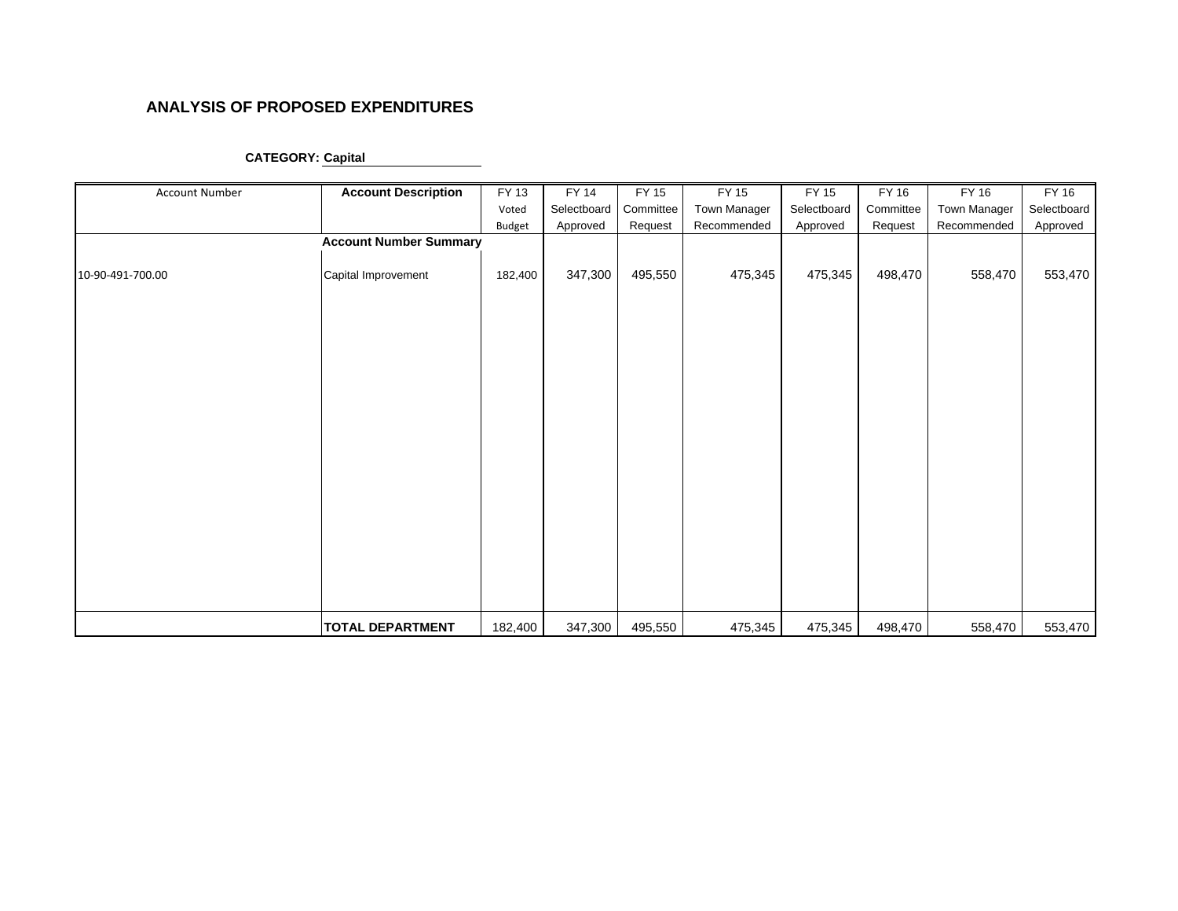## ANALYSIS OF PROPOSED EXPENDITURES

**CATEGORY: Capital**

| Account Number | Account Description | FY 13 Voted Budget | FY 14 Selectboard Approved | FY 15 Committee Request | FY 15 Town Manager Recommended | FY 15 Selectboard Approved | FY 16 Committee Request | FY 16 Town Manager Recommended | FY 16 Selectboard Approved |
|---|---|---|---|---|---|---|---|---|---|
| | **Account Number Summary** | | | | | | | | |
| 10-90-491-700.00 | Capital Improvement | 182,400 | 347,300 | 495,550 | 475,345 | 475,345 | 498,470 | 558,470 | 553,470 |
| | **TOTAL DEPARTMENT** | 182,400 | 347,300 | 495,550 | 475,345 | 475,345 | 498,470 | 558,470 | 553,470 |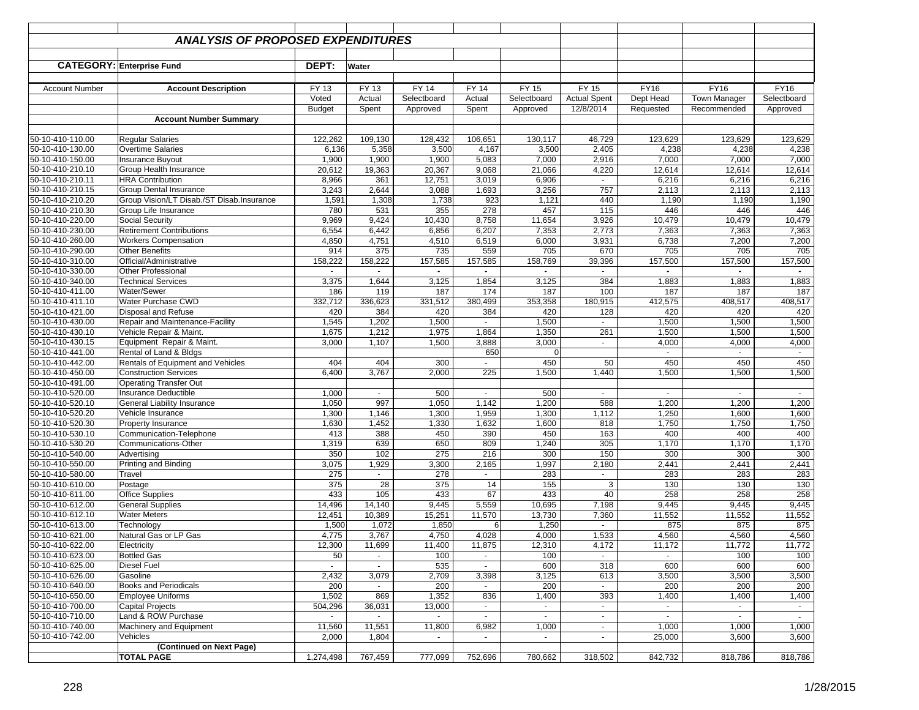## ANALYSIS OF PROPOSED EXPENDITURES

**CATEGORY:** Enterprise Fund **DEPT:** Water

| Account Number | Account Description | FY 13 Voted Budget | FY 13 Actual Spent | FY 14 Selectboard Approved | FY 14 Actual Spent | FY 15 Selectboard Approved | FY 15 Actual Spent 12/8/2014 | FY16 Dept Head Requested | FY16 Town Manager Recommended | FY16 Selectboard Approved |
|---|---|---|---|---|---|---|---|---|---|---|
| | **Account Number Summary** | | | | | | | | | |
| 50-10-410-110.00 | Regular Salaries | 122,262 | 109,130 | 128,432 | 106,651 | 130,117 | 46,729 | 123,629 | 123,629 | 123,629 |
| 50-10-410-130.00 | Overtime Salaries | 6,136 | 5,358 | 3,500 | 4,167 | 3,500 | 2,405 | 4,238 | 4,238 | 4,238 |
| 50-10-410-150.00 | Insurance Buyout | 1,900 | 1,900 | 1,900 | 5,083 | 7,000 | 2,916 | 7,000 | 7,000 | 7,000 |
| 50-10-410-210.10 | Group Health Insurance | 20,612 | 19,363 | 20,367 | 9,068 | 21,066 | 4,220 | 12,614 | 12,614 | 12,614 |
| 50-10-410-210.11 | HRA Contribution | 8,966 | 361 | 12,751 | 3,019 | 6,906 | - | 6,216 | 6,216 | 6,216 |
| 50-10-410-210.15 | Group Dental Insurance | 3,243 | 2,644 | 3,088 | 1,693 | 3,256 | 757 | 2,113 | 2,113 | 2,113 |
| 50-10-410-210.20 | Group Vision/LT Disab./ST Disab.Insurance | 1,591 | 1,308 | 1,738 | 923 | 1,121 | 440 | 1,190 | 1,190 | 1,190 |
| 50-10-410-210.30 | Group Life Insurance | 780 | 531 | 355 | 278 | 457 | 115 | 446 | 446 | 446 |
| 50-10-410-220.00 | Social Security | 9,969 | 9,424 | 10,430 | 8,758 | 11,654 | 3,926 | 10,479 | 10,479 | 10,479 |
| 50-10-410-230.00 | Retirement Contributions | 6,554 | 6,442 | 6,856 | 6,207 | 7,353 | 2,773 | 7,363 | 7,363 | 7,363 |
| 50-10-410-260.00 | Workers Compensation | 4,850 | 4,751 | 4,510 | 6,519 | 6,000 | 3,931 | 6,738 | 7,200 | 7,200 |
| 50-10-410-290.00 | Other Benefits | 914 | 375 | 735 | 559 | 705 | 670 | 705 | 705 | 705 |
| 50-10-410-310.00 | Official/Administrative | 158,222 | 158,222 | 157,585 | 157,585 | 158,769 | 39,396 | 157,500 | 157,500 | 157,500 |
| 50-10-410-330.00 | Other Professional | - | - | - | - | - | - | - | - | - |
| 50-10-410-340.00 | Technical Services | 3,375 | 1,644 | 3,125 | 1,854 | 3,125 | 384 | 1,883 | 1,883 | 1,883 |
| 50-10-410-411.00 | Water/Sewer | 186 | 119 | 187 | 174 | 187 | 100 | 187 | 187 | 187 |
| 50-10-410-411.10 | Water Purchase CWD | 332,712 | 336,623 | 331,512 | 380,499 | 353,358 | 180,915 | 412,575 | 408,517 | 408,517 |
| 50-10-410-421.00 | Disposal and Refuse | 420 | 384 | 420 | 384 | 420 | 128 | 420 | 420 | 420 |
| 50-10-410-430.00 | Repair and Maintenance-Facility | 1,545 | 1,202 | 1,500 | - | 1,500 | - | 1,500 | 1,500 | 1,500 |
| 50-10-410-430.10 | Vehicle Repair & Maint. | 1,675 | 1,212 | 1,975 | 1,864 | 1,350 | 261 | 1,500 | 1,500 | 1,500 |
| 50-10-410-430.15 | Equipment Repair & Maint. | 3,000 | 1,107 | 1,500 | 3,888 | 3,000 | - | 4,000 | 4,000 | 4,000 |
| 50-10-410-441.00 | Rental of Land & Bldgs | | | | 650 | 0 | | - | - | - |
| 50-10-410-442.00 | Rentals of Equipment and Vehicles | 404 | 404 | 300 | - | 450 | 50 | 450 | 450 | 450 |
| 50-10-410-450.00 | Construction Services | 6,400 | 3,767 | 2,000 | 225 | 1,500 | 1,440 | 1,500 | 1,500 | 1,500 |
| 50-10-410-491.00 | Operating Transfer Out | | | | | | | | | |
| 50-10-410-520.00 | Insurance Deductible | 1,000 | - | 500 | - | 500 | - | - | - | - |
| 50-10-410-520.10 | General Liability Insurance | 1,050 | 997 | 1,050 | 1,142 | 1,200 | 588 | 1,200 | 1,200 | 1,200 |
| 50-10-410-520.20 | Vehicle Insurance | 1,300 | 1,146 | 1,300 | 1,959 | 1,300 | 1,112 | 1,250 | 1,600 | 1,600 |
| 50-10-410-520.30 | Property Insurance | 1,630 | 1,452 | 1,330 | 1,632 | 1,600 | 818 | 1,750 | 1,750 | 1,750 |
| 50-10-410-530.10 | Communication-Telephone | 413 | 388 | 450 | 390 | 450 | 163 | 400 | 400 | 400 |
| 50-10-410-530.20 | Communications-Other | 1,319 | 639 | 650 | 809 | 1,240 | 305 | 1,170 | 1,170 | 1,170 |
| 50-10-410-540.00 | Advertising | 350 | 102 | 275 | 216 | 300 | 150 | 300 | 300 | 300 |
| 50-10-410-550.00 | Printing and Binding | 3,075 | 1,929 | 3,300 | 2,165 | 1,997 | 2,180 | 2,441 | 2,441 | 2,441 |
| 50-10-410-580.00 | Travel | 275 | - | 278 | - | 283 | - | 283 | 283 | 283 |
| 50-10-410-610.00 | Postage | 375 | 28 | 375 | 14 | 155 | 3 | 130 | 130 | 130 |
| 50-10-410-611.00 | Office Supplies | 433 | 105 | 433 | 67 | 433 | 40 | 258 | 258 | 258 |
| 50-10-410-612.00 | General Supplies | 14,496 | 14,140 | 9,445 | 5,559 | 10,695 | 7,198 | 9,445 | 9,445 | 9,445 |
| 50-10-410-612.10 | Water Meters | 12,451 | 10,389 | 15,251 | 11,570 | 13,730 | 7,360 | 11,552 | 11,552 | 11,552 |
| 50-10-410-613.00 | Technology | 1,500 | 1,072 | 1,850 | 6 | 1,250 | - | 875 | 875 | 875 |
| 50-10-410-621.00 | Natural Gas or LP Gas | 4,775 | 3,767 | 4,750 | 4,028 | 4,000 | 1,533 | 4,560 | 4,560 | 4,560 |
| 50-10-410-622.00 | Electricity | 12,300 | 11,699 | 11,400 | 11,875 | 12,310 | 4,172 | 11,172 | 11,772 | 11,772 |
| 50-10-410-623.00 | Bottled Gas | 50 | - | 100 | - | 100 | - | - | 100 | 100 |
| 50-10-410-625.00 | Diesel Fuel | - | - | 535 | - | 600 | 318 | 600 | 600 | 600 |
| 50-10-410-626.00 | Gasoline | 2,432 | 3,079 | 2,709 | 3,398 | 3,125 | 613 | 3,500 | 3,500 | 3,500 |
| 50-10-410-640.00 | Books and Periodicals | 200 | - | 200 | - | 200 | - | 200 | 200 | 200 |
| 50-10-410-650.00 | Employee Uniforms | 1,502 | 869 | 1,352 | 836 | 1,400 | 393 | 1,400 | 1,400 | 1,400 |
| 50-10-410-700.00 | Capital Projects | 504,296 | 36,031 | 13,000 | - | - | - | - | - | - |
| 50-10-410-710.00 | Land & ROW Purchase | - | - | - | - | - | - | - | - | - |
| 50-10-410-740.00 | Machinery and Equipment | 11,560 | 11,551 | 11,800 | 6,982 | 1,000 | - | 1,000 | 1,000 | 1,000 |
| 50-10-410-742.00 | Vehicles | 2,000 | 1,804 | - | - | - | - | 25,000 | 3,600 | 3,600 |
| | **(Continued on Next Page)** | | | | | | | | | |
| | **TOTAL PAGE** | 1,274,498 | 767,459 | 777,099 | 752,696 | 780,662 | 318,502 | 842,732 | 818,786 | 818,786 |

1/28/2015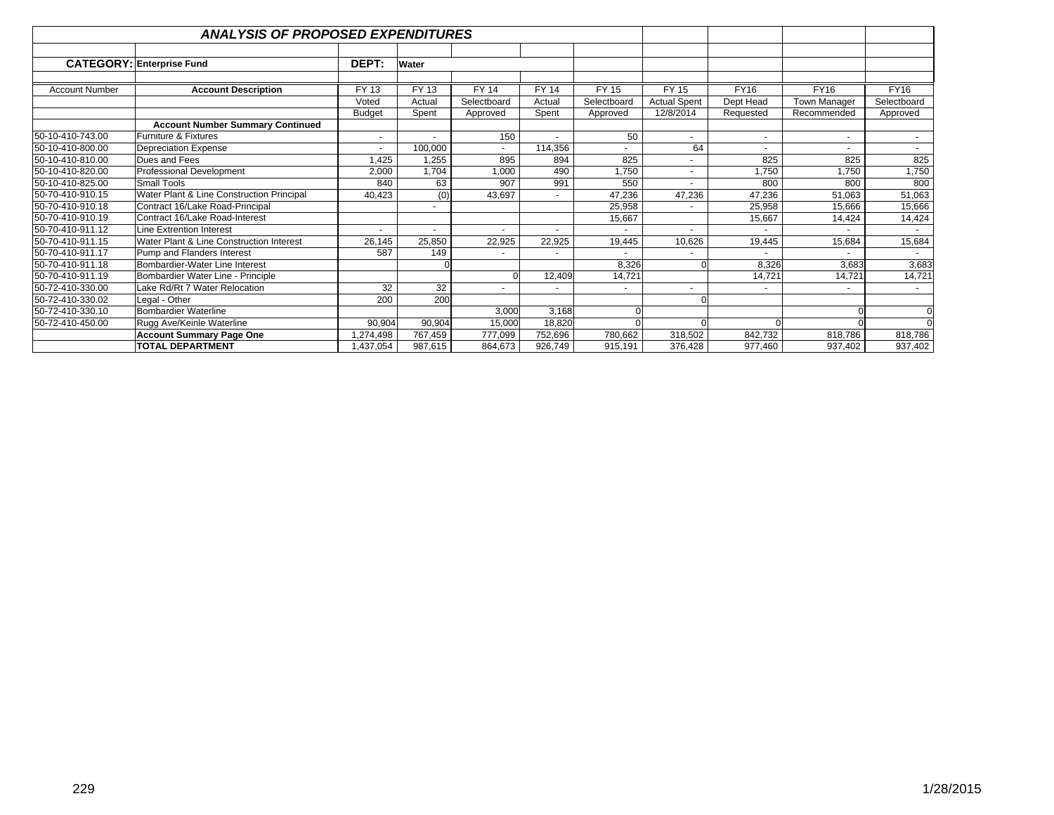## *ANALYSIS OF PROPOSED EXPENDITURES*

**CATEGORY:** **Enterprise Fund** | **DEPT:** **Water**

| Account Number | Account Description | FY 13 Voted Budget | FY 13 Actual Spent | FY 14 Selectboard Approved | FY 14 Actual Spent | FY 15 Selectboard Approved | FY 15 Actual Spent 12/8/2014 | FY16 Dept Head Requested | FY16 Town Manager Recommended | FY16 Selectboard Approved |
|---|---|---|---|---|---|---|---|---|---|---|
| | **Account Number Summary Continued** | | | | | | | | | |
| 50-10-410-743.00 | Furniture & Fixtures | - | - | 150 | - | 50 | - | - | - | - |
| 50-10-410-800.00 | Depreciation Expense | - | 100,000 | - | 114,356 | - | 64 | - | - | - |
| 50-10-410-810.00 | Dues and Fees | 1,425 | 1,255 | 895 | 894 | 825 | - | 825 | 825 | 825 |
| 50-10-410-820.00 | Professional Development | 2,000 | 1,704 | 1,000 | 490 | 1,750 | - | 1,750 | 1,750 | 1,750 |
| 50-10-410-825.00 | Small Tools | 840 | 63 | 907 | 991 | 550 | - | 800 | 800 | 800 |
| 50-70-410-910.15 | Water Plant & Line Construction Principal | 40,423 | (0) | 43,697 | - | 47,236 | 47,236 | 47,236 | 51,063 | 51,063 |
| 50-70-410-910.18 | Contract 16/Lake Road-Principal | | - | | | 25,958 | - | 25,958 | 15,666 | 15,666 |
| 50-70-410-910.19 | Contract 16/Lake Road-Interest | | | | | 15,667 | | 15,667 | 14,424 | 14,424 |
| 50-70-410-911.12 | Line Extrention Interest | - | - | - | - | - | - | - | - | - |
| 50-70-410-911.15 | Water Plant & Line Construction Interest | 26,145 | 25,850 | 22,925 | 22,925 | 19,445 | 10,626 | 19,445 | 15,684 | 15,684 |
| 50-70-410-911.17 | Pump and Flanders Interest | 587 | 149 | - | - | - | - | - | - | - |
| 50-70-410-911.18 | Bombardier-Water Line Interest | | 0 | | | 8,326 | 0 | 8,326 | 3,683 | 3,683 |
| 50-70-410-911.19 | Bombardier Water Line - Principle | | | 0 | 12,409 | 14,721 | | 14,721 | 14,721 | 14,721 |
| 50-72-410-330.00 | Lake Rd/Rt 7 Water Relocation | 32 | 32 | - | - | - | - | - | - | - |
| 50-72-410-330.02 | Legal - Other | 200 | 200 | | | | 0 | | | |
| 50-72-410-330.10 | Bombardier Waterline | | | 3,000 | 3,168 | 0 | | | 0 | 0 |
| 50-72-410-450.00 | Rugg Ave/Keinle Waterline | 90,904 | 90,904 | 15,000 | 18,820 | 0 | 0 | 0 | 0 | 0 |
| | **Account Summary Page One** | 1,274,498 | 767,459 | 777,099 | 752,696 | 780,662 | 318,502 | 842,732 | 818,786 | 818,786 |
| | **TOTAL DEPARTMENT** | 1,437,054 | 987,615 | 864,673 | 926,749 | 915,191 | 376,428 | 977,460 | 937,402 | 937,402 |

1/28/2015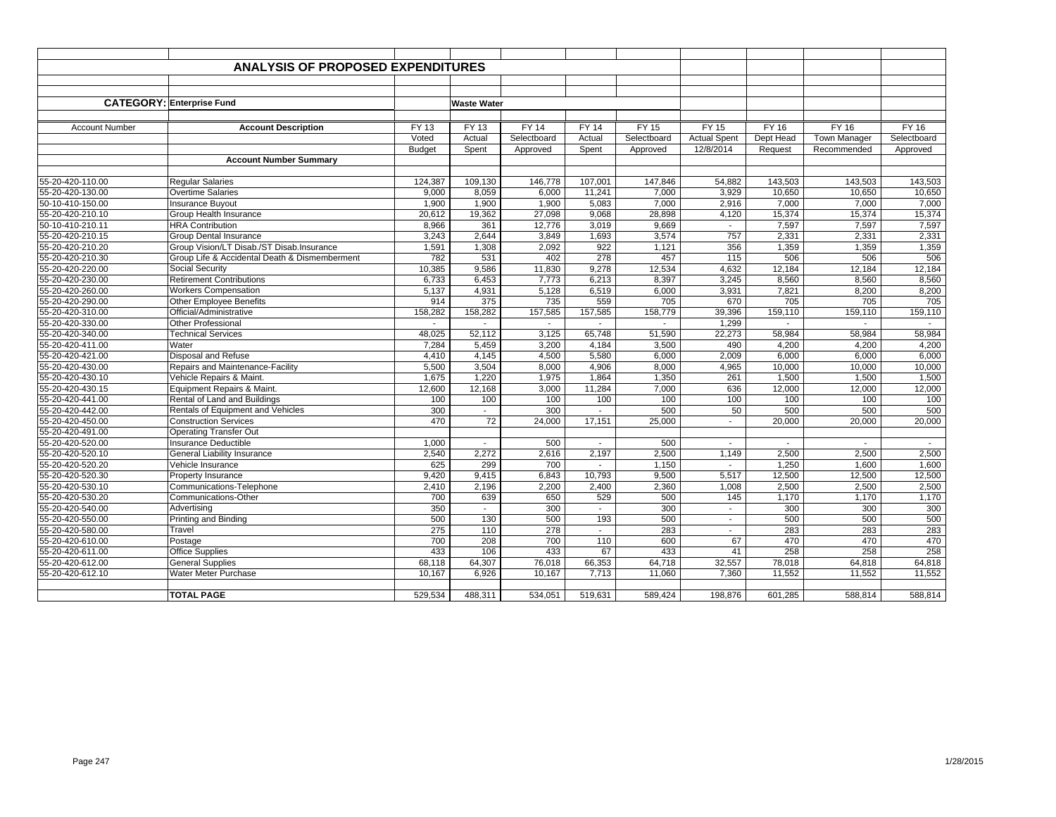## ANALYSIS OF PROPOSED EXPENDITURES

**CATEGORY:** Enterprise Fund — **Waste Water**

| Account Number | Account Description | FY 13 Voted Budget | FY 13 Actual Spent | FY 14 Selectboard Approved | FY 14 Actual Spent | FY 15 Selectboard Approved | FY 15 Actual Spent 12/8/2014 | FY 16 Dept Head Request | FY 16 Town Manager Recommended | FY 16 Selectboard Approved |
|---|---|---|---|---|---|---|---|---|---|---|
| | **Account Number Summary** | | | | | | | | | |
| 55-20-420-110.00 | Regular Salaries | 124,387 | 109,130 | 146,778 | 107,001 | 147,846 | 54,882 | 143,503 | 143,503 | 143,503 |
| 55-20-420-130.00 | Overtime Salaries | 9,000 | 8,059 | 6,000 | 11,241 | 7,000 | 3,929 | 10,650 | 10,650 | 10,650 |
| 50-10-410-150.00 | Insurance Buyout | 1,900 | 1,900 | 1,900 | 5,083 | 7,000 | 2,916 | 7,000 | 7,000 | 7,000 |
| 55-20-420-210.10 | Group Health Insurance | 20,612 | 19,362 | 27,098 | 9,068 | 28,898 | 4,120 | 15,374 | 15,374 | 15,374 |
| 50-10-410-210.11 | HRA Contribution | 8,966 | 361 | 12,776 | 3,019 | 9,669 | - | 7,597 | 7,597 | 7,597 |
| 55-20-420-210.15 | Group Dental Insurance | 3,243 | 2,644 | 3,849 | 1,693 | 3,574 | 757 | 2,331 | 2,331 | 2,331 |
| 55-20-420-210.20 | Group Vision/LT Disab./ST Disab.Insurance | 1,591 | 1,308 | 2,092 | 922 | 1,121 | 356 | 1,359 | 1,359 | 1,359 |
| 55-20-420-210.30 | Group Life & Accidental Death & Dismemberment | 782 | 531 | 402 | 278 | 457 | 115 | 506 | 506 | 506 |
| 55-20-420-220.00 | Social Security | 10,385 | 9,586 | 11,830 | 9,278 | 12,534 | 4,632 | 12,184 | 12,184 | 12,184 |
| 55-20-420-230.00 | Retirement Contributions | 6,733 | 6,453 | 7,773 | 6,213 | 8,397 | 3,245 | 8,560 | 8,560 | 8,560 |
| 55-20-420-260.00 | Workers Compensation | 5,137 | 4,931 | 5,128 | 6,519 | 6,000 | 3,931 | 7,821 | 8,200 | 8,200 |
| 55-20-420-290.00 | Other Employee Benefits | 914 | 375 | 735 | 559 | 705 | 670 | 705 | 705 | 705 |
| 55-20-420-310.00 | Official/Administrative | 158,282 | 158,282 | 157,585 | 157,585 | 158,779 | 39,396 | 159,110 | 159,110 | 159,110 |
| 55-20-420-330.00 | Other Professional | - | - | - | - | - | 1,299 | - | - | - |
| 55-20-420-340.00 | Technical Services | 48,025 | 52,112 | 3,125 | 65,748 | 51,590 | 22,273 | 58,984 | 58,984 | 58,984 |
| 55-20-420-411.00 | Water | 7,284 | 5,459 | 3,200 | 4,184 | 3,500 | 490 | 4,200 | 4,200 | 4,200 |
| 55-20-420-421.00 | Disposal and Refuse | 4,410 | 4,145 | 4,500 | 5,580 | 6,000 | 2,009 | 6,000 | 6,000 | 6,000 |
| 55-20-420-430.00 | Repairs and Maintenance-Facility | 5,500 | 3,504 | 8,000 | 4,906 | 8,000 | 4,965 | 10,000 | 10,000 | 10,000 |
| 55-20-420-430.10 | Vehicle Repairs & Maint. | 1,675 | 1,220 | 1,975 | 1,864 | 1,350 | 261 | 1,500 | 1,500 | 1,500 |
| 55-20-420-430.15 | Equipment Repairs & Maint. | 12,600 | 12,168 | 3,000 | 11,284 | 7,000 | 636 | 12,000 | 12,000 | 12,000 |
| 55-20-420-441.00 | Rental of Land and Buildings | 100 | 100 | 100 | 100 | 100 | 100 | 100 | 100 | 100 |
| 55-20-420-442.00 | Rentals of Equipment and Vehicles | 300 | - | 300 | - | 500 | 50 | 500 | 500 | 500 |
| 55-20-420-450.00 | Construction Services | 470 | 72 | 24,000 | 17,151 | 25,000 | - | 20,000 | 20,000 | 20,000 |
| 55-20-420-491.00 | Operating Transfer Out | | | | | | | | | |
| 55-20-420-520.00 | Insurance Deductible | 1,000 | - | 500 | - | 500 | - | - | - | - |
| 55-20-420-520.10 | General Liability Insurance | 2,540 | 2,272 | 2,616 | 2,197 | 2,500 | 1,149 | 2,500 | 2,500 | 2,500 |
| 55-20-420-520.20 | Vehicle Insurance | 625 | 299 | 700 | - | 1,150 | - | 1,250 | 1,600 | 1,600 |
| 55-20-420-520.30 | Property Insurance | 9,420 | 9,415 | 6,843 | 10,793 | 9,500 | 5,517 | 12,500 | 12,500 | 12,500 |
| 55-20-420-530.10 | Communications-Telephone | 2,410 | 2,196 | 2,200 | 2,400 | 2,360 | 1,008 | 2,500 | 2,500 | 2,500 |
| 55-20-420-530.20 | Communications-Other | 700 | 639 | 650 | 529 | 500 | 145 | 1,170 | 1,170 | 1,170 |
| 55-20-420-540.00 | Advertising | 350 | - | 300 | - | 300 | - | 300 | 300 | 300 |
| 55-20-420-550.00 | Printing and Binding | 500 | 130 | 500 | 193 | 500 | - | 500 | 500 | 500 |
| 55-20-420-580.00 | Travel | 275 | 110 | 278 | - | 283 | - | 283 | 283 | 283 |
| 55-20-420-610.00 | Postage | 700 | 208 | 700 | 110 | 600 | 67 | 470 | 470 | 470 |
| 55-20-420-611.00 | Office Supplies | 433 | 106 | 433 | 67 | 433 | 41 | 258 | 258 | 258 |
| 55-20-420-612.00 | General Supplies | 68,118 | 64,307 | 76,018 | 66,353 | 64,718 | 32,557 | 78,018 | 64,818 | 64,818 |
| 55-20-420-612.10 | Water Meter Purchase | 10,167 | 6,926 | 10,167 | 7,713 | 11,060 | 7,360 | 11,552 | 11,552 | 11,552 |
| | **TOTAL PAGE** | 529,534 | 488,311 | 534,051 | 519,631 | 589,424 | 198,876 | 601,285 | 588,814 | 588,814 |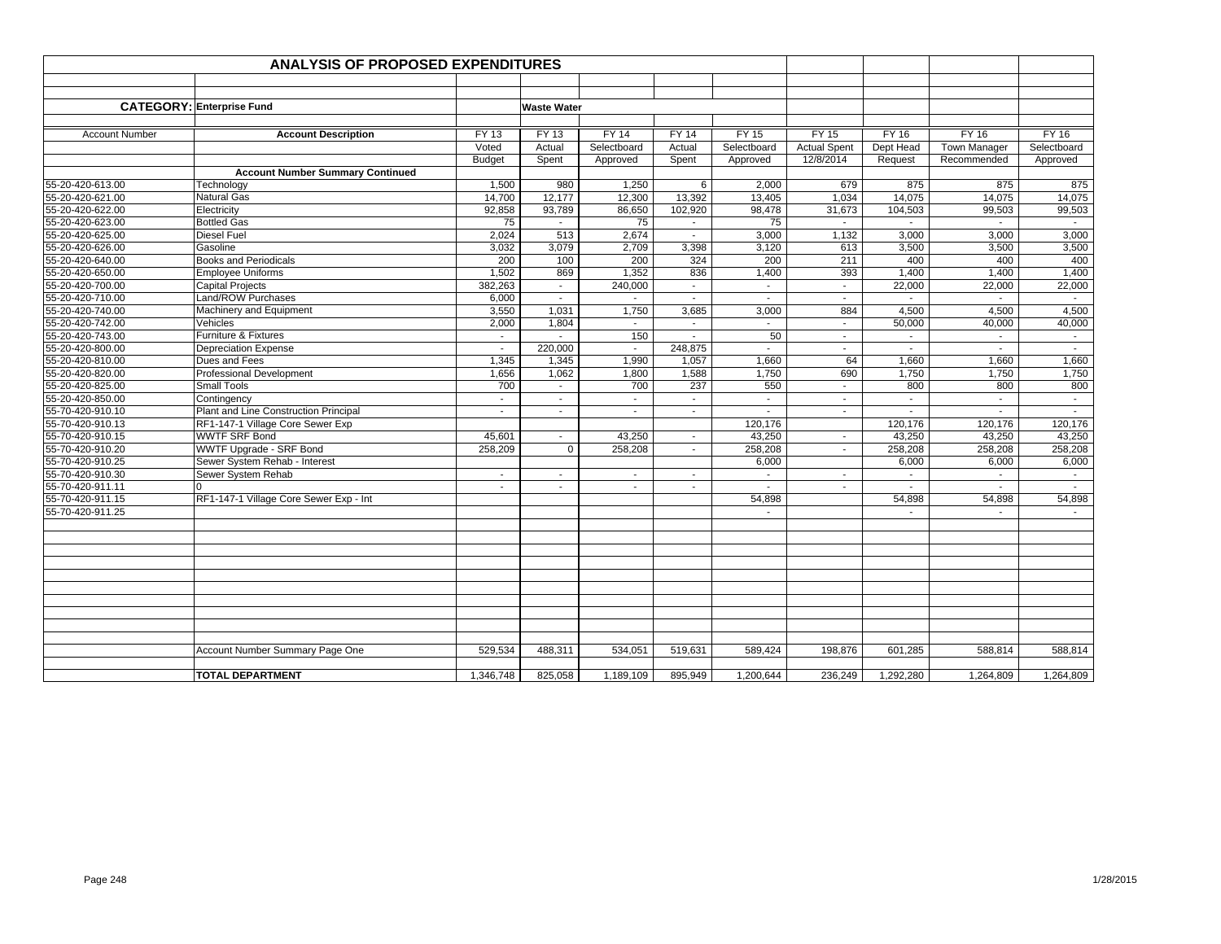## ANALYSIS OF PROPOSED EXPENDITURES

**CATEGORY: Enterprise Fund** — **Waste Water**

| Account Number | Account Description | FY 13 Voted Budget | FY 13 Actual Spent | FY 14 Selectboard Approved | FY 14 Actual Spent | FY 15 Selectboard Approved | FY 15 Actual Spent 12/8/2014 | FY 16 Dept Head Request | FY 16 Town Manager Recommended | FY 16 Selectboard Approved |
|---|---|---|---|---|---|---|---|---|---|---|
| | **Account Number Summary Continued** | | | | | | | | | |
| 55-20-420-613.00 | Technology | 1,500 | 980 | 1,250 | 6 | 2,000 | 679 | 875 | 875 | 875 |
| 55-20-420-621.00 | Natural Gas | 14,700 | 12,177 | 12,300 | 13,392 | 13,405 | 1,034 | 14,075 | 14,075 | 14,075 |
| 55-20-420-622.00 | Electricity | 92,858 | 93,789 | 86,650 | 102,920 | 98,478 | 31,673 | 104,503 | 99,503 | 99,503 |
| 55-20-420-623.00 | Bottled Gas | 75 | - | 75 | - | 75 | - | - | - | - |
| 55-20-420-625.00 | Diesel Fuel | 2,024 | 513 | 2,674 | - | 3,000 | 1,132 | 3,000 | 3,000 | 3,000 |
| 55-20-420-626.00 | Gasoline | 3,032 | 3,079 | 2,709 | 3,398 | 3,120 | 613 | 3,500 | 3,500 | 3,500 |
| 55-20-420-640.00 | Books and Periodicals | 200 | 100 | 200 | 324 | 200 | 211 | 400 | 400 | 400 |
| 55-20-420-650.00 | Employee Uniforms | 1,502 | 869 | 1,352 | 836 | 1,400 | 393 | 1,400 | 1,400 | 1,400 |
| 55-20-420-700.00 | Capital Projects | 382,263 | - | 240,000 | - | - | - | 22,000 | 22,000 | 22,000 |
| 55-20-420-710.00 | Land/ROW Purchases | 6,000 | - | - | - | - | - | - | - | - |
| 55-20-420-740.00 | Machinery and Equipment | 3,550 | 1,031 | 1,750 | 3,685 | 3,000 | 884 | 4,500 | 4,500 | 4,500 |
| 55-20-420-742.00 | Vehicles | 2,000 | 1,804 | - | - | - | - | 50,000 | 40,000 | 40,000 |
| 55-20-420-743.00 | Furniture & Fixtures | - | - | 150 | - | 50 | - | - | - | - |
| 55-20-420-800.00 | Depreciation Expense | - | 220,000 | - | 248,875 | - | - | - | - | - |
| 55-20-420-810.00 | Dues and Fees | 1,345 | 1,345 | 1,990 | 1,057 | 1,660 | 64 | 1,660 | 1,660 | 1,660 |
| 55-20-420-820.00 | Professional Development | 1,656 | 1,062 | 1,800 | 1,588 | 1,750 | 690 | 1,750 | 1,750 | 1,750 |
| 55-20-420-825.00 | Small Tools | 700 | - | 700 | 237 | 550 | - | 800 | 800 | 800 |
| 55-20-420-850.00 | Contingency | - | - | - | - | - | - | - | - | - |
| 55-70-420-910.10 | Plant and Line Construction Principal | - | - | - | - | - | - | - | - | - |
| 55-70-420-910.13 | RF1-147-1 Village Core Sewer Exp | | | | | 120,176 | | 120,176 | 120,176 | 120,176 |
| 55-70-420-910.15 | WWTF SRF Bond | 45,601 | - | 43,250 | - | 43,250 | - | 43,250 | 43,250 | 43,250 |
| 55-70-420-910.20 | WWTF Upgrade - SRF Bond | 258,209 | 0 | 258,208 | - | 258,208 | - | 258,208 | 258,208 | 258,208 |
| 55-70-420-910.25 | Sewer System Rehab - Interest | | | | | 6,000 | | 6,000 | 6,000 | 6,000 |
| 55-70-420-910.30 | Sewer System Rehab | - | - | - | - | - | - | - | - | - |
| 55-70-420-911.11 | 0 | - | - | - | - | - | - | - | - | - |
| 55-70-420-911.15 | RF1-147-1 Village Core Sewer Exp - Int | | | | | 54,898 | | 54,898 | 54,898 | 54,898 |
| 55-70-420-911.25 | | | | | | - | | - | - | - |
| | Account Number Summary Page One | 529,534 | 488,311 | 534,051 | 519,631 | 589,424 | 198,876 | 601,285 | 588,814 | 588,814 |
| | **TOTAL DEPARTMENT** | 1,346,748 | 825,058 | 1,189,109 | 895,949 | 1,200,644 | 236,249 | 1,292,280 | 1,264,809 | 1,264,809 |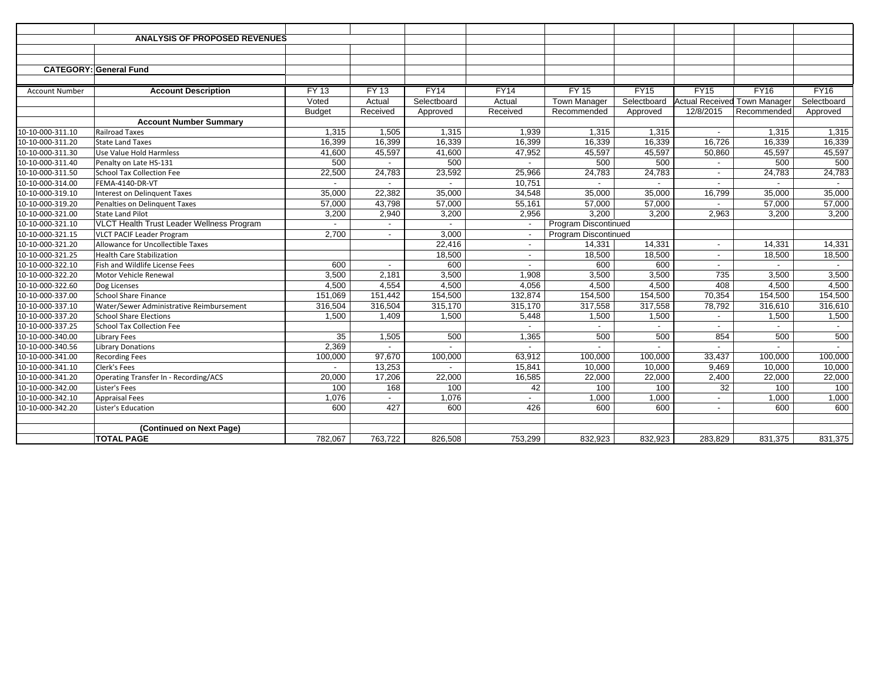## ANALYSIS OF PROPOSED REVENUES

**CATEGORY: General Fund**

| Account Number | Account Description | FY 13 Voted Budget | FY 13 Actual Received | FY14 Selectboard Approved | FY14 Actual Received | FY 15 Town Manager Recommended | FY15 Selectboard Approved | FY15 Actual Received 12/8/2015 | FY16 Town Manager Recommended | FY16 Selectboard Approved |
|---|---|---|---|---|---|---|---|---|---|---|
| | **Account Number Summary** | | | | | | | | | |
| 10-10-000-311.10 | Railroad Taxes | 1,315 | 1,505 | 1,315 | 1,939 | 1,315 | 1,315 | - | 1,315 | 1,315 |
| 10-10-000-311.20 | State Land Taxes | 16,399 | 16,399 | 16,339 | 16,399 | 16,339 | 16,339 | 16,726 | 16,339 | 16,339 |
| 10-10-000-311.30 | Use Value Hold Harmless | 41,600 | 45,597 | 41,600 | 47,952 | 45,597 | 45,597 | 50,860 | 45,597 | 45,597 |
| 10-10-000-311.40 | Penalty on Late HS-131 | 500 | - | 500 | - | 500 | 500 | - | 500 | 500 |
| 10-10-000-311.50 | School Tax Collection Fee | 22,500 | 24,783 | 23,592 | 25,966 | 24,783 | 24,783 | - | 24,783 | 24,783 |
| 10-10-000-314.00 | FEMA-4140-DR-VT | - | - | - | 10,751 | - | - | - | - | - |
| 10-10-000-319.10 | Interest on Delinquent Taxes | 35,000 | 22,382 | 35,000 | 34,548 | 35,000 | 35,000 | 16,799 | 35,000 | 35,000 |
| 10-10-000-319.20 | Penalties on Delinquent Taxes | 57,000 | 43,798 | 57,000 | 55,161 | 57,000 | 57,000 | - | 57,000 | 57,000 |
| 10-10-000-321.00 | State Land Pilot | 3,200 | 2,940 | 3,200 | 2,956 | 3,200 | 3,200 | 2,963 | 3,200 | 3,200 |
| 10-10-000-321.10 | VLCT Health Trust Leader Wellness Program | - | - | - | - | Program Discontinued | | | | |
| 10-10-000-321.15 | VLCT PACIF Leader Program | 2,700 | - | 3,000 | - | Program Discontinued | | | | |
| 10-10-000-321.20 | Allowance for Uncollectible Taxes | | | 22,416 | - | 14,331 | 14,331 | - | 14,331 | 14,331 |
| 10-10-000-321.25 | Health Care Stabilization | | | 18,500 | - | 18,500 | 18,500 | - | 18,500 | 18,500 |
| 10-10-000-322.10 | Fish and Wildlife License Fees | 600 | - | 600 | - | 600 | 600 | - | - | - |
| 10-10-000-322.20 | Motor Vehicle Renewal | 3,500 | 2,181 | 3,500 | 1,908 | 3,500 | 3,500 | 735 | 3,500 | 3,500 |
| 10-10-000-322.60 | Dog Licenses | 4,500 | 4,554 | 4,500 | 4,056 | 4,500 | 4,500 | 408 | 4,500 | 4,500 |
| 10-10-000-337.00 | School Share Finance | 151,069 | 151,442 | 154,500 | 132,874 | 154,500 | 154,500 | 70,354 | 154,500 | 154,500 |
| 10-10-000-337.10 | Water/Sewer Administrative Reimbursement | 316,504 | 316,504 | 315,170 | 315,170 | 317,558 | 317,558 | 78,792 | 316,610 | 316,610 |
| 10-10-000-337.20 | School Share Elections | 1,500 | 1,409 | 1,500 | 5,448 | 1,500 | 1,500 | - | 1,500 | 1,500 |
| 10-10-000-337.25 | School Tax Collection Fee | | | | - | - | - | - | - | - |
| 10-10-000-340.00 | Library Fees | 35 | 1,505 | 500 | 1,365 | 500 | 500 | 854 | 500 | 500 |
| 10-10-000-340.56 | Library Donations | 2,369 | - | - | - | - | - | - | - | - |
| 10-10-000-341.00 | Recording Fees | 100,000 | 97,670 | 100,000 | 63,912 | 100,000 | 100,000 | 33,437 | 100,000 | 100,000 |
| 10-10-000-341.10 | Clerk's Fees | - | 13,253 | - | 15,841 | 10,000 | 10,000 | 9,469 | 10,000 | 10,000 |
| 10-10-000-341.20 | Operating Transfer In - Recording/ACS | 20,000 | 17,206 | 22,000 | 16,585 | 22,000 | 22,000 | 2,400 | 22,000 | 22,000 |
| 10-10-000-342.00 | Lister's Fees | 100 | 168 | 100 | 42 | 100 | 100 | 32 | 100 | 100 |
| 10-10-000-342.10 | Appraisal Fees | 1,076 | - | 1,076 | - | 1,000 | 1,000 | - | 1,000 | 1,000 |
| 10-10-000-342.20 | Lister's Education | 600 | 427 | 600 | 426 | 600 | 600 | - | 600 | 600 |
| | | | | | | | | | | |
| | **(Continued on Next Page)** | | | | | | | | | |
| | **TOTAL PAGE** | 782,067 | 763,722 | 826,508 | 753,299 | 832,923 | 832,923 | 283,829 | 831,375 | 831,375 |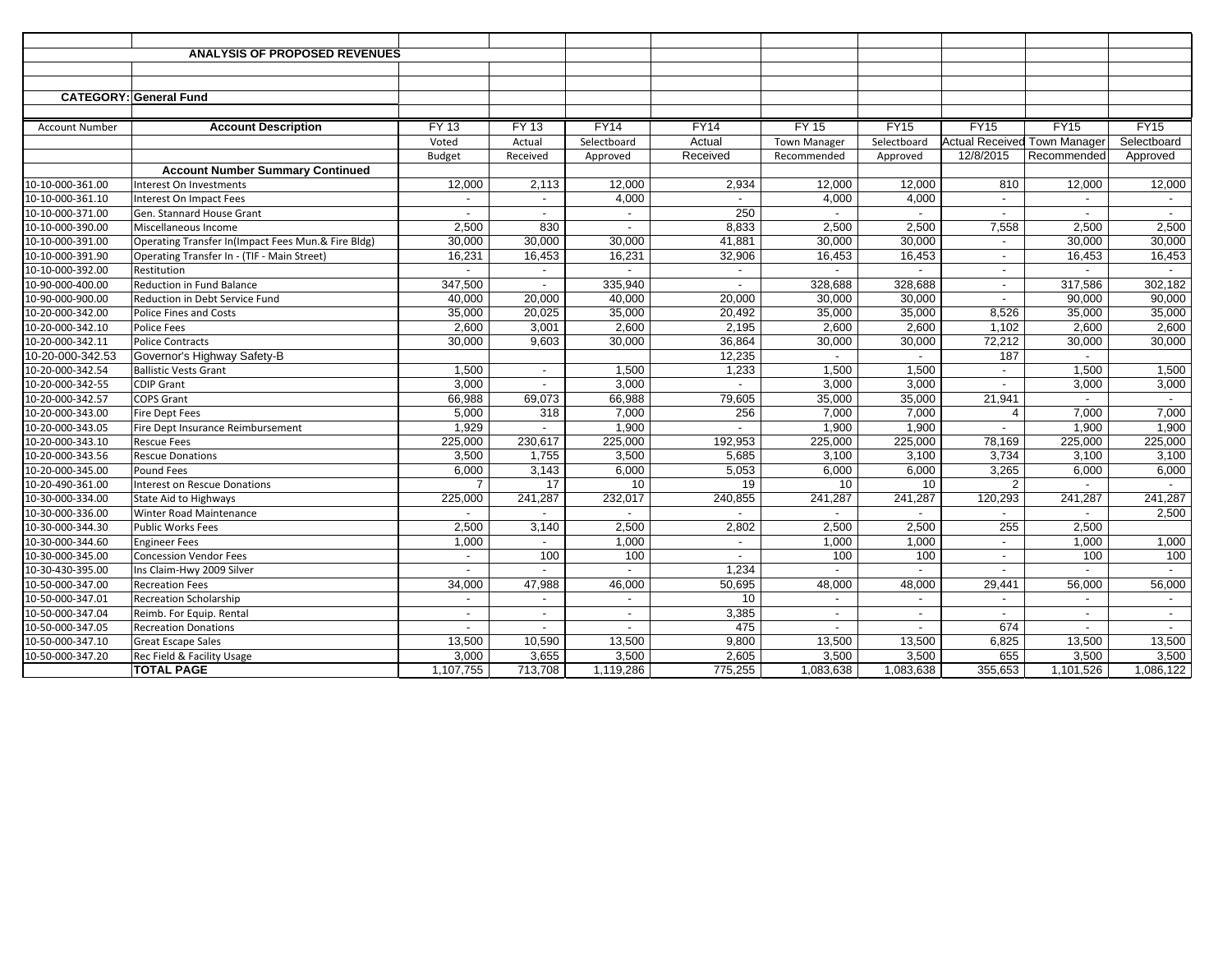## ANALYSIS OF PROPOSED REVENUES

**CATEGORY: General Fund**

| Account Number | Account Description | FY 13 Voted Budget | FY 13 Actual Received | FY14 Selectboard Approved | FY14 Actual Received | FY 15 Town Manager Recommended | FY15 Selectboard Approved | FY15 Actual Received 12/8/2015 | FY15 Town Manager Recommended | FY15 Selectboard Approved |
|---|---|---|---|---|---|---|---|---|---|---|
| | **Account Number Summary Continued** | | | | | | | | | |
| 10-10-000-361.00 | Interest On Investments | 12,000 | 2,113 | 12,000 | 2,934 | 12,000 | 12,000 | 810 | 12,000 | 12,000 |
| 10-10-000-361.10 | Interest On Impact Fees | - | - | 4,000 | - | 4,000 | 4,000 | - | - | - |
| 10-10-000-371.00 | Gen. Stannard House Grant | - | - | - | 250 | - | - | - | - | - |
| 10-10-000-390.00 | Miscellaneous Income | 2,500 | 830 | - | 8,833 | 2,500 | 2,500 | 7,558 | 2,500 | 2,500 |
| 10-10-000-391.00 | Operating Transfer In(Impact Fees Mun.& Fire Bldg) | 30,000 | 30,000 | 30,000 | 41,881 | 30,000 | 30,000 | - | 30,000 | 30,000 |
| 10-10-000-391.90 | Operating Transfer In - (TIF - Main Street) | 16,231 | 16,453 | 16,231 | 32,906 | 16,453 | 16,453 | - | 16,453 | 16,453 |
| 10-10-000-392.00 | Restitution | - | - | - | - | - | - | - | - | - |
| 10-90-000-400.00 | Reduction in Fund Balance | 347,500 | - | 335,940 | - | 328,688 | 328,688 | - | 317,586 | 302,182 |
| 10-90-000-900.00 | Reduction in Debt Service Fund | 40,000 | 20,000 | 40,000 | 20,000 | 30,000 | 30,000 | - | 90,000 | 90,000 |
| 10-20-000-342.00 | Police Fines and Costs | 35,000 | 20,025 | 35,000 | 20,492 | 35,000 | 35,000 | 8,526 | 35,000 | 35,000 |
| 10-20-000-342.10 | Police Fees | 2,600 | 3,001 | 2,600 | 2,195 | 2,600 | 2,600 | 1,102 | 2,600 | 2,600 |
| 10-20-000-342.11 | Police Contracts | 30,000 | 9,603 | 30,000 | 36,864 | 30,000 | 30,000 | 72,212 | 30,000 | 30,000 |
| 10-20-000-342.53 | Governor's Highway Safety-B | | | | 12,235 | - | - | 187 | - | |
| 10-20-000-342.54 | Ballistic Vests Grant | 1,500 | - | 1,500 | 1,233 | 1,500 | 1,500 | - | 1,500 | 1,500 |
| 10-20-000-342-55 | CDIP Grant | 3,000 | - | 3,000 | - | 3,000 | 3,000 | - | 3,000 | 3,000 |
| 10-20-000-342.57 | COPS Grant | 66,988 | 69,073 | 66,988 | 79,605 | 35,000 | 35,000 | 21,941 | - | - |
| 10-20-000-343.00 | Fire Dept Fees | 5,000 | 318 | 7,000 | 256 | 7,000 | 7,000 | 4 | 7,000 | 7,000 |
| 10-20-000-343.05 | Fire Dept Insurance Reimbursement | 1,929 | - | 1,900 | - | 1,900 | 1,900 | - | 1,900 | 1,900 |
| 10-20-000-343.10 | Rescue Fees | 225,000 | 230,617 | 225,000 | 192,953 | 225,000 | 225,000 | 78,169 | 225,000 | 225,000 |
| 10-20-000-343.56 | Rescue Donations | 3,500 | 1,755 | 3,500 | 5,685 | 3,100 | 3,100 | 3,734 | 3,100 | 3,100 |
| 10-20-000-345.00 | Pound Fees | 6,000 | 3,143 | 6,000 | 5,053 | 6,000 | 6,000 | 3,265 | 6,000 | 6,000 |
| 10-20-490-361.00 | Interest on Rescue Donations | 7 | 17 | 10 | 19 | 10 | 10 | 2 | - | - |
| 10-30-000-334.00 | State Aid to Highways | 225,000 | 241,287 | 232,017 | 240,855 | 241,287 | 241,287 | 120,293 | 241,287 | 241,287 |
| 10-30-000-336.00 | Winter Road Maintenance | - | - | - | - | - | - | - | - | 2,500 |
| 10-30-000-344.30 | Public Works Fees | 2,500 | 3,140 | 2,500 | 2,802 | 2,500 | 2,500 | 255 | 2,500 | |
| 10-30-000-344.60 | Engineer Fees | 1,000 | - | 1,000 | - | 1,000 | 1,000 | - | 1,000 | 1,000 |
| 10-30-000-345.00 | Concession Vendor Fees | - | 100 | 100 | - | 100 | 100 | - | 100 | 100 |
| 10-30-430-395.00 | Ins Claim-Hwy 2009 Silver | - | - | - | 1,234 | - | - | - | - | - |
| 10-50-000-347.00 | Recreation Fees | 34,000 | 47,988 | 46,000 | 50,695 | 48,000 | 48,000 | 29,441 | 56,000 | 56,000 |
| 10-50-000-347.01 | Recreation Scholarship | - | - | - | 10 | - | - | - | - | - |
| 10-50-000-347.04 | Reimb. For Equip. Rental | - | - | - | 3,385 | - | - | - | - | - |
| 10-50-000-347.05 | Recreation Donations | - | - | - | 475 | - | - | 674 | - | - |
| 10-50-000-347.10 | Great Escape Sales | 13,500 | 10,590 | 13,500 | 9,800 | 13,500 | 13,500 | 6,825 | 13,500 | 13,500 |
| 10-50-000-347.20 | Rec Field & Facility Usage | 3,000 | 3,655 | 3,500 | 2,605 | 3,500 | 3,500 | 655 | 3,500 | 3,500 |
| | **TOTAL PAGE** | 1,107,755 | 713,708 | 1,119,286 | 775,255 | 1,083,638 | 1,083,638 | 355,653 | 1,101,526 | 1,086,122 |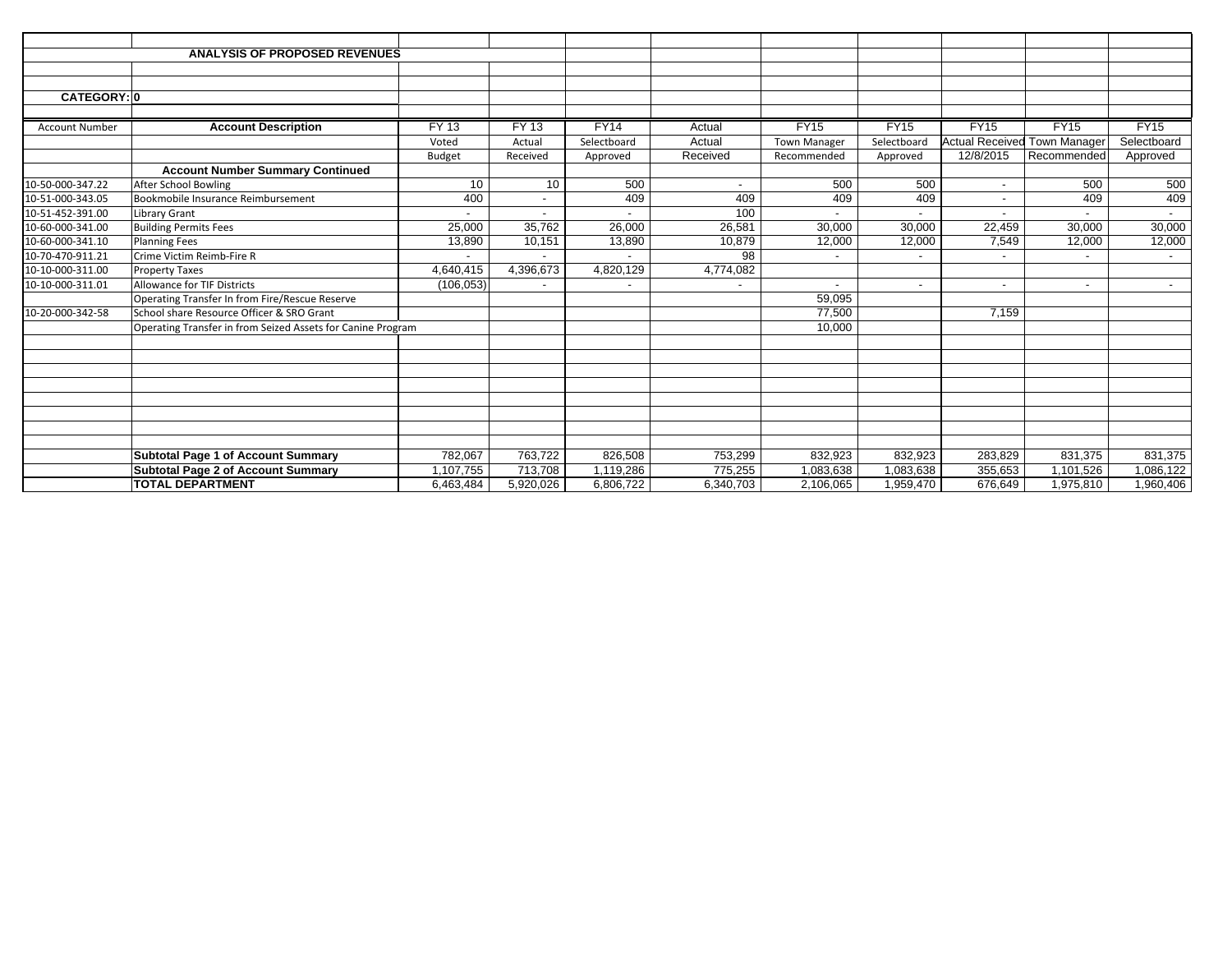## ANALYSIS OF PROPOSED REVENUES

**CATEGORY: 0**

| Account Number | Account Description | FY 13 Voted Budget | FY 13 Actual Received | FY14 Selectboard Approved | Actual Received | FY15 Town Manager Recommended | FY15 Selectboard Approved | FY15 Actual Received 12/8/2015 | FY15 Town Manager Recommended | FY15 Selectboard Approved |
|---|---|---|---|---|---|---|---|---|---|---|
| | **Account Number Summary Continued** | | | | | | | | | |
| 10-50-000-347.22 | After School Bowling | 10 | 10 | 500 | - | 500 | 500 | - | 500 | 500 |
| 10-51-000-343.05 | Bookmobile Insurance Reimbursement | 400 | - | 409 | 409 | 409 | 409 | - | 409 | 409 |
| 10-51-452-391.00 | Library Grant | - | - | - | 100 | - | - | - | - | - |
| 10-60-000-341.00 | Building Permits Fees | 25,000 | 35,762 | 26,000 | 26,581 | 30,000 | 30,000 | 22,459 | 30,000 | 30,000 |
| 10-60-000-341.10 | Planning Fees | 13,890 | 10,151 | 13,890 | 10,879 | 12,000 | 12,000 | 7,549 | 12,000 | 12,000 |
| 10-70-470-911.21 | Crime Victim Reimb-Fire R | - | - | - | 98 | - | - | - | - | - |
| 10-10-000-311.00 | Property Taxes | 4,640,415 | 4,396,673 | 4,820,129 | 4,774,082 | | | | | |
| 10-10-000-311.01 | Allowance for TIF Districts | (106,053) | - | - | - | - | - | - | - | - |
| | Operating Transfer In from Fire/Rescue Reserve | | | | | 59,095 | | | | |
| 10-20-000-342-58 | School share Resource Officer & SRO Grant | | | | | 77,500 | | 7,159 | | |
| | Operating Transfer in from Seized Assets for Canine Program | | | | | 10,000 | | | | |
| | **Subtotal Page 1 of Account Summary** | 782,067 | 763,722 | 826,508 | 753,299 | 832,923 | 832,923 | 283,829 | 831,375 | 831,375 |
| | **Subtotal Page 2 of Account Summary** | 1,107,755 | 713,708 | 1,119,286 | 775,255 | 1,083,638 | 1,083,638 | 355,653 | 1,101,526 | 1,086,122 |
| | **TOTAL DEPARTMENT** | 6,463,484 | 5,920,026 | 6,806,722 | 6,340,703 | 2,106,065 | 1,959,470 | 676,649 | 1,975,810 | 1,960,406 |